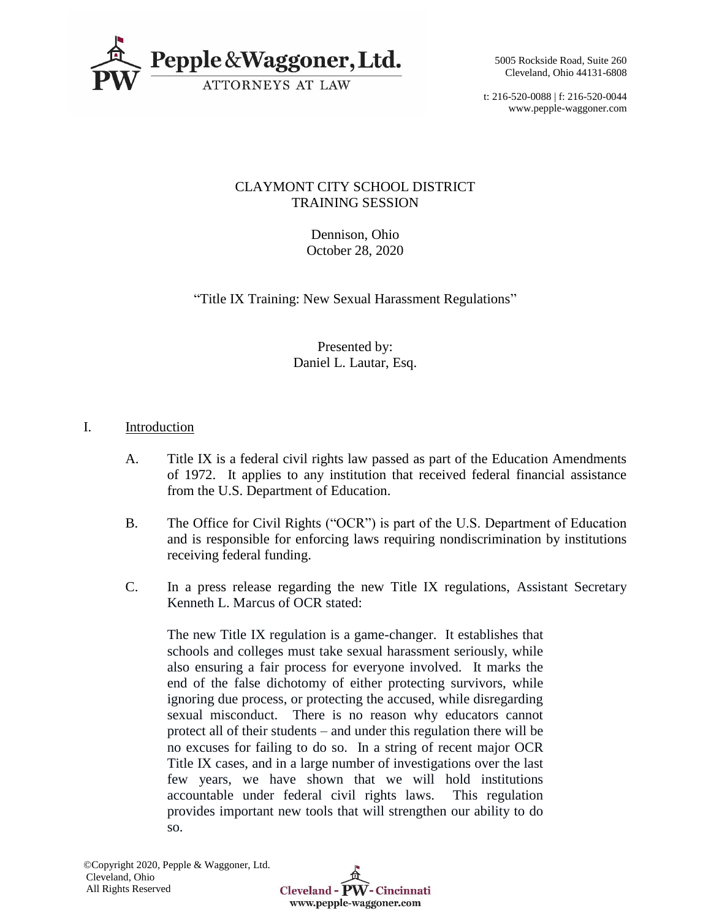Pepple & Waggoner, Ltd.
ATTORNEYS AT LAW

5005 Rockside Road, Suite 260
Cleveland, Ohio 44131-6808

t: 216-520-0088 | f: 216-520-0044
www.pepple-waggoner.com

CLAYMONT CITY SCHOOL DISTRICT
TRAINING SESSION

Dennison, Ohio
October 28, 2020

"Title IX Training: New Sexual Harassment Regulations"

Presented by:
Daniel L. Lautar, Esq.

## I. Introduction

A. Title IX is a federal civil rights law passed as part of the Education Amendments of 1972. It applies to any institution that received federal financial assistance from the U.S. Department of Education.

B. The Office for Civil Rights ("OCR") is part of the U.S. Department of Education and is responsible for enforcing laws requiring nondiscrimination by institutions receiving federal funding.

C. In a press release regarding the new Title IX regulations, Assistant Secretary Kenneth L. Marcus of OCR stated:

> The new Title IX regulation is a game-changer. It establishes that schools and colleges must take sexual harassment seriously, while also ensuring a fair process for everyone involved. It marks the end of the false dichotomy of either protecting survivors, while ignoring due process, or protecting the accused, while disregarding sexual misconduct. There is no reason why educators cannot protect all of their students – and under this regulation there will be no excuses for failing to do so. In a string of recent major OCR Title IX cases, and in a large number of investigations over the last few years, we have shown that we will hold institutions accountable under federal civil rights laws. This regulation provides important new tools that will strengthen our ability to do so.

©Copyright 2020, Pepple & Waggoner, Ltd.
Cleveland, Ohio
All Rights Reserved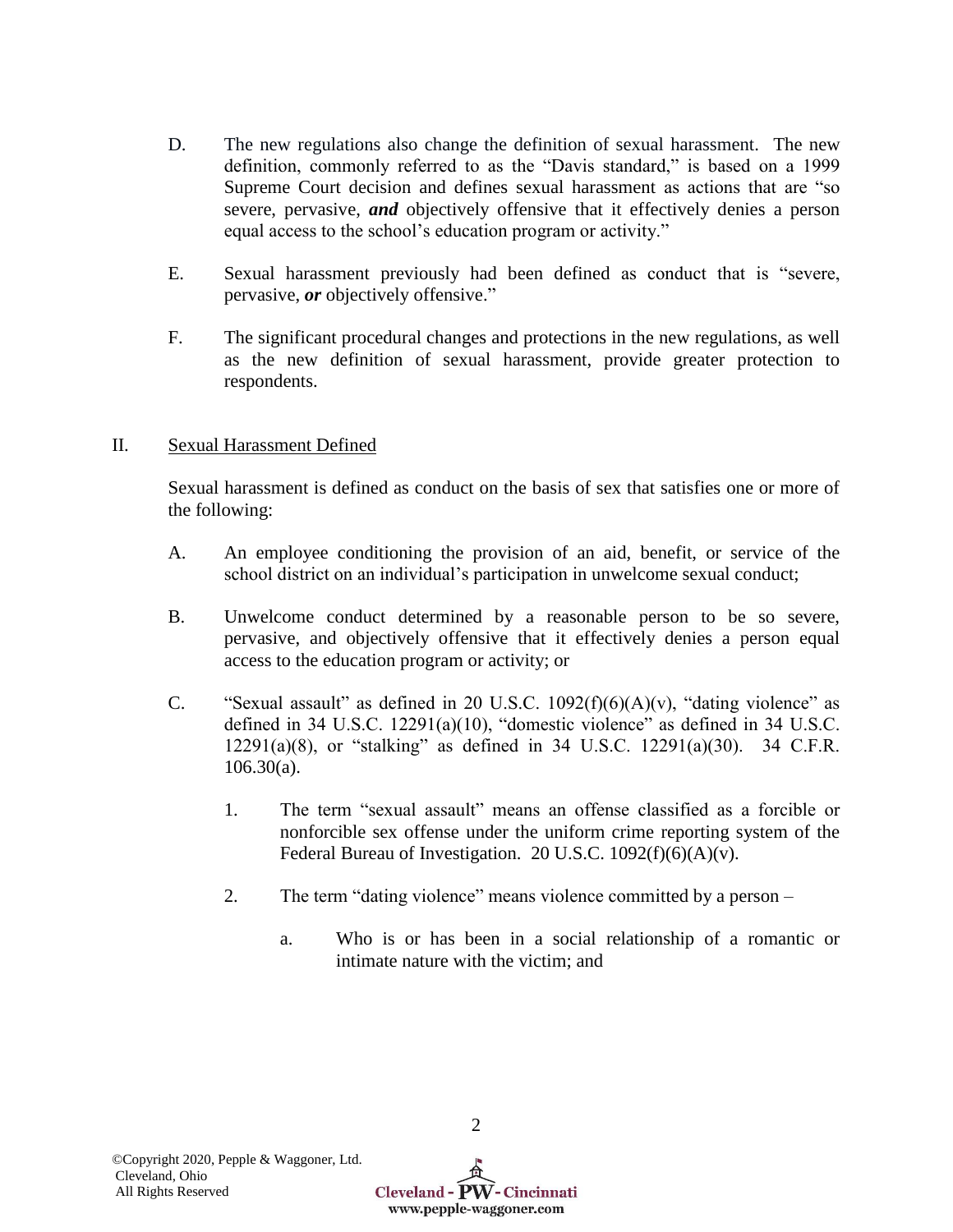D. The new regulations also change the definition of sexual harassment. The new definition, commonly referred to as the "Davis standard," is based on a 1999 Supreme Court decision and defines sexual harassment as actions that are "so severe, pervasive, ***and*** objectively offensive that it effectively denies a person equal access to the school's education program or activity."

E. Sexual harassment previously had been defined as conduct that is "severe, pervasive, ***or*** objectively offensive."

F. The significant procedural changes and protections in the new regulations, as well as the new definition of sexual harassment, provide greater protection to respondents.

II. <u>Sexual Harassment Defined</u>

Sexual harassment is defined as conduct on the basis of sex that satisfies one or more of the following:

A. An employee conditioning the provision of an aid, benefit, or service of the school district on an individual's participation in unwelcome sexual conduct;

B. Unwelcome conduct determined by a reasonable person to be so severe, pervasive, and objectively offensive that it effectively denies a person equal access to the education program or activity; or

C. "Sexual assault" as defined in 20 U.S.C. 1092(f)(6)(A)(v), "dating violence" as defined in 34 U.S.C. 12291(a)(10), "domestic violence" as defined in 34 U.S.C. 12291(a)(8), or "stalking" as defined in 34 U.S.C. 12291(a)(30). 34 C.F.R. 106.30(a).

1. The term "sexual assault" means an offense classified as a forcible or nonforcible sex offense under the uniform crime reporting system of the Federal Bureau of Investigation. 20 U.S.C. 1092(f)(6)(A)(v).

2. The term "dating violence" means violence committed by a person –

   a. Who is or has been in a social relationship of a romantic or intimate nature with the victim; and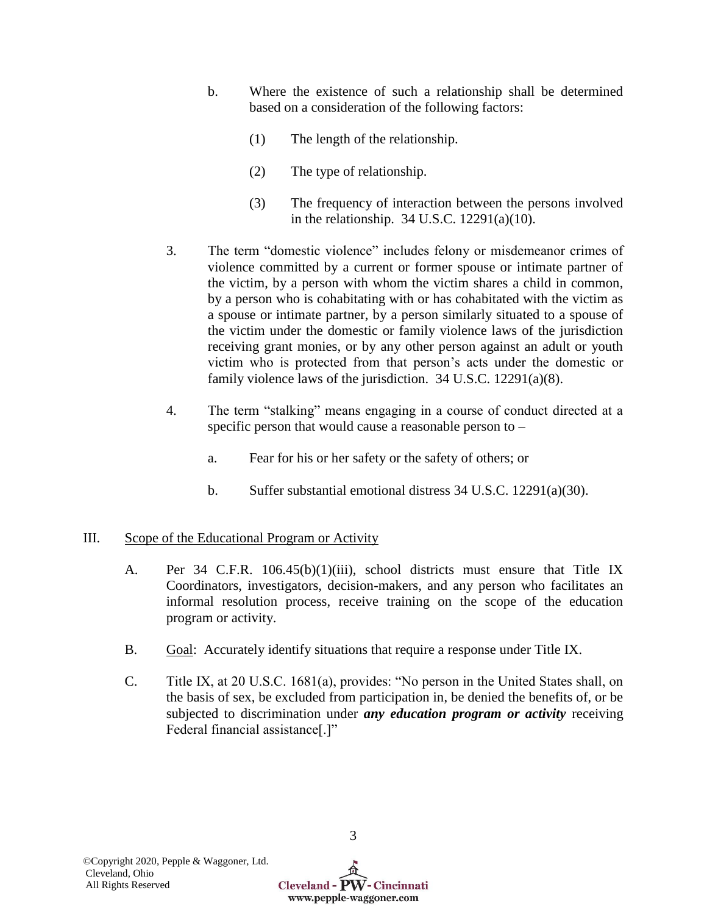b. Where the existence of such a relationship shall be determined based on a consideration of the following factors:

(1) The length of the relationship.

(2) The type of relationship.

(3) The frequency of interaction between the persons involved in the relationship. 34 U.S.C. 12291(a)(10).

3. The term "domestic violence" includes felony or misdemeanor crimes of violence committed by a current or former spouse or intimate partner of the victim, by a person with whom the victim shares a child in common, by a person who is cohabitating with or has cohabitated with the victim as a spouse or intimate partner, by a person similarly situated to a spouse of the victim under the domestic or family violence laws of the jurisdiction receiving grant monies, or by any other person against an adult or youth victim who is protected from that person's acts under the domestic or family violence laws of the jurisdiction. 34 U.S.C. 12291(a)(8).

4. The term "stalking" means engaging in a course of conduct directed at a specific person that would cause a reasonable person to –

a. Fear for his or her safety or the safety of others; or

b. Suffer substantial emotional distress 34 U.S.C. 12291(a)(30).

## III. Scope of the Educational Program or Activity

A. Per 34 C.F.R. 106.45(b)(1)(iii), school districts must ensure that Title IX Coordinators, investigators, decision-makers, and any person who facilitates an informal resolution process, receive training on the scope of the education program or activity.

B. Goal: Accurately identify situations that require a response under Title IX.

C. Title IX, at 20 U.S.C. 1681(a), provides: "No person in the United States shall, on the basis of sex, be excluded from participation in, be denied the benefits of, or be subjected to discrimination under ***any education program or activity*** receiving Federal financial assistance[.]"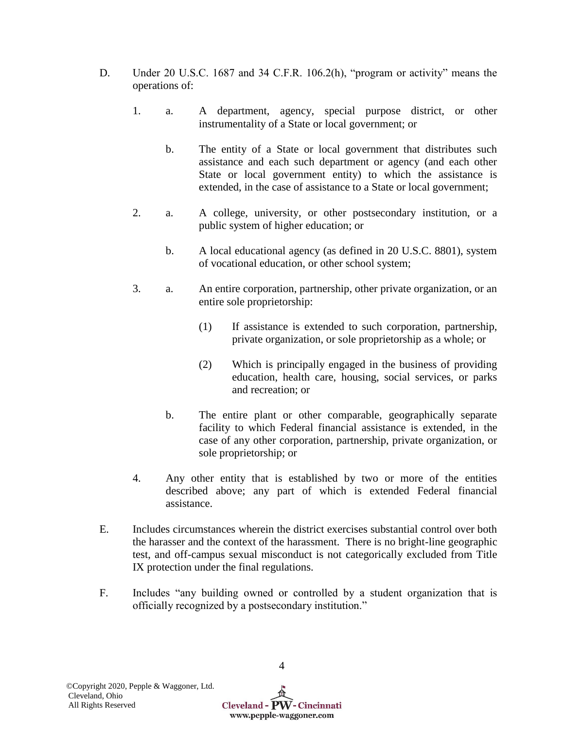D. Under 20 U.S.C. 1687 and 34 C.F.R. 106.2(h), "program or activity" means the operations of:

1. a. A department, agency, special purpose district, or other instrumentality of a State or local government; or

   b. The entity of a State or local government that distributes such assistance and each such department or agency (and each other State or local government entity) to which the assistance is extended, in the case of assistance to a State or local government;

2. a. A college, university, or other postsecondary institution, or a public system of higher education; or

   b. A local educational agency (as defined in 20 U.S.C. 8801), system of vocational education, or other school system;

3. a. An entire corporation, partnership, other private organization, or an entire sole proprietorship:

   (1) If assistance is extended to such corporation, partnership, private organization, or sole proprietorship as a whole; or

   (2) Which is principally engaged in the business of providing education, health care, housing, social services, or parks and recreation; or

   b. The entire plant or other comparable, geographically separate facility to which Federal financial assistance is extended, in the case of any other corporation, partnership, private organization, or sole proprietorship; or

4. Any other entity that is established by two or more of the entities described above; any part of which is extended Federal financial assistance.

E. Includes circumstances wherein the district exercises substantial control over both the harasser and the context of the harassment. There is no bright-line geographic test, and off-campus sexual misconduct is not categorically excluded from Title IX protection under the final regulations.

F. Includes "any building owned or controlled by a student organization that is officially recognized by a postsecondary institution."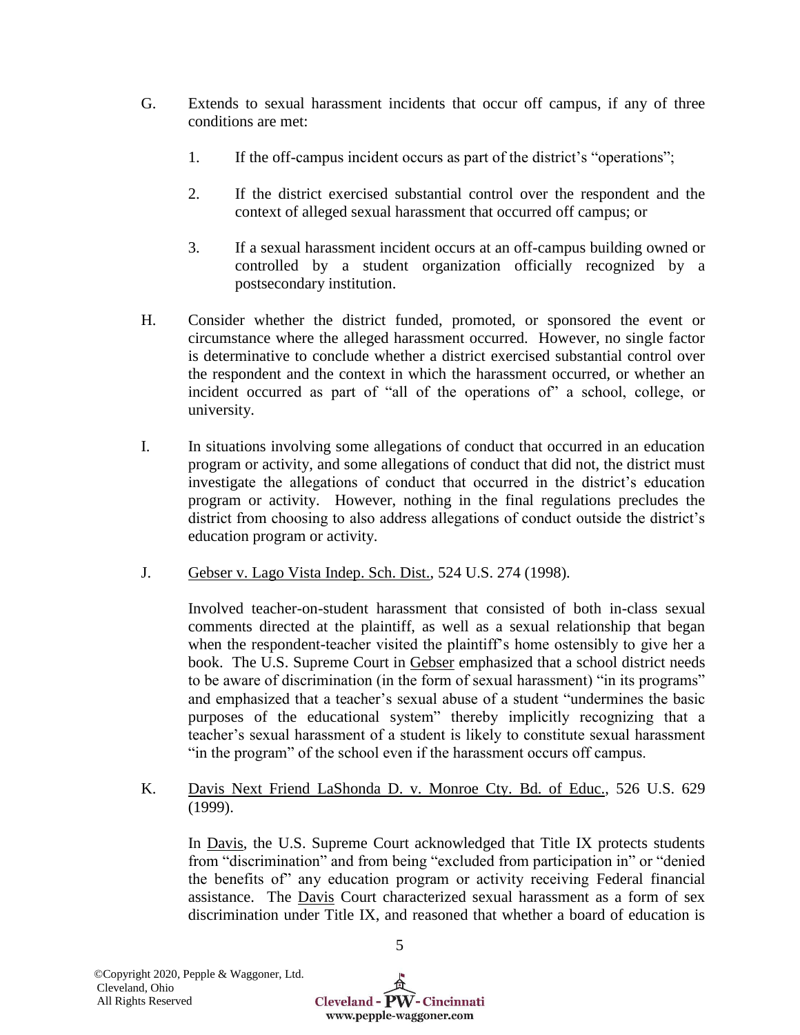G. Extends to sexual harassment incidents that occur off campus, if any of three conditions are met:

   1. If the off-campus incident occurs as part of the district's "operations";

   2. If the district exercised substantial control over the respondent and the context of alleged sexual harassment that occurred off campus; or

   3. If a sexual harassment incident occurs at an off-campus building owned or controlled by a student organization officially recognized by a postsecondary institution.

H. Consider whether the district funded, promoted, or sponsored the event or circumstance where the alleged harassment occurred. However, no single factor is determinative to conclude whether a district exercised substantial control over the respondent and the context in which the harassment occurred, or whether an incident occurred as part of "all of the operations of" a school, college, or university.

I. In situations involving some allegations of conduct that occurred in an education program or activity, and some allegations of conduct that did not, the district must investigate the allegations of conduct that occurred in the district's education program or activity. However, nothing in the final regulations precludes the district from choosing to also address allegations of conduct outside the district's education program or activity.

J. Gebser v. Lago Vista Indep. Sch. Dist., 524 U.S. 274 (1998).

   Involved teacher-on-student harassment that consisted of both in-class sexual comments directed at the plaintiff, as well as a sexual relationship that began when the respondent-teacher visited the plaintiff's home ostensibly to give her a book. The U.S. Supreme Court in Gebser emphasized that a school district needs to be aware of discrimination (in the form of sexual harassment) "in its programs" and emphasized that a teacher's sexual abuse of a student "undermines the basic purposes of the educational system" thereby implicitly recognizing that a teacher's sexual harassment of a student is likely to constitute sexual harassment "in the program" of the school even if the harassment occurs off campus.

K. Davis Next Friend LaShonda D. v. Monroe Cty. Bd. of Educ., 526 U.S. 629 (1999).

   In Davis, the U.S. Supreme Court acknowledged that Title IX protects students from "discrimination" and from being "excluded from participation in" or "denied the benefits of" any education program or activity receiving Federal financial assistance. The Davis Court characterized sexual harassment as a form of sex discrimination under Title IX, and reasoned that whether a board of education is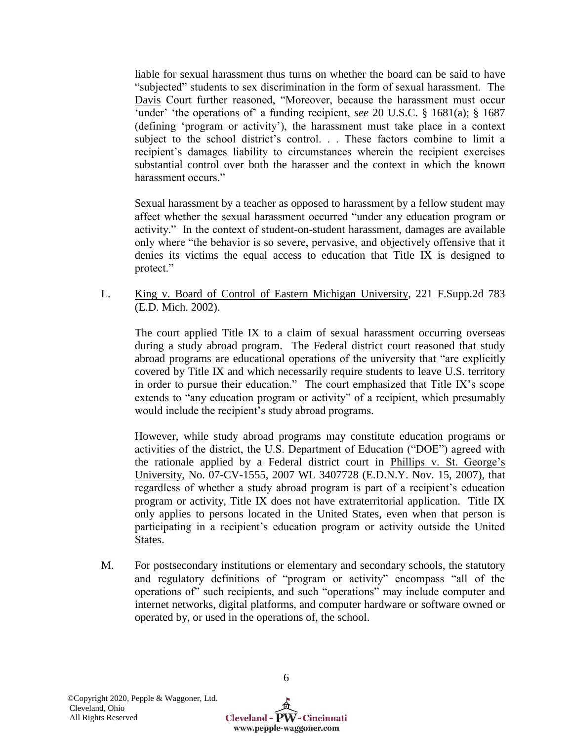liable for sexual harassment thus turns on whether the board can be said to have "subjected" students to sex discrimination in the form of sexual harassment. The Davis Court further reasoned, "Moreover, because the harassment must occur 'under' 'the operations of' a funding recipient, *see* 20 U.S.C. § 1681(a); § 1687 (defining 'program or activity'), the harassment must take place in a context subject to the school district's control. . . These factors combine to limit a recipient's damages liability to circumstances wherein the recipient exercises substantial control over both the harasser and the context in which the known harassment occurs."

Sexual harassment by a teacher as opposed to harassment by a fellow student may affect whether the sexual harassment occurred "under any education program or activity." In the context of student-on-student harassment, damages are available only where "the behavior is so severe, pervasive, and objectively offensive that it denies its victims the equal access to education that Title IX is designed to protect."

L. King v. Board of Control of Eastern Michigan University, 221 F.Supp.2d 783 (E.D. Mich. 2002).

The court applied Title IX to a claim of sexual harassment occurring overseas during a study abroad program. The Federal district court reasoned that study abroad programs are educational operations of the university that "are explicitly covered by Title IX and which necessarily require students to leave U.S. territory in order to pursue their education." The court emphasized that Title IX's scope extends to "any education program or activity" of a recipient, which presumably would include the recipient's study abroad programs.

However, while study abroad programs may constitute education programs or activities of the district, the U.S. Department of Education ("DOE") agreed with the rationale applied by a Federal district court in Phillips v. St. George's University, No. 07-CV-1555, 2007 WL 3407728 (E.D.N.Y. Nov. 15, 2007), that regardless of whether a study abroad program is part of a recipient's education program or activity, Title IX does not have extraterritorial application. Title IX only applies to persons located in the United States, even when that person is participating in a recipient's education program or activity outside the United States.

M. For postsecondary institutions or elementary and secondary schools, the statutory and regulatory definitions of "program or activity" encompass "all of the operations of" such recipients, and such "operations" may include computer and internet networks, digital platforms, and computer hardware or software owned or operated by, or used in the operations of, the school.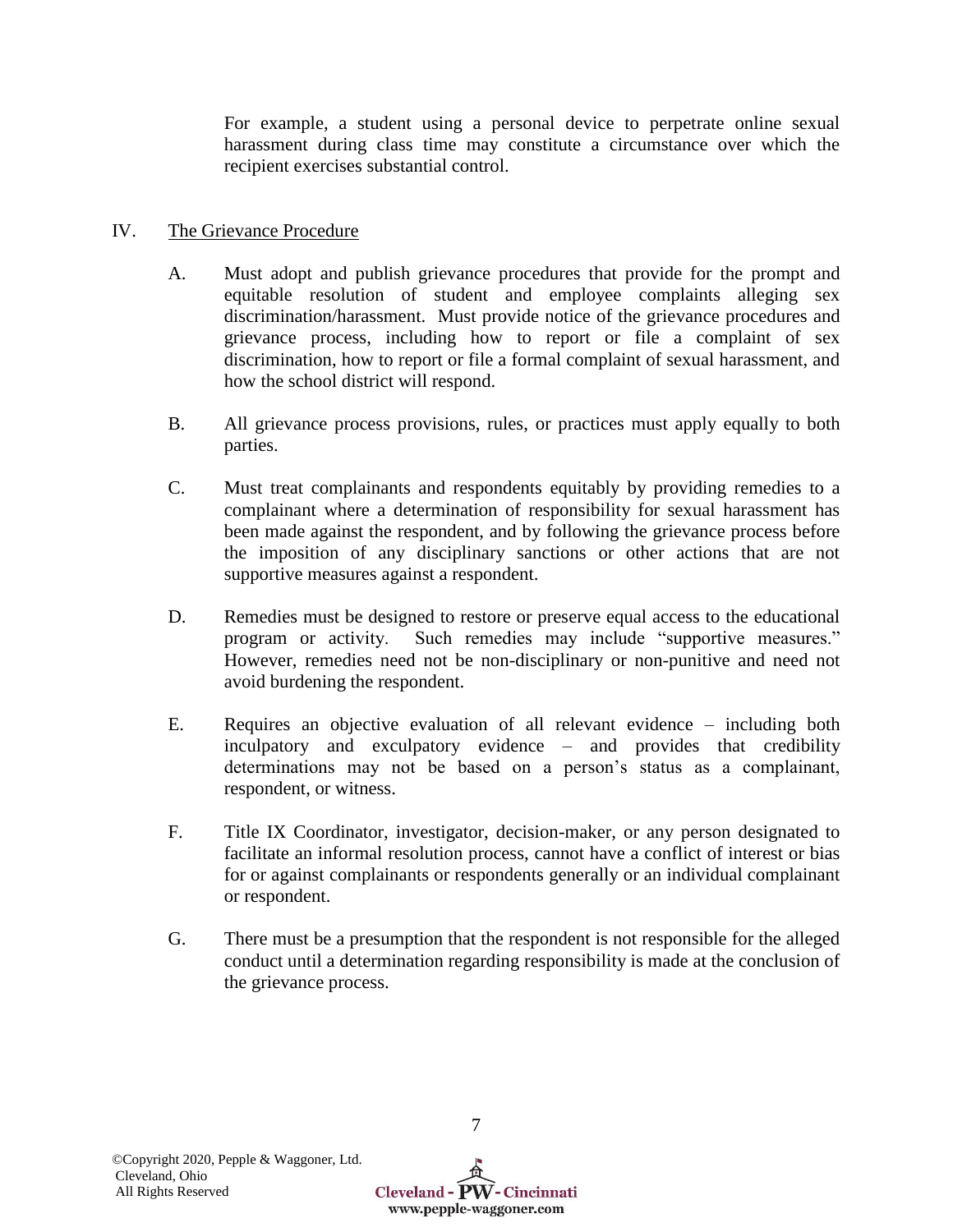For example, a student using a personal device to perpetrate online sexual harassment during class time may constitute a circumstance over which the recipient exercises substantial control.

IV. The Grievance Procedure

A. Must adopt and publish grievance procedures that provide for the prompt and equitable resolution of student and employee complaints alleging sex discrimination/harassment. Must provide notice of the grievance procedures and grievance process, including how to report or file a complaint of sex discrimination, how to report or file a formal complaint of sexual harassment, and how the school district will respond.

B. All grievance process provisions, rules, or practices must apply equally to both parties.

C. Must treat complainants and respondents equitably by providing remedies to a complainant where a determination of responsibility for sexual harassment has been made against the respondent, and by following the grievance process before the imposition of any disciplinary sanctions or other actions that are not supportive measures against a respondent.

D. Remedies must be designed to restore or preserve equal access to the educational program or activity. Such remedies may include "supportive measures." However, remedies need not be non-disciplinary or non-punitive and need not avoid burdening the respondent.

E. Requires an objective evaluation of all relevant evidence – including both inculpatory and exculpatory evidence – and provides that credibility determinations may not be based on a person's status as a complainant, respondent, or witness.

F. Title IX Coordinator, investigator, decision-maker, or any person designated to facilitate an informal resolution process, cannot have a conflict of interest or bias for or against complainants or respondents generally or an individual complainant or respondent.

G. There must be a presumption that the respondent is not responsible for the alleged conduct until a determination regarding responsibility is made at the conclusion of the grievance process.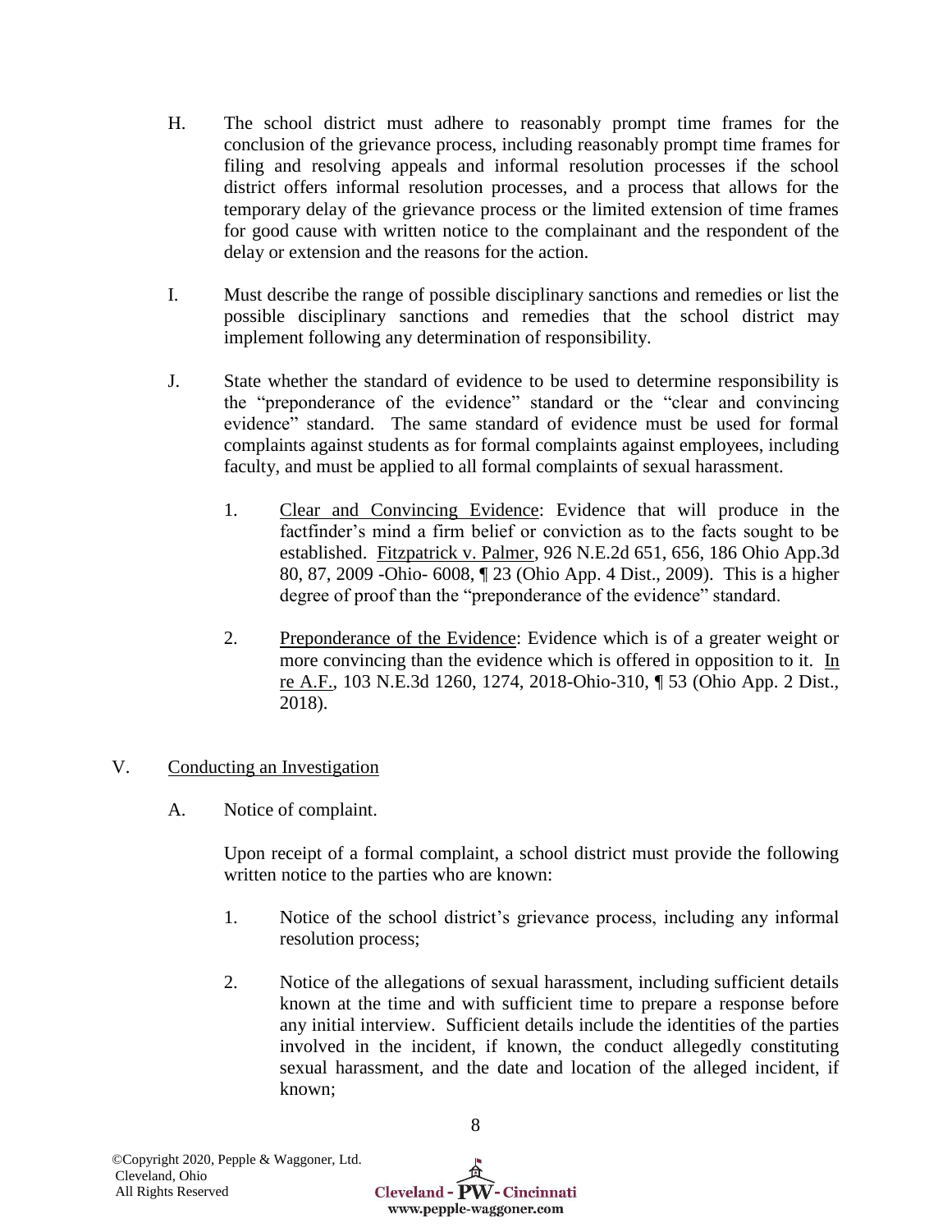H. The school district must adhere to reasonably prompt time frames for the conclusion of the grievance process, including reasonably prompt time frames for filing and resolving appeals and informal resolution processes if the school district offers informal resolution processes, and a process that allows for the temporary delay of the grievance process or the limited extension of time frames for good cause with written notice to the complainant and the respondent of the delay or extension and the reasons for the action.

I. Must describe the range of possible disciplinary sanctions and remedies or list the possible disciplinary sanctions and remedies that the school district may implement following any determination of responsibility.

J. State whether the standard of evidence to be used to determine responsibility is the "preponderance of the evidence" standard or the "clear and convincing evidence" standard. The same standard of evidence must be used for formal complaints against students as for formal complaints against employees, including faculty, and must be applied to all formal complaints of sexual harassment.

   1. <u>Clear and Convincing Evidence</u>: Evidence that will produce in the factfinder's mind a firm belief or conviction as to the facts sought to be established. <u>Fitzpatrick v. Palmer</u>, 926 N.E.2d 651, 656, 186 Ohio App.3d 80, 87, 2009 -Ohio- 6008, ¶ 23 (Ohio App. 4 Dist., 2009). This is a higher degree of proof than the "preponderance of the evidence" standard.

   2. <u>Preponderance of the Evidence</u>: Evidence which is of a greater weight or more convincing than the evidence which is offered in opposition to it. <u>In re A.F.</u>, 103 N.E.3d 1260, 1274, 2018-Ohio-310, ¶ 53 (Ohio App. 2 Dist., 2018).

## V. <u>Conducting an Investigation</u>

A. Notice of complaint.

Upon receipt of a formal complaint, a school district must provide the following written notice to the parties who are known:

   1. Notice of the school district's grievance process, including any informal resolution process;

   2. Notice of the allegations of sexual harassment, including sufficient details known at the time and with sufficient time to prepare a response before any initial interview. Sufficient details include the identities of the parties involved in the incident, if known, the conduct allegedly constituting sexual harassment, and the date and location of the alleged incident, if known;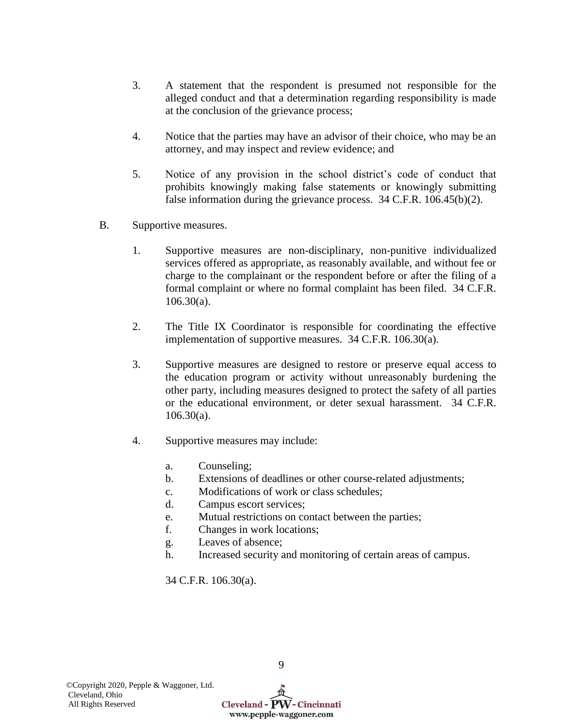3. A statement that the respondent is presumed not responsible for the alleged conduct and that a determination regarding responsibility is made at the conclusion of the grievance process;

4. Notice that the parties may have an advisor of their choice, who may be an attorney, and may inspect and review evidence; and

5. Notice of any provision in the school district's code of conduct that prohibits knowingly making false statements or knowingly submitting false information during the grievance process. 34 C.F.R. 106.45(b)(2).

B. Supportive measures.

1. Supportive measures are non-disciplinary, non-punitive individualized services offered as appropriate, as reasonably available, and without fee or charge to the complainant or the respondent before or after the filing of a formal complaint or where no formal complaint has been filed. 34 C.F.R. 106.30(a).

2. The Title IX Coordinator is responsible for coordinating the effective implementation of supportive measures. 34 C.F.R. 106.30(a).

3. Supportive measures are designed to restore or preserve equal access to the education program or activity without unreasonably burdening the other party, including measures designed to protect the safety of all parties or the educational environment, or deter sexual harassment. 34 C.F.R. 106.30(a).

4. Supportive measures may include:

   a. Counseling;
   b. Extensions of deadlines or other course-related adjustments;
   c. Modifications of work or class schedules;
   d. Campus escort services;
   e. Mutual restrictions on contact between the parties;
   f. Changes in work locations;
   g. Leaves of absence;
   h. Increased security and monitoring of certain areas of campus.

   34 C.F.R. 106.30(a).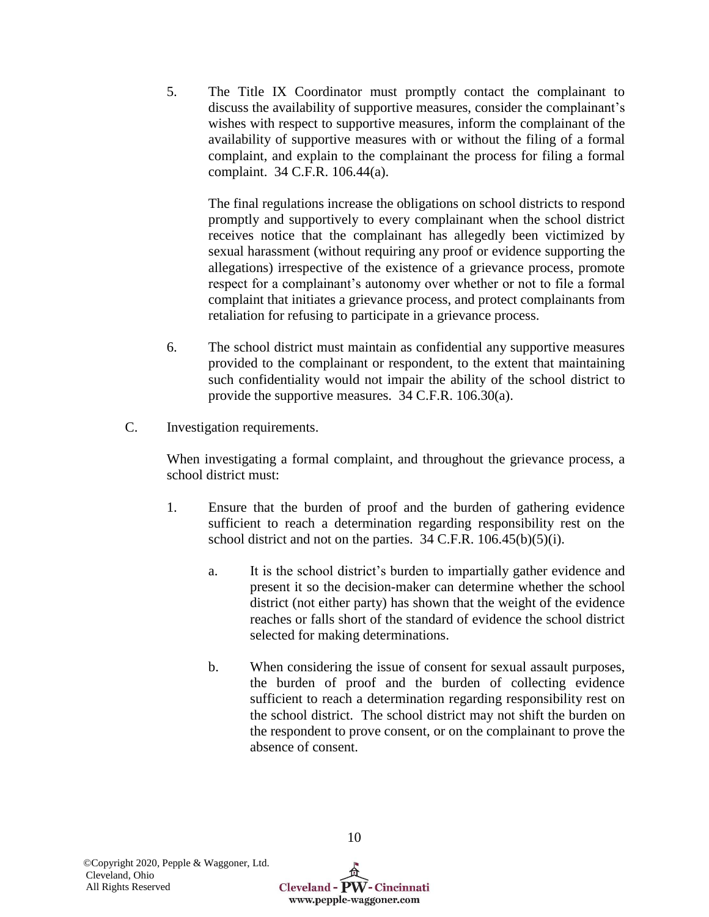5. The Title IX Coordinator must promptly contact the complainant to discuss the availability of supportive measures, consider the complainant's wishes with respect to supportive measures, inform the complainant of the availability of supportive measures with or without the filing of a formal complaint, and explain to the complainant the process for filing a formal complaint. 34 C.F.R. 106.44(a).

   The final regulations increase the obligations on school districts to respond promptly and supportively to every complainant when the school district receives notice that the complainant has allegedly been victimized by sexual harassment (without requiring any proof or evidence supporting the allegations) irrespective of the existence of a grievance process, promote respect for a complainant's autonomy over whether or not to file a formal complaint that initiates a grievance process, and protect complainants from retaliation for refusing to participate in a grievance process.

6. The school district must maintain as confidential any supportive measures provided to the complainant or respondent, to the extent that maintaining such confidentiality would not impair the ability of the school district to provide the supportive measures. 34 C.F.R. 106.30(a).

C. Investigation requirements.

When investigating a formal complaint, and throughout the grievance process, a school district must:

1. Ensure that the burden of proof and the burden of gathering evidence sufficient to reach a determination regarding responsibility rest on the school district and not on the parties. 34 C.F.R. 106.45(b)(5)(i).

   a. It is the school district's burden to impartially gather evidence and present it so the decision-maker can determine whether the school district (not either party) has shown that the weight of the evidence reaches or falls short of the standard of evidence the school district selected for making determinations.

   b. When considering the issue of consent for sexual assault purposes, the burden of proof and the burden of collecting evidence sufficient to reach a determination regarding responsibility rest on the school district. The school district may not shift the burden on the respondent to prove consent, or on the complainant to prove the absence of consent.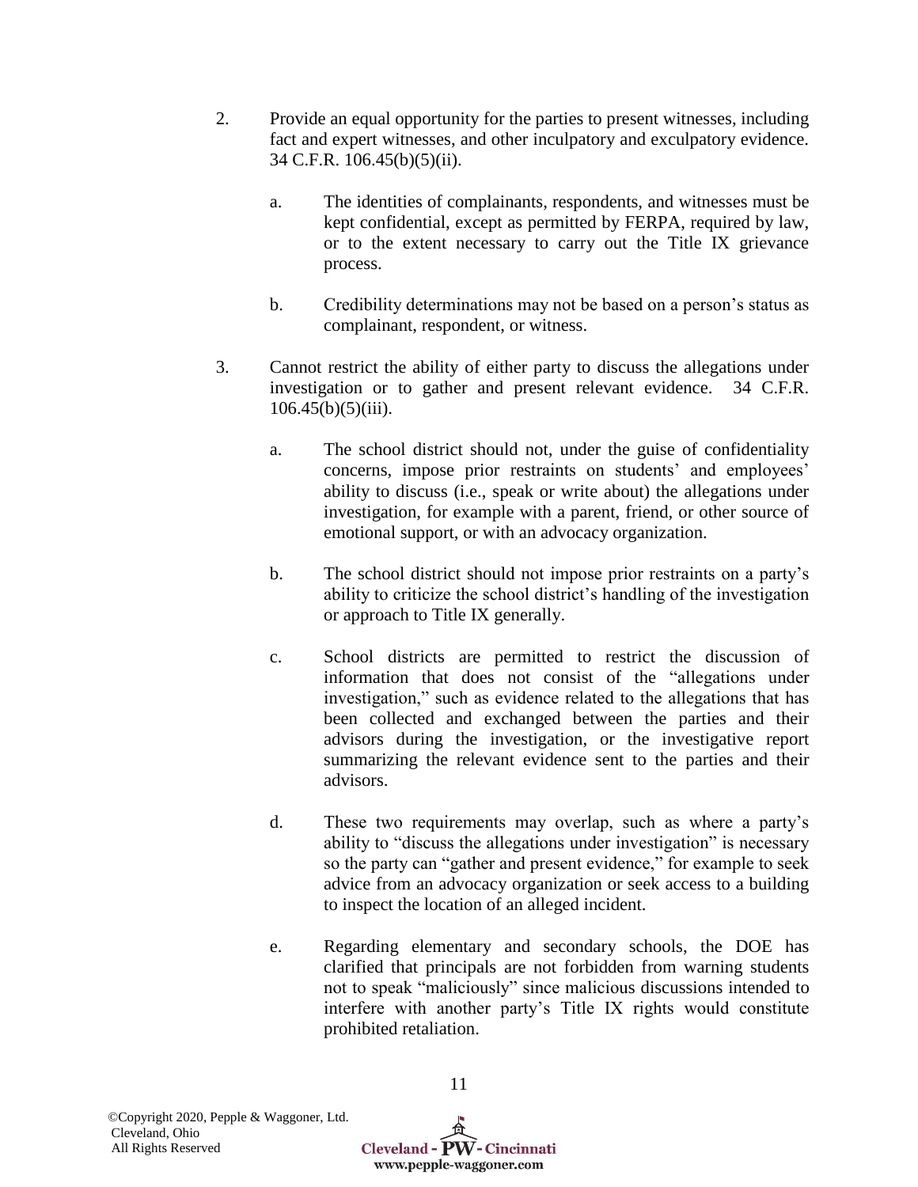2. Provide an equal opportunity for the parties to present witnesses, including fact and expert witnesses, and other inculpatory and exculpatory evidence. 34 C.F.R. 106.45(b)(5)(ii).

   a. The identities of complainants, respondents, and witnesses must be kept confidential, except as permitted by FERPA, required by law, or to the extent necessary to carry out the Title IX grievance process.

   b. Credibility determinations may not be based on a person's status as complainant, respondent, or witness.

3. Cannot restrict the ability of either party to discuss the allegations under investigation or to gather and present relevant evidence. 34 C.F.R. 106.45(b)(5)(iii).

   a. The school district should not, under the guise of confidentiality concerns, impose prior restraints on students' and employees' ability to discuss (i.e., speak or write about) the allegations under investigation, for example with a parent, friend, or other source of emotional support, or with an advocacy organization.

   b. The school district should not impose prior restraints on a party's ability to criticize the school district's handling of the investigation or approach to Title IX generally.

   c. School districts are permitted to restrict the discussion of information that does not consist of the "allegations under investigation," such as evidence related to the allegations that has been collected and exchanged between the parties and their advisors during the investigation, or the investigative report summarizing the relevant evidence sent to the parties and their advisors.

   d. These two requirements may overlap, such as where a party's ability to "discuss the allegations under investigation" is necessary so the party can "gather and present evidence," for example to seek advice from an advocacy organization or seek access to a building to inspect the location of an alleged incident.

   e. Regarding elementary and secondary schools, the DOE has clarified that principals are not forbidden from warning students not to speak "maliciously" since malicious discussions intended to interfere with another party's Title IX rights would constitute prohibited retaliation.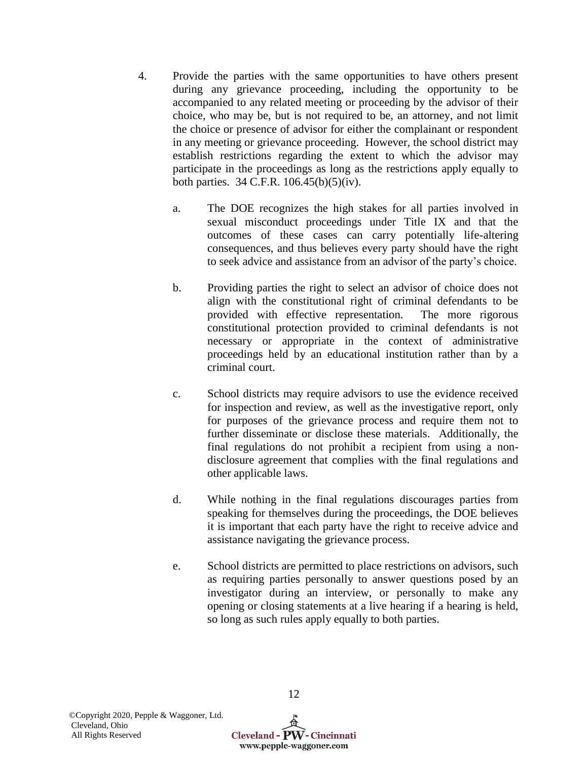4. Provide the parties with the same opportunities to have others present during any grievance proceeding, including the opportunity to be accompanied to any related meeting or proceeding by the advisor of their choice, who may be, but is not required to be, an attorney, and not limit the choice or presence of advisor for either the complainant or respondent in any meeting or grievance proceeding. However, the school district may establish restrictions regarding the extent to which the advisor may participate in the proceedings as long as the restrictions apply equally to both parties. 34 C.F.R. 106.45(b)(5)(iv).

   a. The DOE recognizes the high stakes for all parties involved in sexual misconduct proceedings under Title IX and that the outcomes of these cases can carry potentially life-altering consequences, and thus believes every party should have the right to seek advice and assistance from an advisor of the party's choice.

   b. Providing parties the right to select an advisor of choice does not align with the constitutional right of criminal defendants to be provided with effective representation. The more rigorous constitutional protection provided to criminal defendants is not necessary or appropriate in the context of administrative proceedings held by an educational institution rather than by a criminal court.

   c. School districts may require advisors to use the evidence received for inspection and review, as well as the investigative report, only for purposes of the grievance process and require them not to further disseminate or disclose these materials. Additionally, the final regulations do not prohibit a recipient from using a non-disclosure agreement that complies with the final regulations and other applicable laws.

   d. While nothing in the final regulations discourages parties from speaking for themselves during the proceedings, the DOE believes it is important that each party have the right to receive advice and assistance navigating the grievance process.

   e. School districts are permitted to place restrictions on advisors, such as requiring parties personally to answer questions posed by an investigator during an interview, or personally to make any opening or closing statements at a live hearing if a hearing is held, so long as such rules apply equally to both parties.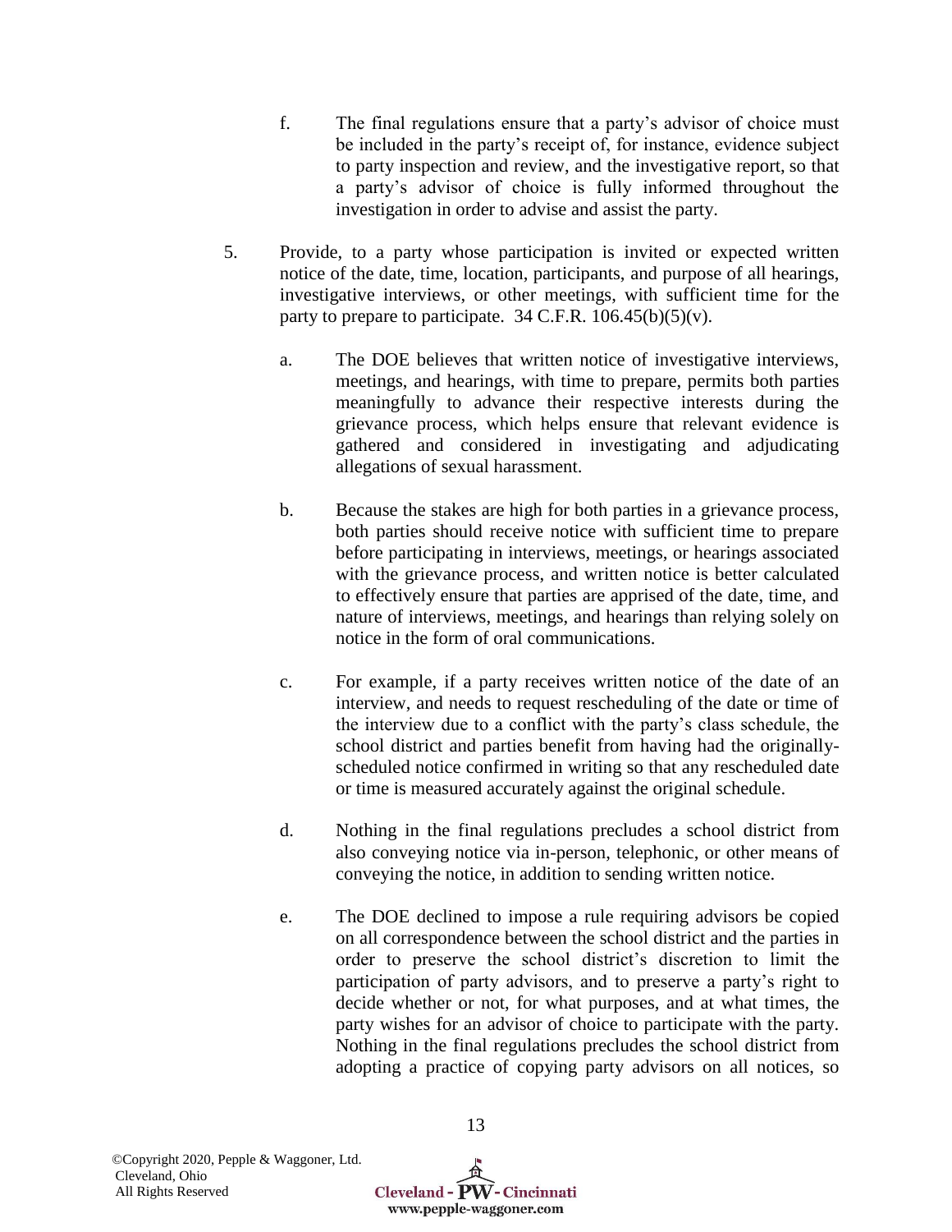f. The final regulations ensure that a party's advisor of choice must be included in the party's receipt of, for instance, evidence subject to party inspection and review, and the investigative report, so that a party's advisor of choice is fully informed throughout the investigation in order to advise and assist the party.

5. Provide, to a party whose participation is invited or expected written notice of the date, time, location, participants, and purpose of all hearings, investigative interviews, or other meetings, with sufficient time for the party to prepare to participate. 34 C.F.R. 106.45(b)(5)(v).

   a. The DOE believes that written notice of investigative interviews, meetings, and hearings, with time to prepare, permits both parties meaningfully to advance their respective interests during the grievance process, which helps ensure that relevant evidence is gathered and considered in investigating and adjudicating allegations of sexual harassment.

   b. Because the stakes are high for both parties in a grievance process, both parties should receive notice with sufficient time to prepare before participating in interviews, meetings, or hearings associated with the grievance process, and written notice is better calculated to effectively ensure that parties are apprised of the date, time, and nature of interviews, meetings, and hearings than relying solely on notice in the form of oral communications.

   c. For example, if a party receives written notice of the date of an interview, and needs to request rescheduling of the date or time of the interview due to a conflict with the party's class schedule, the school district and parties benefit from having had the originally-scheduled notice confirmed in writing so that any rescheduled date or time is measured accurately against the original schedule.

   d. Nothing in the final regulations precludes a school district from also conveying notice via in-person, telephonic, or other means of conveying the notice, in addition to sending written notice.

   e. The DOE declined to impose a rule requiring advisors be copied on all correspondence between the school district and the parties in order to preserve the school district's discretion to limit the participation of party advisors, and to preserve a party's right to decide whether or not, for what purposes, and at what times, the party wishes for an advisor of choice to participate with the party. Nothing in the final regulations precludes the school district from adopting a practice of copying party advisors on all notices, so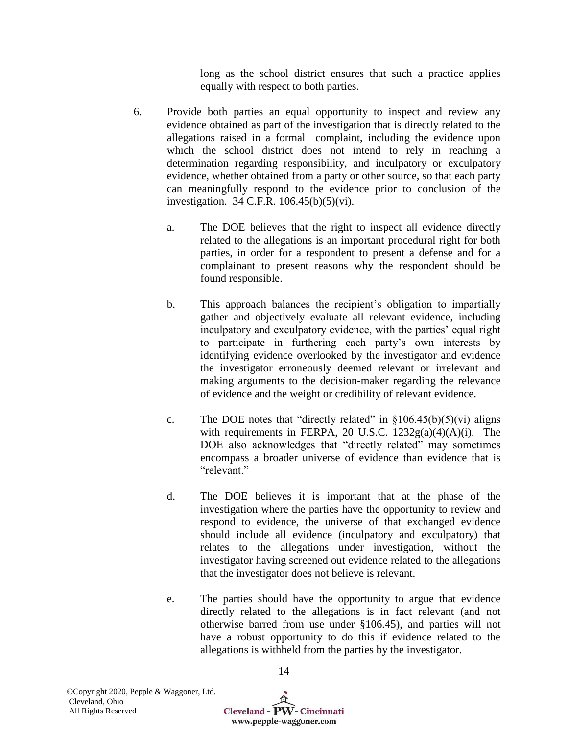long as the school district ensures that such a practice applies equally with respect to both parties.

6. Provide both parties an equal opportunity to inspect and review any evidence obtained as part of the investigation that is directly related to the allegations raised in a formal complaint, including the evidence upon which the school district does not intend to rely in reaching a determination regarding responsibility, and inculpatory or exculpatory evidence, whether obtained from a party or other source, so that each party can meaningfully respond to the evidence prior to conclusion of the investigation. 34 C.F.R. 106.45(b)(5)(vi).

   a. The DOE believes that the right to inspect all evidence directly related to the allegations is an important procedural right for both parties, in order for a respondent to present a defense and for a complainant to present reasons why the respondent should be found responsible.

   b. This approach balances the recipient's obligation to impartially gather and objectively evaluate all relevant evidence, including inculpatory and exculpatory evidence, with the parties' equal right to participate in furthering each party's own interests by identifying evidence overlooked by the investigator and evidence the investigator erroneously deemed relevant or irrelevant and making arguments to the decision-maker regarding the relevance of evidence and the weight or credibility of relevant evidence.

   c. The DOE notes that "directly related" in §106.45(b)(5)(vi) aligns with requirements in FERPA, 20 U.S.C. 1232g(a)(4)(A)(i). The DOE also acknowledges that "directly related" may sometimes encompass a broader universe of evidence than evidence that is "relevant."

   d. The DOE believes it is important that at the phase of the investigation where the parties have the opportunity to review and respond to evidence, the universe of that exchanged evidence should include all evidence (inculpatory and exculpatory) that relates to the allegations under investigation, without the investigator having screened out evidence related to the allegations that the investigator does not believe is relevant.

   e. The parties should have the opportunity to argue that evidence directly related to the allegations is in fact relevant (and not otherwise barred from use under §106.45), and parties will not have a robust opportunity to do this if evidence related to the allegations is withheld from the parties by the investigator.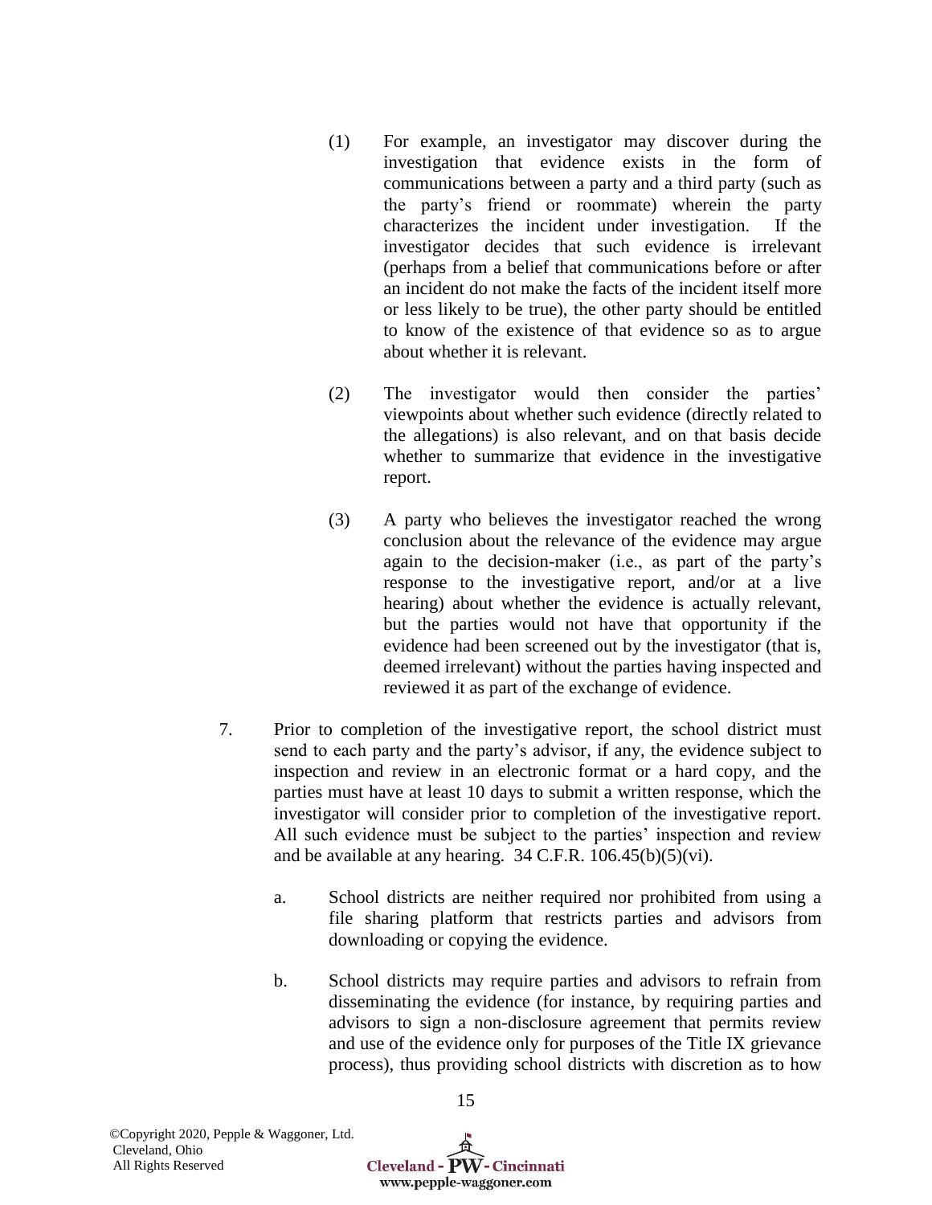(1) For example, an investigator may discover during the investigation that evidence exists in the form of communications between a party and a third party (such as the party's friend or roommate) wherein the party characterizes the incident under investigation. If the investigator decides that such evidence is irrelevant (perhaps from a belief that communications before or after an incident do not make the facts of the incident itself more or less likely to be true), the other party should be entitled to know of the existence of that evidence so as to argue about whether it is relevant.

(2) The investigator would then consider the parties' viewpoints about whether such evidence (directly related to the allegations) is also relevant, and on that basis decide whether to summarize that evidence in the investigative report.

(3) A party who believes the investigator reached the wrong conclusion about the relevance of the evidence may argue again to the decision-maker (i.e., as part of the party's response to the investigative report, and/or at a live hearing) about whether the evidence is actually relevant, but the parties would not have that opportunity if the evidence had been screened out by the investigator (that is, deemed irrelevant) without the parties having inspected and reviewed it as part of the exchange of evidence.

7. Prior to completion of the investigative report, the school district must send to each party and the party's advisor, if any, the evidence subject to inspection and review in an electronic format or a hard copy, and the parties must have at least 10 days to submit a written response, which the investigator will consider prior to completion of the investigative report. All such evidence must be subject to the parties' inspection and review and be available at any hearing. 34 C.F.R. 106.45(b)(5)(vi).

   a. School districts are neither required nor prohibited from using a file sharing platform that restricts parties and advisors from downloading or copying the evidence.

   b. School districts may require parties and advisors to refrain from disseminating the evidence (for instance, by requiring parties and advisors to sign a non-disclosure agreement that permits review and use of the evidence only for purposes of the Title IX grievance process), thus providing school districts with discretion as to how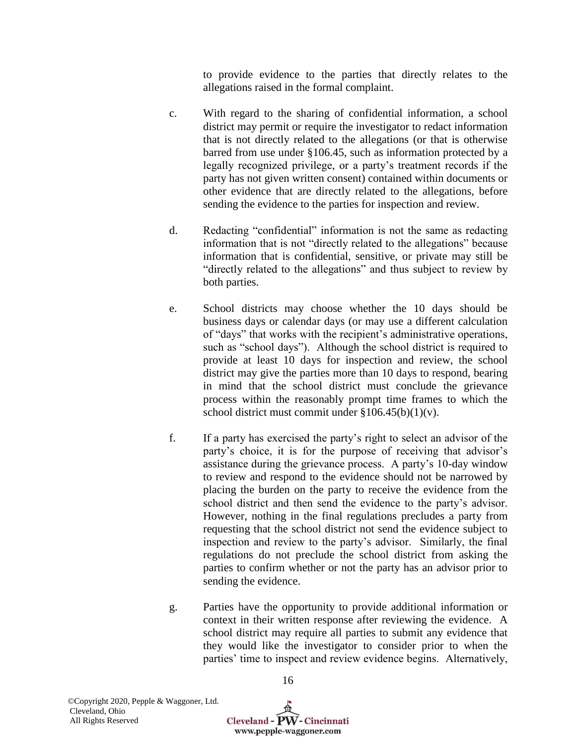to provide evidence to the parties that directly relates to the allegations raised in the formal complaint.

c. With regard to the sharing of confidential information, a school district may permit or require the investigator to redact information that is not directly related to the allegations (or that is otherwise barred from use under §106.45, such as information protected by a legally recognized privilege, or a party's treatment records if the party has not given written consent) contained within documents or other evidence that are directly related to the allegations, before sending the evidence to the parties for inspection and review.

d. Redacting "confidential" information is not the same as redacting information that is not "directly related to the allegations" because information that is confidential, sensitive, or private may still be "directly related to the allegations" and thus subject to review by both parties.

e. School districts may choose whether the 10 days should be business days or calendar days (or may use a different calculation of "days" that works with the recipient's administrative operations, such as "school days"). Although the school district is required to provide at least 10 days for inspection and review, the school district may give the parties more than 10 days to respond, bearing in mind that the school district must conclude the grievance process within the reasonably prompt time frames to which the school district must commit under §106.45(b)(1)(v).

f. If a party has exercised the party's right to select an advisor of the party's choice, it is for the purpose of receiving that advisor's assistance during the grievance process. A party's 10-day window to review and respond to the evidence should not be narrowed by placing the burden on the party to receive the evidence from the school district and then send the evidence to the party's advisor. However, nothing in the final regulations precludes a party from requesting that the school district not send the evidence subject to inspection and review to the party's advisor. Similarly, the final regulations do not preclude the school district from asking the parties to confirm whether or not the party has an advisor prior to sending the evidence.

g. Parties have the opportunity to provide additional information or context in their written response after reviewing the evidence. A school district may require all parties to submit any evidence that they would like the investigator to consider prior to when the parties' time to inspect and review evidence begins. Alternatively,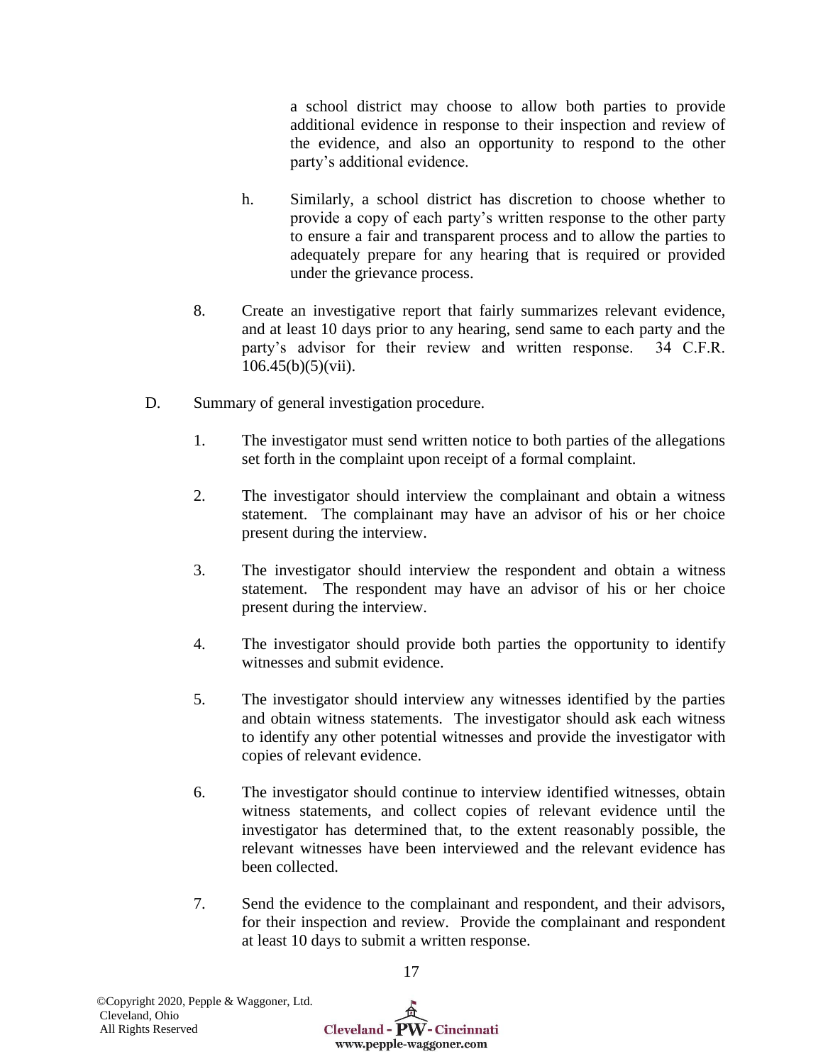a school district may choose to allow both parties to provide additional evidence in response to their inspection and review of the evidence, and also an opportunity to respond to the other party's additional evidence.

h. Similarly, a school district has discretion to choose whether to provide a copy of each party's written response to the other party to ensure a fair and transparent process and to allow the parties to adequately prepare for any hearing that is required or provided under the grievance process.

8. Create an investigative report that fairly summarizes relevant evidence, and at least 10 days prior to any hearing, send same to each party and the party's advisor for their review and written response. 34 C.F.R. 106.45(b)(5)(vii).

D. Summary of general investigation procedure.

1. The investigator must send written notice to both parties of the allegations set forth in the complaint upon receipt of a formal complaint.

2. The investigator should interview the complainant and obtain a witness statement. The complainant may have an advisor of his or her choice present during the interview.

3. The investigator should interview the respondent and obtain a witness statement. The respondent may have an advisor of his or her choice present during the interview.

4. The investigator should provide both parties the opportunity to identify witnesses and submit evidence.

5. The investigator should interview any witnesses identified by the parties and obtain witness statements. The investigator should ask each witness to identify any other potential witnesses and provide the investigator with copies of relevant evidence.

6. The investigator should continue to interview identified witnesses, obtain witness statements, and collect copies of relevant evidence until the investigator has determined that, to the extent reasonably possible, the relevant witnesses have been interviewed and the relevant evidence has been collected.

7. Send the evidence to the complainant and respondent, and their advisors, for their inspection and review. Provide the complainant and respondent at least 10 days to submit a written response.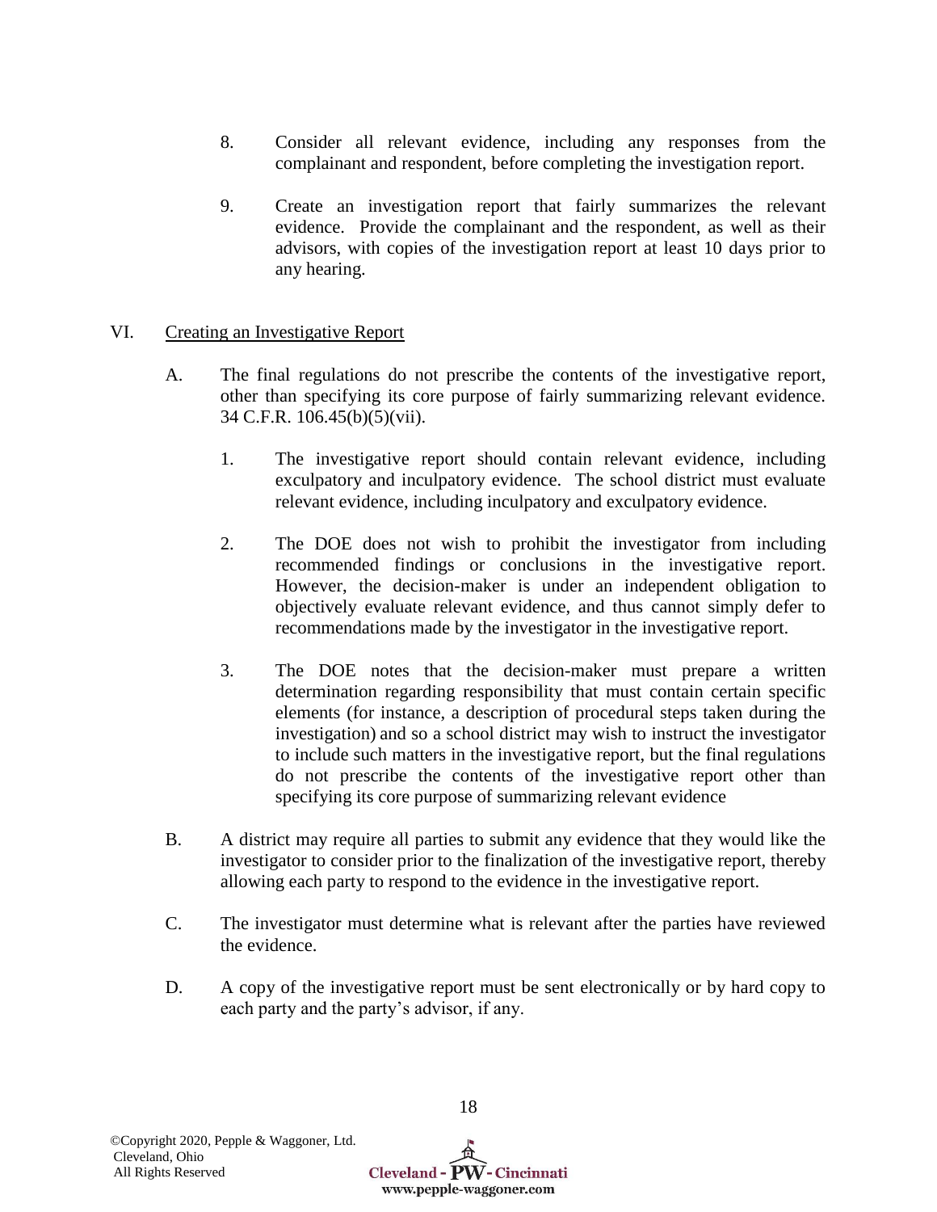8. Consider all relevant evidence, including any responses from the complainant and respondent, before completing the investigation report.

9. Create an investigation report that fairly summarizes the relevant evidence. Provide the complainant and the respondent, as well as their advisors, with copies of the investigation report at least 10 days prior to any hearing.

## VI. Creating an Investigative Report

A. The final regulations do not prescribe the contents of the investigative report, other than specifying its core purpose of fairly summarizing relevant evidence. 34 C.F.R. 106.45(b)(5)(vii).

   1. The investigative report should contain relevant evidence, including exculpatory and inculpatory evidence. The school district must evaluate relevant evidence, including inculpatory and exculpatory evidence.

   2. The DOE does not wish to prohibit the investigator from including recommended findings or conclusions in the investigative report. However, the decision-maker is under an independent obligation to objectively evaluate relevant evidence, and thus cannot simply defer to recommendations made by the investigator in the investigative report.

   3. The DOE notes that the decision-maker must prepare a written determination regarding responsibility that must contain certain specific elements (for instance, a description of procedural steps taken during the investigation) and so a school district may wish to instruct the investigator to include such matters in the investigative report, but the final regulations do not prescribe the contents of the investigative report other than specifying its core purpose of summarizing relevant evidence

B. A district may require all parties to submit any evidence that they would like the investigator to consider prior to the finalization of the investigative report, thereby allowing each party to respond to the evidence in the investigative report.

C. The investigator must determine what is relevant after the parties have reviewed the evidence.

D. A copy of the investigative report must be sent electronically or by hard copy to each party and the party's advisor, if any.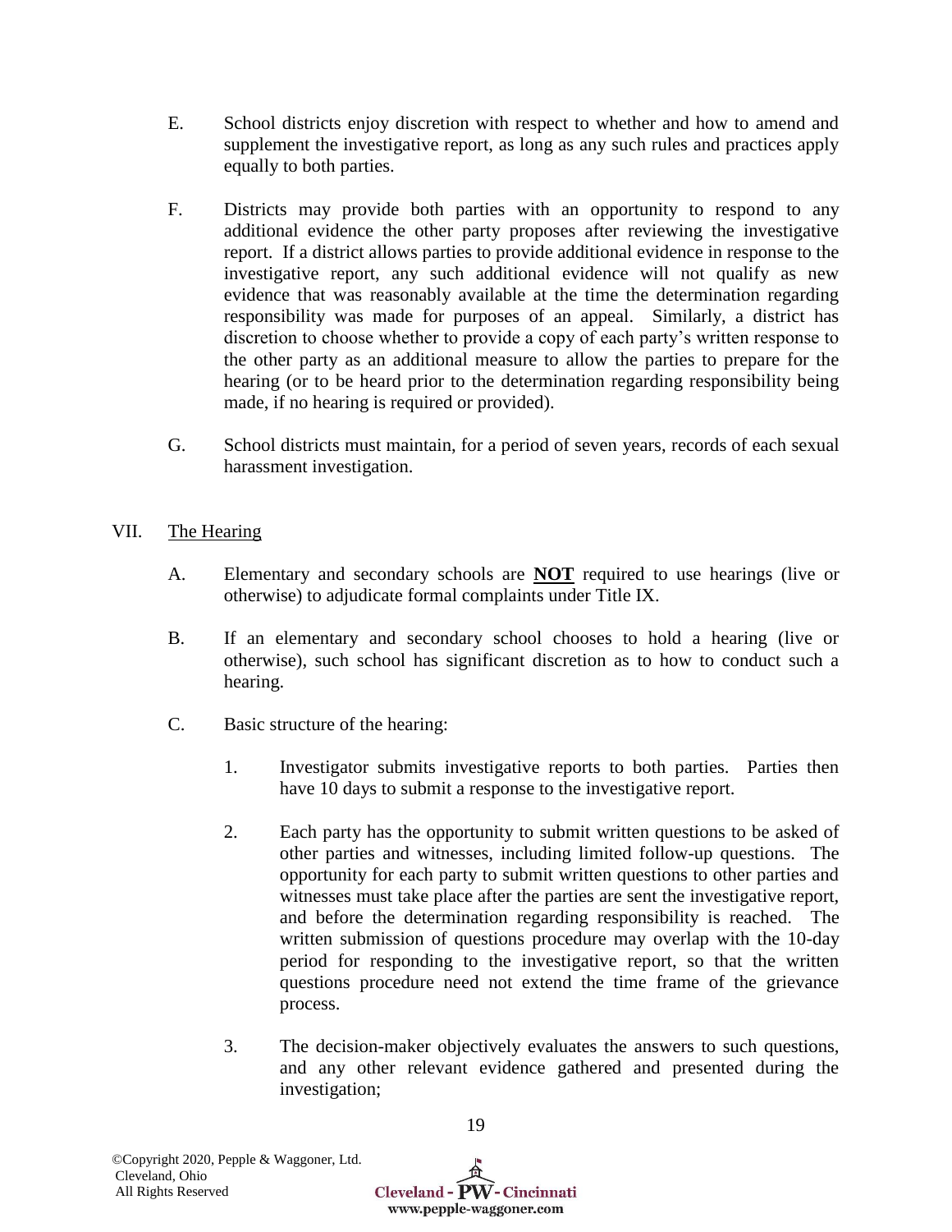E. School districts enjoy discretion with respect to whether and how to amend and supplement the investigative report, as long as any such rules and practices apply equally to both parties.

F. Districts may provide both parties with an opportunity to respond to any additional evidence the other party proposes after reviewing the investigative report. If a district allows parties to provide additional evidence in response to the investigative report, any such additional evidence will not qualify as new evidence that was reasonably available at the time the determination regarding responsibility was made for purposes of an appeal. Similarly, a district has discretion to choose whether to provide a copy of each party's written response to the other party as an additional measure to allow the parties to prepare for the hearing (or to be heard prior to the determination regarding responsibility being made, if no hearing is required or provided).

G. School districts must maintain, for a period of seven years, records of each sexual harassment investigation.

## VII. The Hearing

A. Elementary and secondary schools are **NOT** required to use hearings (live or otherwise) to adjudicate formal complaints under Title IX.

B. If an elementary and secondary school chooses to hold a hearing (live or otherwise), such school has significant discretion as to how to conduct such a hearing.

C. Basic structure of the hearing:

1. Investigator submits investigative reports to both parties. Parties then have 10 days to submit a response to the investigative report.

2. Each party has the opportunity to submit written questions to be asked of other parties and witnesses, including limited follow-up questions. The opportunity for each party to submit written questions to other parties and witnesses must take place after the parties are sent the investigative report, and before the determination regarding responsibility is reached. The written submission of questions procedure may overlap with the 10-day period for responding to the investigative report, so that the written questions procedure need not extend the time frame of the grievance process.

3. The decision-maker objectively evaluates the answers to such questions, and any other relevant evidence gathered and presented during the investigation;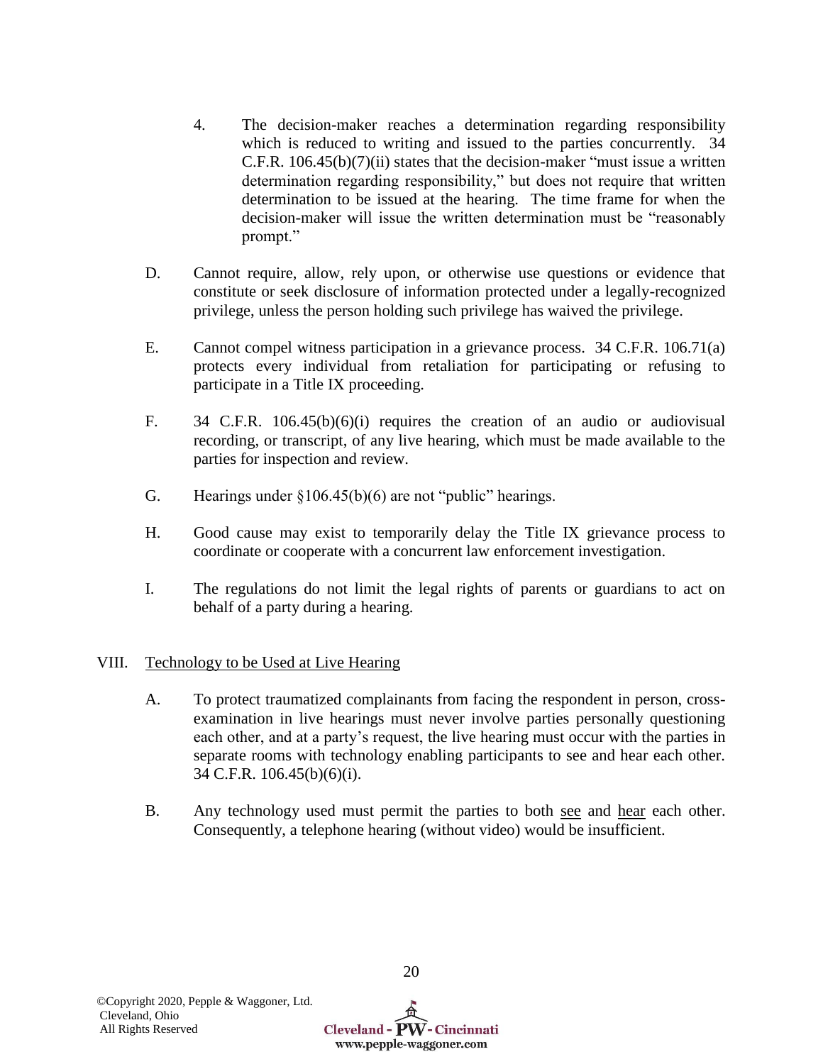4. The decision-maker reaches a determination regarding responsibility which is reduced to writing and issued to the parties concurrently. 34 C.F.R. 106.45(b)(7)(ii) states that the decision-maker "must issue a written determination regarding responsibility," but does not require that written determination to be issued at the hearing. The time frame for when the decision-maker will issue the written determination must be "reasonably prompt."

D. Cannot require, allow, rely upon, or otherwise use questions or evidence that constitute or seek disclosure of information protected under a legally-recognized privilege, unless the person holding such privilege has waived the privilege.

E. Cannot compel witness participation in a grievance process. 34 C.F.R. 106.71(a) protects every individual from retaliation for participating or refusing to participate in a Title IX proceeding.

F. 34 C.F.R. 106.45(b)(6)(i) requires the creation of an audio or audiovisual recording, or transcript, of any live hearing, which must be made available to the parties for inspection and review.

G. Hearings under §106.45(b)(6) are not "public" hearings.

H. Good cause may exist to temporarily delay the Title IX grievance process to coordinate or cooperate with a concurrent law enforcement investigation.

I. The regulations do not limit the legal rights of parents or guardians to act on behalf of a party during a hearing.

## VIII. Technology to be Used at Live Hearing

A. To protect traumatized complainants from facing the respondent in person, cross-examination in live hearings must never involve parties personally questioning each other, and at a party's request, the live hearing must occur with the parties in separate rooms with technology enabling participants to see and hear each other. 34 C.F.R. 106.45(b)(6)(i).

B. Any technology used must permit the parties to both see and hear each other. Consequently, a telephone hearing (without video) would be insufficient.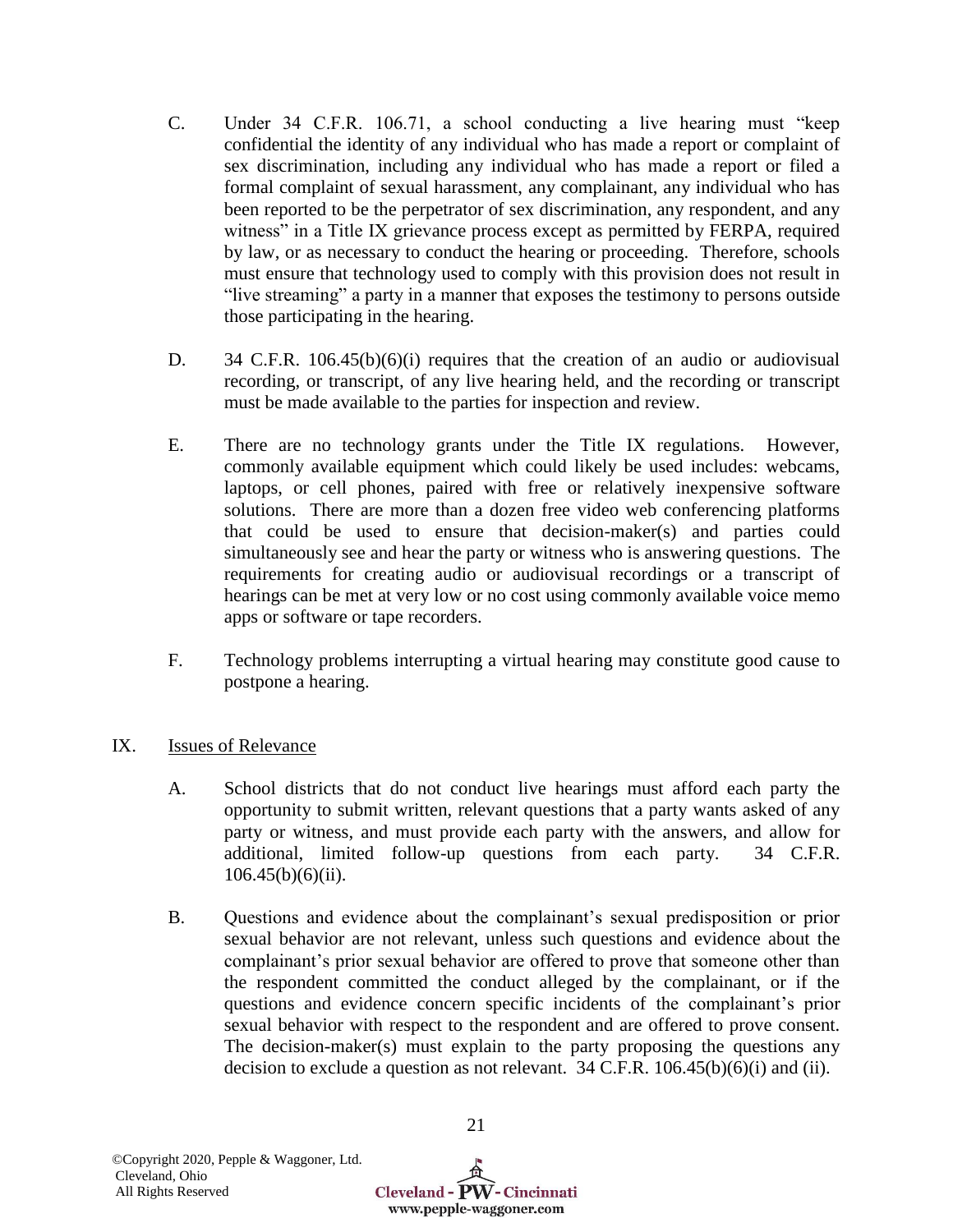C. Under 34 C.F.R. 106.71, a school conducting a live hearing must "keep confidential the identity of any individual who has made a report or complaint of sex discrimination, including any individual who has made a report or filed a formal complaint of sexual harassment, any complainant, any individual who has been reported to be the perpetrator of sex discrimination, any respondent, and any witness" in a Title IX grievance process except as permitted by FERPA, required by law, or as necessary to conduct the hearing or proceeding. Therefore, schools must ensure that technology used to comply with this provision does not result in "live streaming" a party in a manner that exposes the testimony to persons outside those participating in the hearing.

D. 34 C.F.R. 106.45(b)(6)(i) requires that the creation of an audio or audiovisual recording, or transcript, of any live hearing held, and the recording or transcript must be made available to the parties for inspection and review.

E. There are no technology grants under the Title IX regulations. However, commonly available equipment which could likely be used includes: webcams, laptops, or cell phones, paired with free or relatively inexpensive software solutions. There are more than a dozen free video web conferencing platforms that could be used to ensure that decision-maker(s) and parties could simultaneously see and hear the party or witness who is answering questions. The requirements for creating audio or audiovisual recordings or a transcript of hearings can be met at very low or no cost using commonly available voice memo apps or software or tape recorders.

F. Technology problems interrupting a virtual hearing may constitute good cause to postpone a hearing.

## IX. Issues of Relevance

A. School districts that do not conduct live hearings must afford each party the opportunity to submit written, relevant questions that a party wants asked of any party or witness, and must provide each party with the answers, and allow for additional, limited follow-up questions from each party. 34 C.F.R. 106.45(b)(6)(ii).

B. Questions and evidence about the complainant's sexual predisposition or prior sexual behavior are not relevant, unless such questions and evidence about the complainant's prior sexual behavior are offered to prove that someone other than the respondent committed the conduct alleged by the complainant, or if the questions and evidence concern specific incidents of the complainant's prior sexual behavior with respect to the respondent and are offered to prove consent. The decision-maker(s) must explain to the party proposing the questions any decision to exclude a question as not relevant. 34 C.F.R. 106.45(b)(6)(i) and (ii).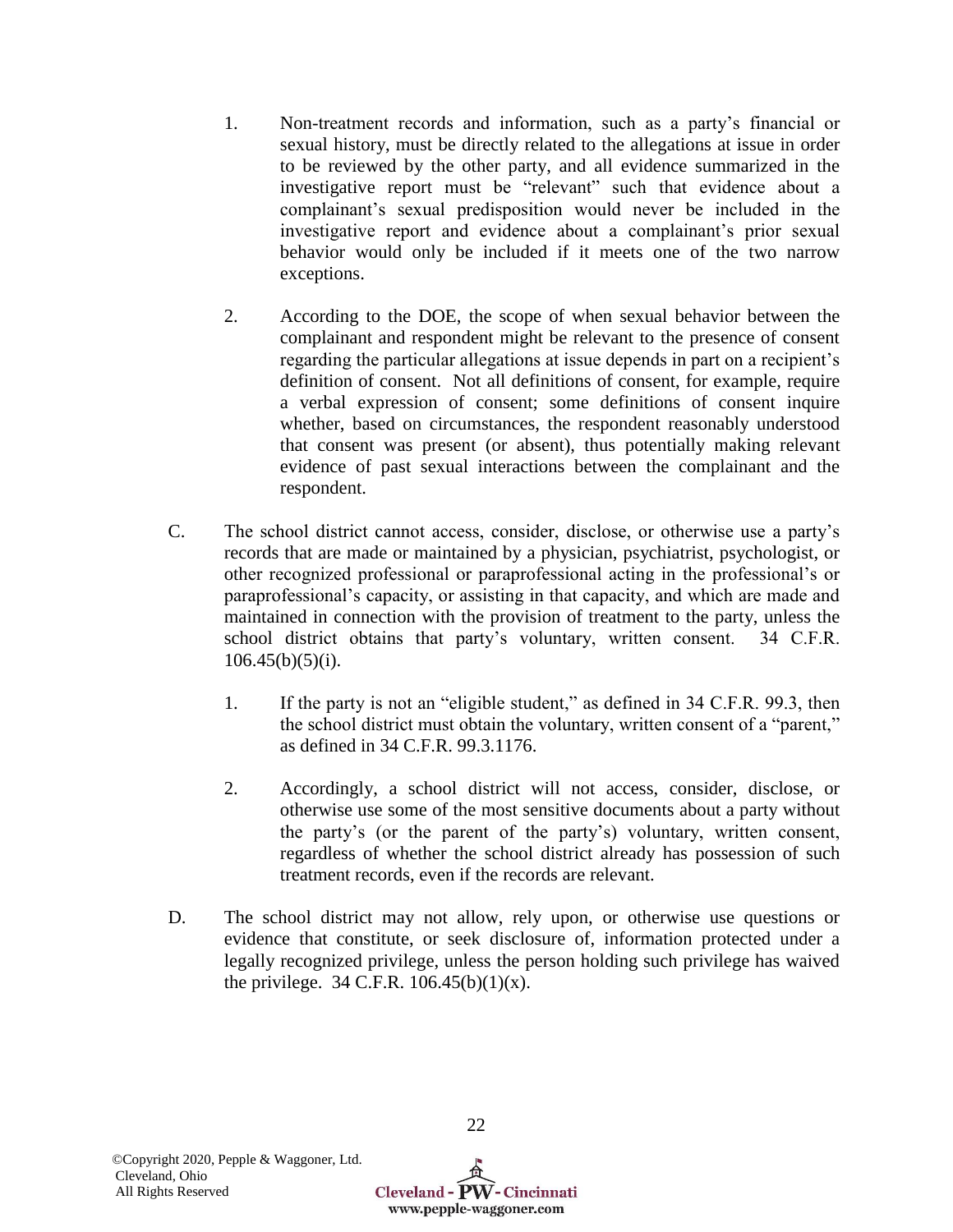1. Non-treatment records and information, such as a party's financial or sexual history, must be directly related to the allegations at issue in order to be reviewed by the other party, and all evidence summarized in the investigative report must be "relevant" such that evidence about a complainant's sexual predisposition would never be included in the investigative report and evidence about a complainant's prior sexual behavior would only be included if it meets one of the two narrow exceptions.

2. According to the DOE, the scope of when sexual behavior between the complainant and respondent might be relevant to the presence of consent regarding the particular allegations at issue depends in part on a recipient's definition of consent. Not all definitions of consent, for example, require a verbal expression of consent; some definitions of consent inquire whether, based on circumstances, the respondent reasonably understood that consent was present (or absent), thus potentially making relevant evidence of past sexual interactions between the complainant and the respondent.

C. The school district cannot access, consider, disclose, or otherwise use a party's records that are made or maintained by a physician, psychiatrist, psychologist, or other recognized professional or paraprofessional acting in the professional's or paraprofessional's capacity, or assisting in that capacity, and which are made and maintained in connection with the provision of treatment to the party, unless the school district obtains that party's voluntary, written consent. 34 C.F.R. 106.45(b)(5)(i).

1. If the party is not an "eligible student," as defined in 34 C.F.R. 99.3, then the school district must obtain the voluntary, written consent of a "parent," as defined in 34 C.F.R. 99.3.1176.

2. Accordingly, a school district will not access, consider, disclose, or otherwise use some of the most sensitive documents about a party without the party's (or the parent of the party's) voluntary, written consent, regardless of whether the school district already has possession of such treatment records, even if the records are relevant.

D. The school district may not allow, rely upon, or otherwise use questions or evidence that constitute, or seek disclosure of, information protected under a legally recognized privilege, unless the person holding such privilege has waived the privilege. 34 C.F.R. 106.45(b)(1)(x).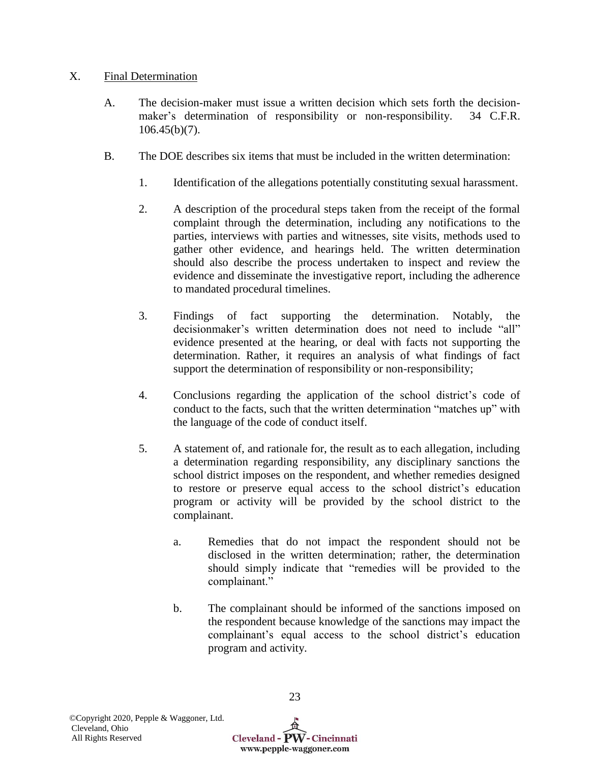X. <u>Final Determination</u>

A. The decision-maker must issue a written decision which sets forth the decision-maker's determination of responsibility or non-responsibility. 34 C.F.R. 106.45(b)(7).

B. The DOE describes six items that must be included in the written determination:

1. Identification of the allegations potentially constituting sexual harassment.

2. A description of the procedural steps taken from the receipt of the formal complaint through the determination, including any notifications to the parties, interviews with parties and witnesses, site visits, methods used to gather other evidence, and hearings held. The written determination should also describe the process undertaken to inspect and review the evidence and disseminate the investigative report, including the adherence to mandated procedural timelines.

3. Findings of fact supporting the determination. Notably, the decisionmaker's written determination does not need to include "all" evidence presented at the hearing, or deal with facts not supporting the determination. Rather, it requires an analysis of what findings of fact support the determination of responsibility or non-responsibility;

4. Conclusions regarding the application of the school district's code of conduct to the facts, such that the written determination "matches up" with the language of the code of conduct itself.

5. A statement of, and rationale for, the result as to each allegation, including a determination regarding responsibility, any disciplinary sanctions the school district imposes on the respondent, and whether remedies designed to restore or preserve equal access to the school district's education program or activity will be provided by the school district to the complainant.

   a. Remedies that do not impact the respondent should not be disclosed in the written determination; rather, the determination should simply indicate that "remedies will be provided to the complainant."

   b. The complainant should be informed of the sanctions imposed on the respondent because knowledge of the sanctions may impact the complainant's equal access to the school district's education program and activity.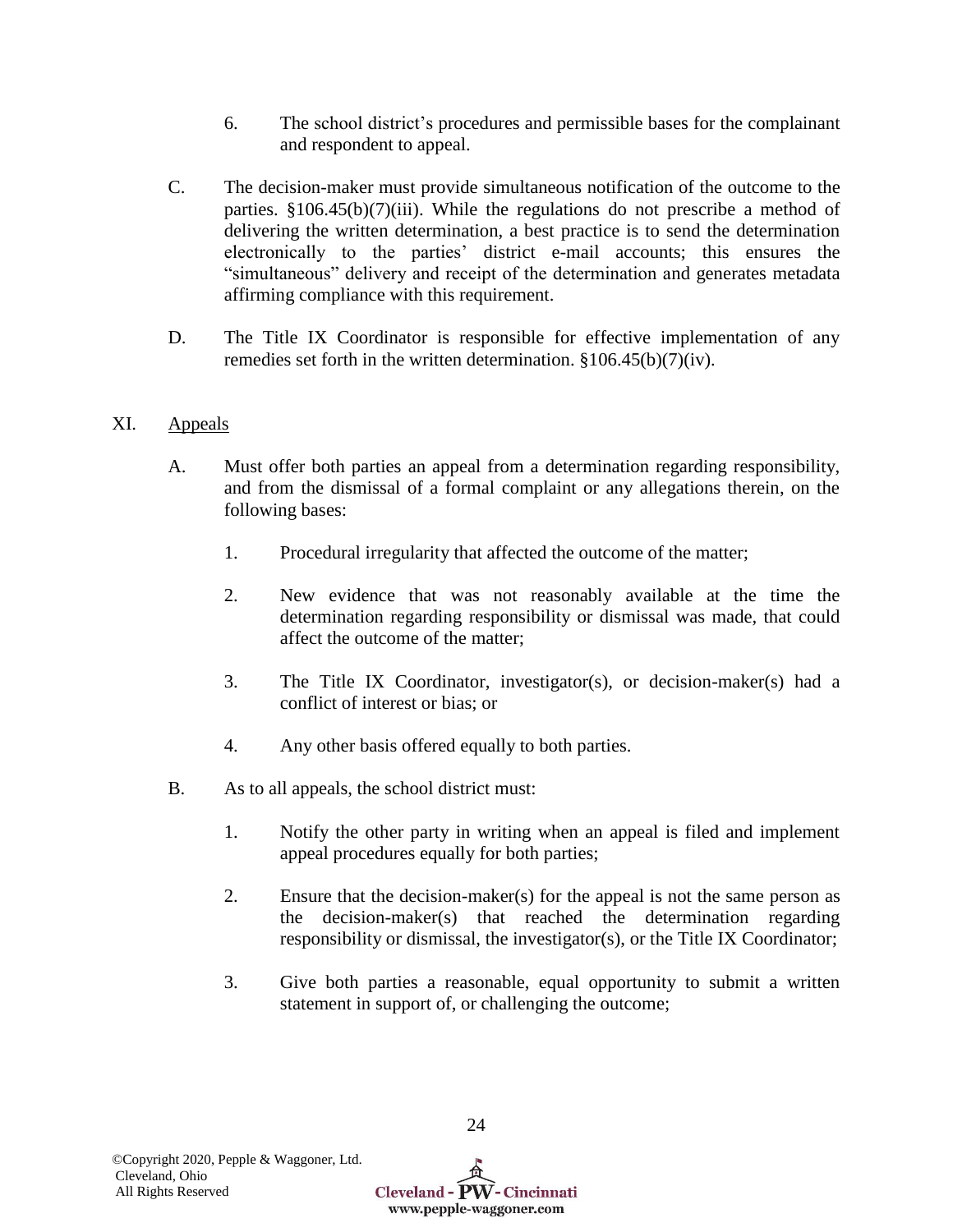6. The school district's procedures and permissible bases for the complainant and respondent to appeal.

C. The decision-maker must provide simultaneous notification of the outcome to the parties. §106.45(b)(7)(iii). While the regulations do not prescribe a method of delivering the written determination, a best practice is to send the determination electronically to the parties' district e-mail accounts; this ensures the "simultaneous" delivery and receipt of the determination and generates metadata affirming compliance with this requirement.

D. The Title IX Coordinator is responsible for effective implementation of any remedies set forth in the written determination. §106.45(b)(7)(iv).

XI. Appeals

A. Must offer both parties an appeal from a determination regarding responsibility, and from the dismissal of a formal complaint or any allegations therein, on the following bases:

1. Procedural irregularity that affected the outcome of the matter;

2. New evidence that was not reasonably available at the time the determination regarding responsibility or dismissal was made, that could affect the outcome of the matter;

3. The Title IX Coordinator, investigator(s), or decision-maker(s) had a conflict of interest or bias; or

4. Any other basis offered equally to both parties.

B. As to all appeals, the school district must:

1. Notify the other party in writing when an appeal is filed and implement appeal procedures equally for both parties;

2. Ensure that the decision-maker(s) for the appeal is not the same person as the decision-maker(s) that reached the determination regarding responsibility or dismissal, the investigator(s), or the Title IX Coordinator;

3. Give both parties a reasonable, equal opportunity to submit a written statement in support of, or challenging the outcome;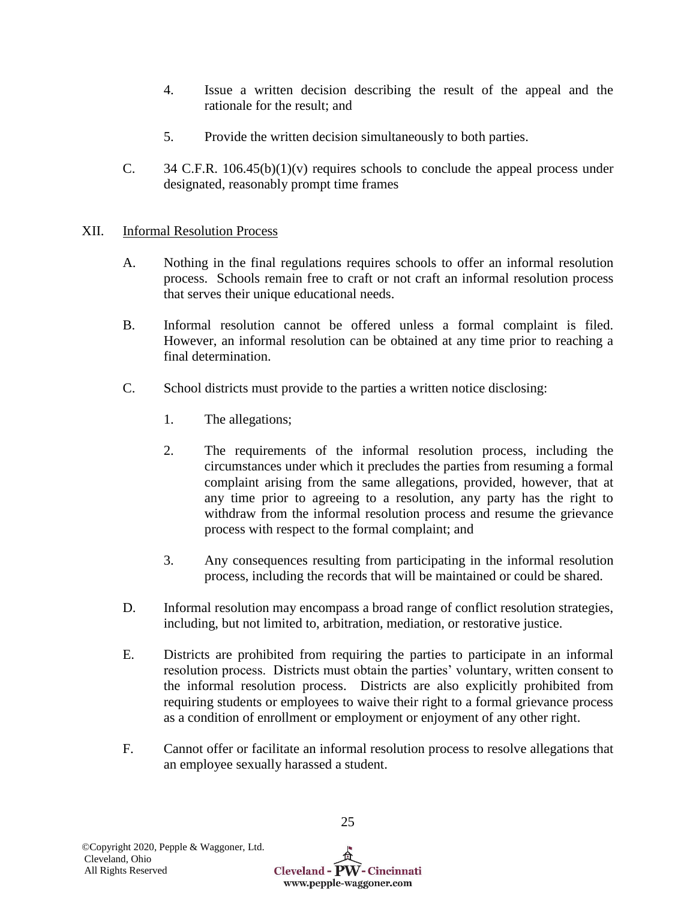4. Issue a written decision describing the result of the appeal and the rationale for the result; and

5. Provide the written decision simultaneously to both parties.

C. 34 C.F.R. 106.45(b)(1)(v) requires schools to conclude the appeal process under designated, reasonably prompt time frames

XII. Informal Resolution Process

A. Nothing in the final regulations requires schools to offer an informal resolution process. Schools remain free to craft or not craft an informal resolution process that serves their unique educational needs.

B. Informal resolution cannot be offered unless a formal complaint is filed. However, an informal resolution can be obtained at any time prior to reaching a final determination.

C. School districts must provide to the parties a written notice disclosing:

1. The allegations;

2. The requirements of the informal resolution process, including the circumstances under which it precludes the parties from resuming a formal complaint arising from the same allegations, provided, however, that at any time prior to agreeing to a resolution, any party has the right to withdraw from the informal resolution process and resume the grievance process with respect to the formal complaint; and

3. Any consequences resulting from participating in the informal resolution process, including the records that will be maintained or could be shared.

D. Informal resolution may encompass a broad range of conflict resolution strategies, including, but not limited to, arbitration, mediation, or restorative justice.

E. Districts are prohibited from requiring the parties to participate in an informal resolution process. Districts must obtain the parties' voluntary, written consent to the informal resolution process. Districts are also explicitly prohibited from requiring students or employees to waive their right to a formal grievance process as a condition of enrollment or employment or enjoyment of any other right.

F. Cannot offer or facilitate an informal resolution process to resolve allegations that an employee sexually harassed a student.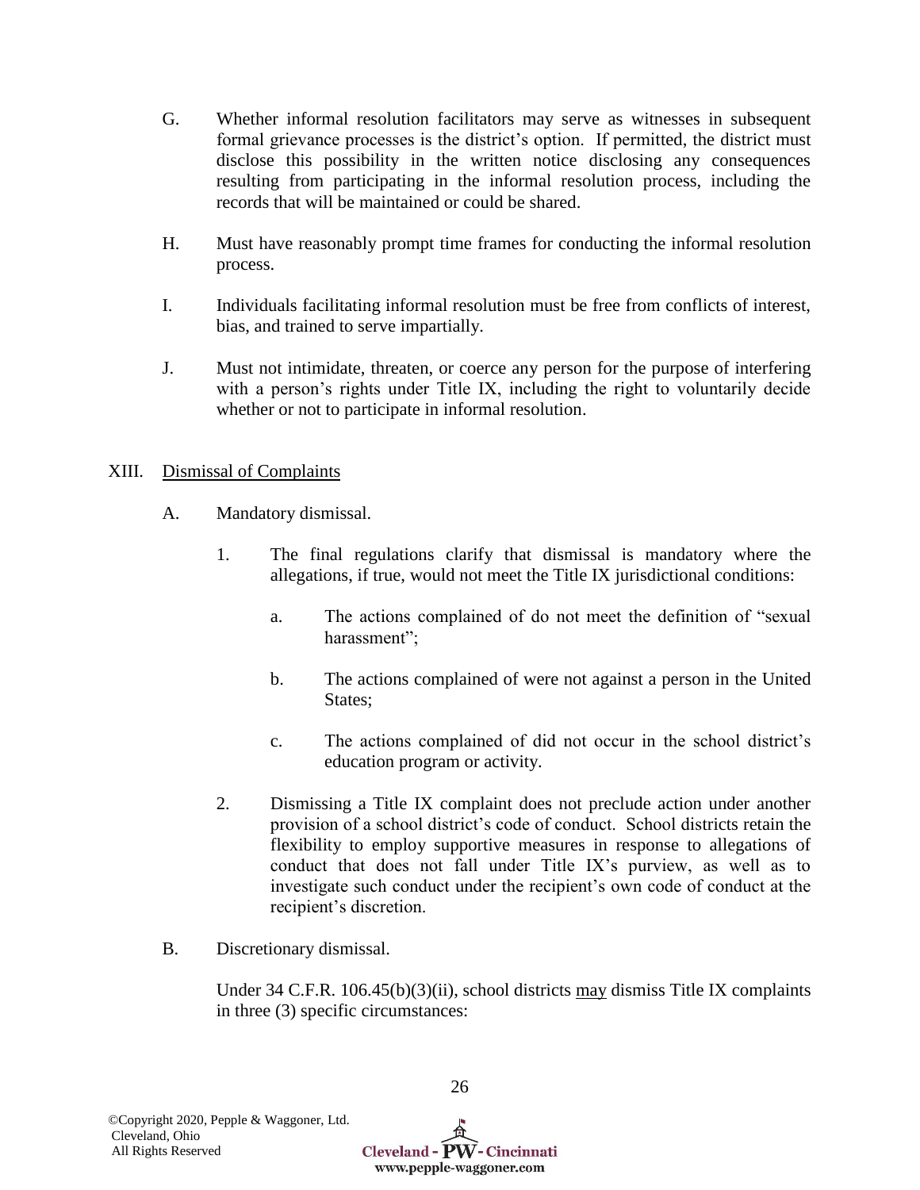G. Whether informal resolution facilitators may serve as witnesses in subsequent formal grievance processes is the district's option. If permitted, the district must disclose this possibility in the written notice disclosing any consequences resulting from participating in the informal resolution process, including the records that will be maintained or could be shared.

H. Must have reasonably prompt time frames for conducting the informal resolution process.

I. Individuals facilitating informal resolution must be free from conflicts of interest, bias, and trained to serve impartially.

J. Must not intimidate, threaten, or coerce any person for the purpose of interfering with a person's rights under Title IX, including the right to voluntarily decide whether or not to participate in informal resolution.

XIII. Dismissal of Complaints

A. Mandatory dismissal.

1. The final regulations clarify that dismissal is mandatory where the allegations, if true, would not meet the Title IX jurisdictional conditions:

a. The actions complained of do not meet the definition of "sexual harassment";

b. The actions complained of were not against a person in the United States;

c. The actions complained of did not occur in the school district's education program or activity.

2. Dismissing a Title IX complaint does not preclude action under another provision of a school district's code of conduct. School districts retain the flexibility to employ supportive measures in response to allegations of conduct that does not fall under Title IX's purview, as well as to investigate such conduct under the recipient's own code of conduct at the recipient's discretion.

B. Discretionary dismissal.

Under 34 C.F.R. 106.45(b)(3)(ii), school districts may dismiss Title IX complaints in three (3) specific circumstances: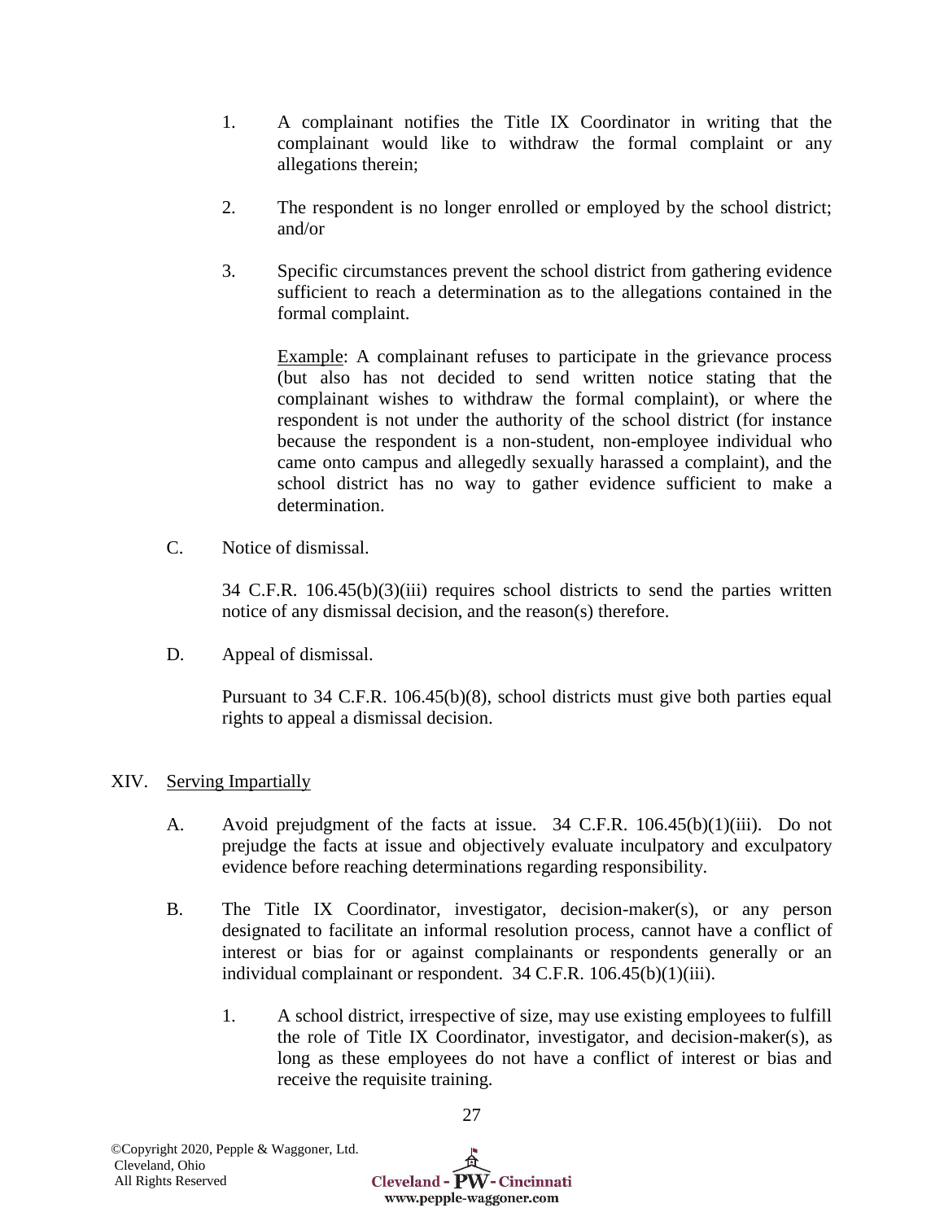1. A complainant notifies the Title IX Coordinator in writing that the complainant would like to withdraw the formal complaint or any allegations therein;

2. The respondent is no longer enrolled or employed by the school district; and/or

3. Specific circumstances prevent the school district from gathering evidence sufficient to reach a determination as to the allegations contained in the formal complaint.

   Example: A complainant refuses to participate in the grievance process (but also has not decided to send written notice stating that the complainant wishes to withdraw the formal complaint), or where the respondent is not under the authority of the school district (for instance because the respondent is a non-student, non-employee individual who came onto campus and allegedly sexually harassed a complaint), and the school district has no way to gather evidence sufficient to make a determination.

C. Notice of dismissal.

   34 C.F.R. 106.45(b)(3)(iii) requires school districts to send the parties written notice of any dismissal decision, and the reason(s) therefore.

D. Appeal of dismissal.

   Pursuant to 34 C.F.R. 106.45(b)(8), school districts must give both parties equal rights to appeal a dismissal decision.

## XIV. Serving Impartially

A. Avoid prejudgment of the facts at issue. 34 C.F.R. 106.45(b)(1)(iii). Do not prejudge the facts at issue and objectively evaluate inculpatory and exculpatory evidence before reaching determinations regarding responsibility.

B. The Title IX Coordinator, investigator, decision-maker(s), or any person designated to facilitate an informal resolution process, cannot have a conflict of interest or bias for or against complainants or respondents generally or an individual complainant or respondent. 34 C.F.R. 106.45(b)(1)(iii).

   1. A school district, irrespective of size, may use existing employees to fulfill the role of Title IX Coordinator, investigator, and decision-maker(s), as long as these employees do not have a conflict of interest or bias and receive the requisite training.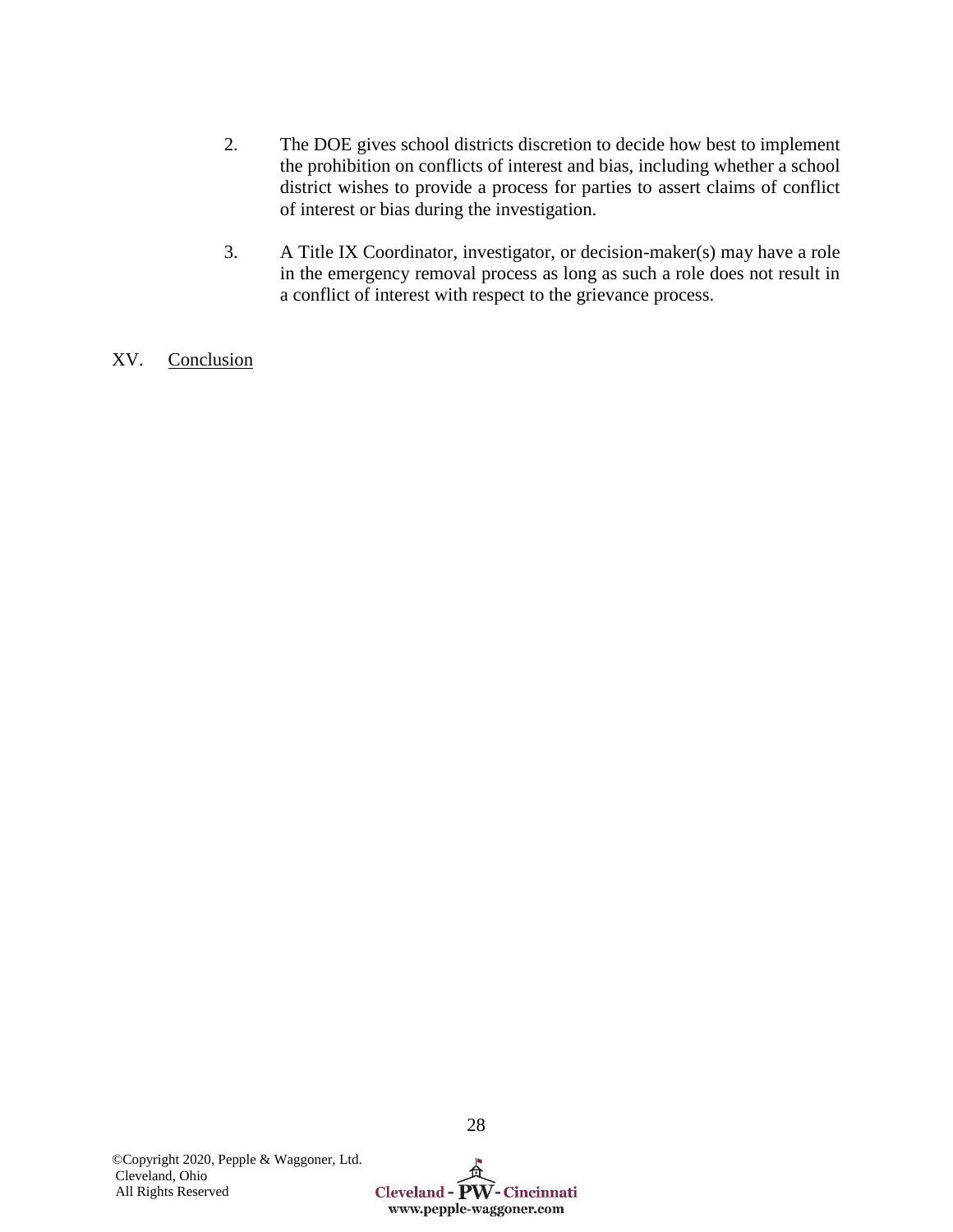2. The DOE gives school districts discretion to decide how best to implement the prohibition on conflicts of interest and bias, including whether a school district wishes to provide a process for parties to assert claims of conflict of interest or bias during the investigation.

3. A Title IX Coordinator, investigator, or decision-maker(s) may have a role in the emergency removal process as long as such a role does not result in a conflict of interest with respect to the grievance process.

## XV. Conclusion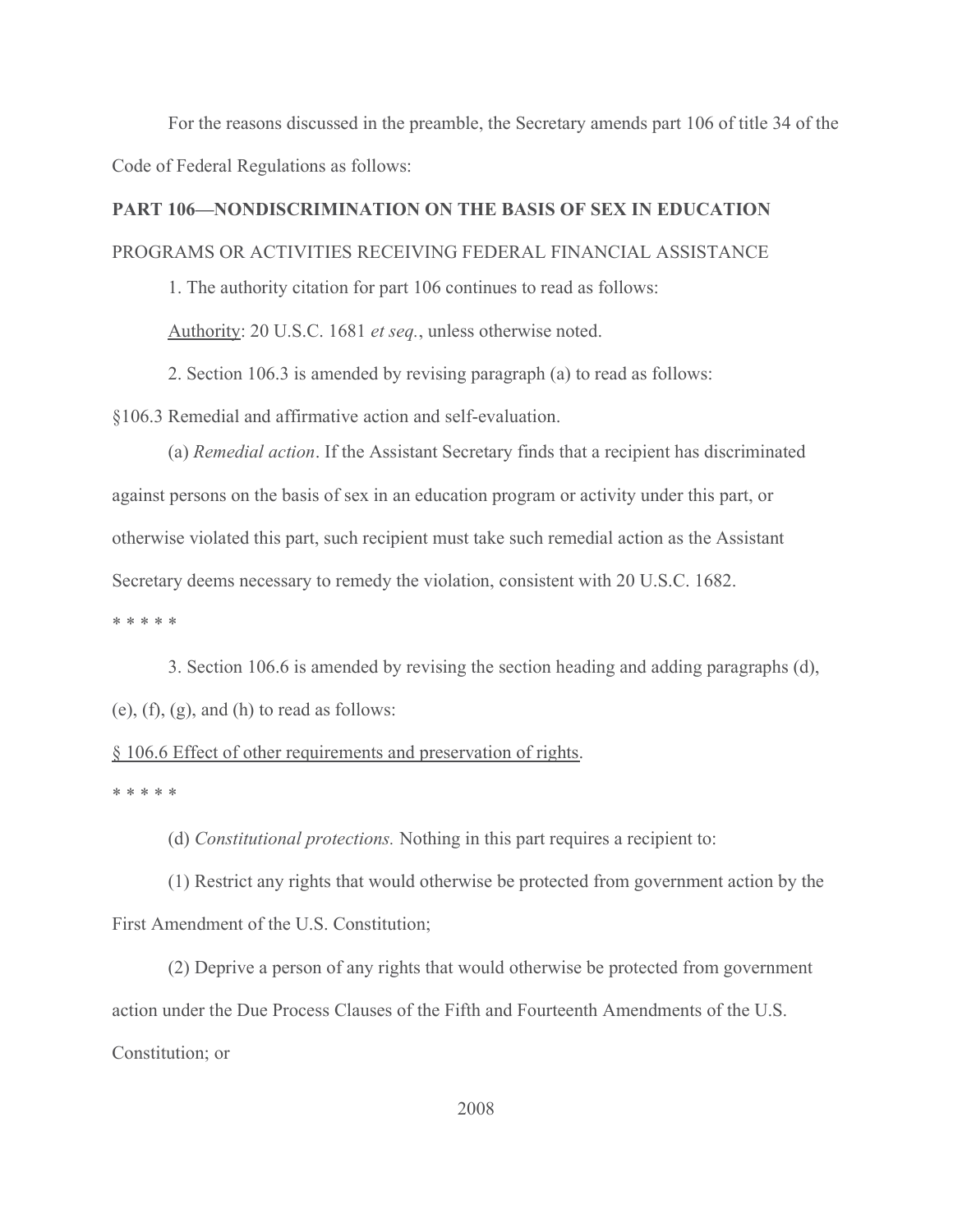For the reasons discussed in the preamble, the Secretary amends part 106 of title 34 of the Code of Federal Regulations as follows:

**PART 106—NONDISCRIMINATION ON THE BASIS OF SEX IN EDUCATION**

PROGRAMS OR ACTIVITIES RECEIVING FEDERAL FINANCIAL ASSISTANCE

1. The authority citation for part 106 continues to read as follows:

Authority: 20 U.S.C. 1681 *et seq.*, unless otherwise noted.

2. Section 106.3 is amended by revising paragraph (a) to read as follows:

§106.3 Remedial and affirmative action and self-evaluation.

(a) *Remedial action*. If the Assistant Secretary finds that a recipient has discriminated against persons on the basis of sex in an education program or activity under this part, or otherwise violated this part, such recipient must take such remedial action as the Assistant Secretary deems necessary to remedy the violation, consistent with 20 U.S.C. 1682.

\* \* \* \* \*

3. Section 106.6 is amended by revising the section heading and adding paragraphs (d), (e), (f), (g), and (h) to read as follows:

§ 106.6 Effect of other requirements and preservation of rights.

\* \* \* \* \*

(d) *Constitutional protections.* Nothing in this part requires a recipient to:

(1) Restrict any rights that would otherwise be protected from government action by the First Amendment of the U.S. Constitution;

(2) Deprive a person of any rights that would otherwise be protected from government action under the Due Process Clauses of the Fifth and Fourteenth Amendments of the U.S. Constitution; or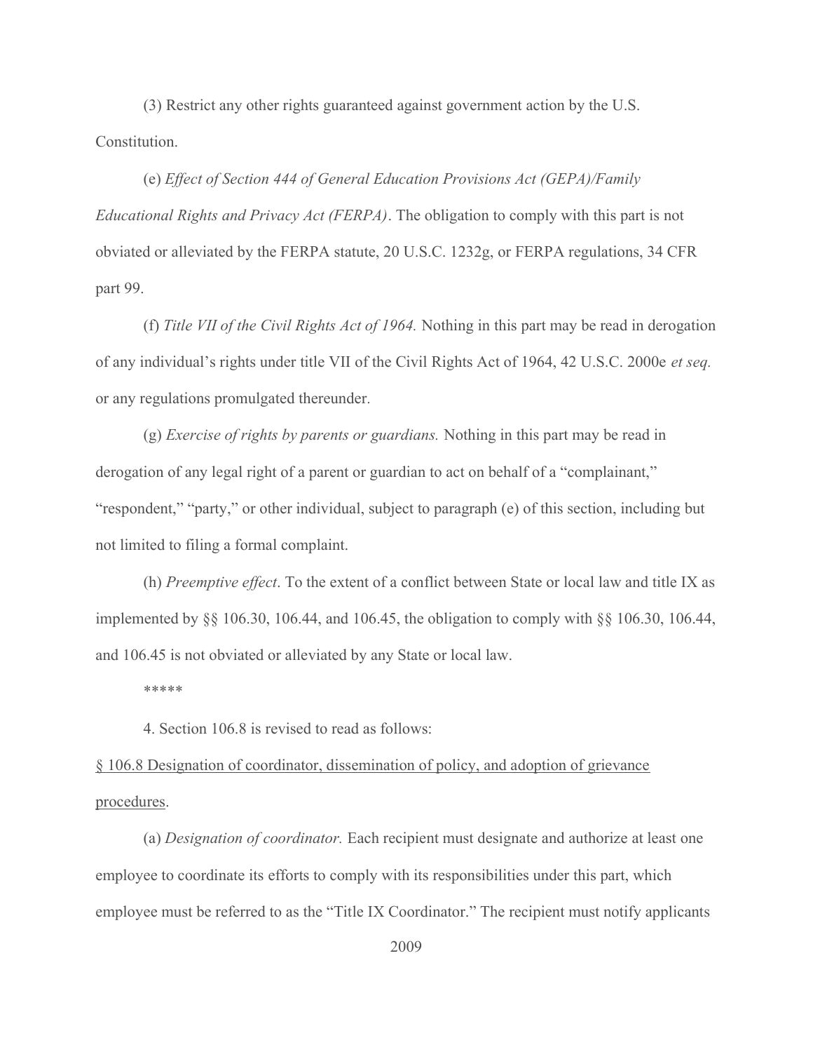(3) Restrict any other rights guaranteed against government action by the U.S. Constitution.

(e) *Effect of Section 444 of General Education Provisions Act (GEPA)/Family Educational Rights and Privacy Act (FERPA)*. The obligation to comply with this part is not obviated or alleviated by the FERPA statute, 20 U.S.C. 1232g, or FERPA regulations, 34 CFR part 99.

(f) *Title VII of the Civil Rights Act of 1964.* Nothing in this part may be read in derogation of any individual's rights under title VII of the Civil Rights Act of 1964, 42 U.S.C. 2000e *et seq.* or any regulations promulgated thereunder.

(g) *Exercise of rights by parents or guardians.* Nothing in this part may be read in derogation of any legal right of a parent or guardian to act on behalf of a "complainant," "respondent," "party," or other individual, subject to paragraph (e) of this section, including but not limited to filing a formal complaint.

(h) *Preemptive effect*. To the extent of a conflict between State or local law and title IX as implemented by §§ 106.30, 106.44, and 106.45, the obligation to comply with §§ 106.30, 106.44, and 106.45 is not obviated or alleviated by any State or local law.

*****

4. Section 106.8 is revised to read as follows:

§ 106.8 Designation of coordinator, dissemination of policy, and adoption of grievance procedures.

(a) *Designation of coordinator.* Each recipient must designate and authorize at least one employee to coordinate its efforts to comply with its responsibilities under this part, which employee must be referred to as the "Title IX Coordinator." The recipient must notify applicants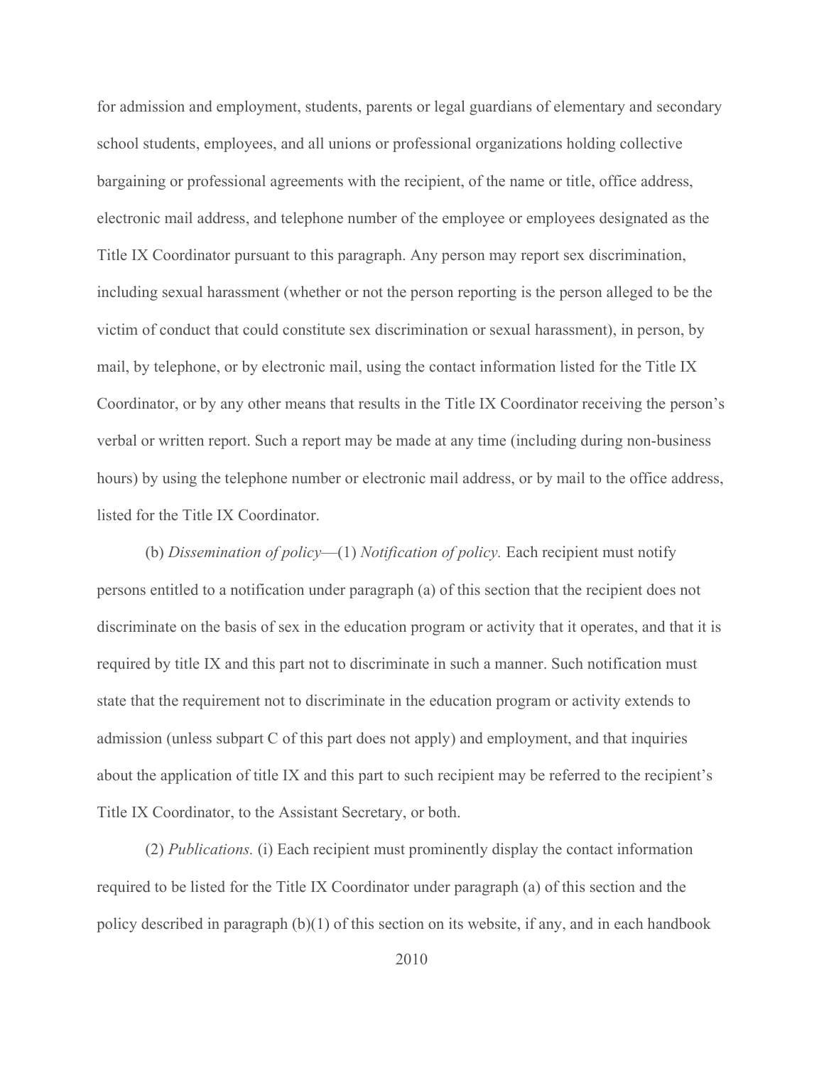for admission and employment, students, parents or legal guardians of elementary and secondary school students, employees, and all unions or professional organizations holding collective bargaining or professional agreements with the recipient, of the name or title, office address, electronic mail address, and telephone number of the employee or employees designated as the Title IX Coordinator pursuant to this paragraph. Any person may report sex discrimination, including sexual harassment (whether or not the person reporting is the person alleged to be the victim of conduct that could constitute sex discrimination or sexual harassment), in person, by mail, by telephone, or by electronic mail, using the contact information listed for the Title IX Coordinator, or by any other means that results in the Title IX Coordinator receiving the person's verbal or written report. Such a report may be made at any time (including during non-business hours) by using the telephone number or electronic mail address, or by mail to the office address, listed for the Title IX Coordinator.

(b) *Dissemination of policy*—(1) *Notification of policy.* Each recipient must notify persons entitled to a notification under paragraph (a) of this section that the recipient does not discriminate on the basis of sex in the education program or activity that it operates, and that it is required by title IX and this part not to discriminate in such a manner. Such notification must state that the requirement not to discriminate in the education program or activity extends to admission (unless subpart C of this part does not apply) and employment, and that inquiries about the application of title IX and this part to such recipient may be referred to the recipient's Title IX Coordinator, to the Assistant Secretary, or both.

(2) *Publications.* (i) Each recipient must prominently display the contact information required to be listed for the Title IX Coordinator under paragraph (a) of this section and the policy described in paragraph (b)(1) of this section on its website, if any, and in each handbook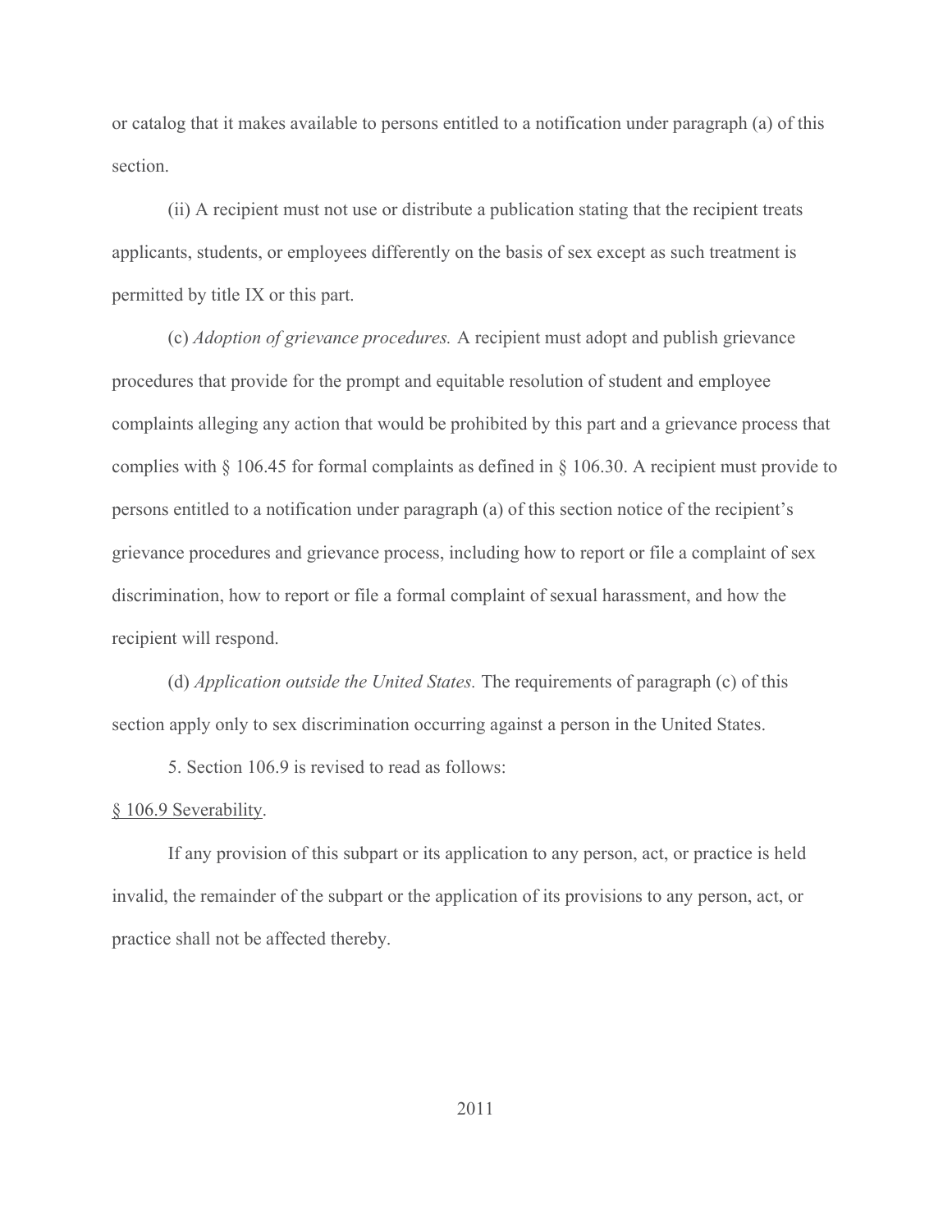or catalog that it makes available to persons entitled to a notification under paragraph (a) of this section.

(ii) A recipient must not use or distribute a publication stating that the recipient treats applicants, students, or employees differently on the basis of sex except as such treatment is permitted by title IX or this part.

(c) *Adoption of grievance procedures.* A recipient must adopt and publish grievance procedures that provide for the prompt and equitable resolution of student and employee complaints alleging any action that would be prohibited by this part and a grievance process that complies with § 106.45 for formal complaints as defined in § 106.30. A recipient must provide to persons entitled to a notification under paragraph (a) of this section notice of the recipient's grievance procedures and grievance process, including how to report or file a complaint of sex discrimination, how to report or file a formal complaint of sexual harassment, and how the recipient will respond.

(d) *Application outside the United States.* The requirements of paragraph (c) of this section apply only to sex discrimination occurring against a person in the United States.

5. Section 106.9 is revised to read as follows:

§ 106.9 Severability.

If any provision of this subpart or its application to any person, act, or practice is held invalid, the remainder of the subpart or the application of its provisions to any person, act, or practice shall not be affected thereby.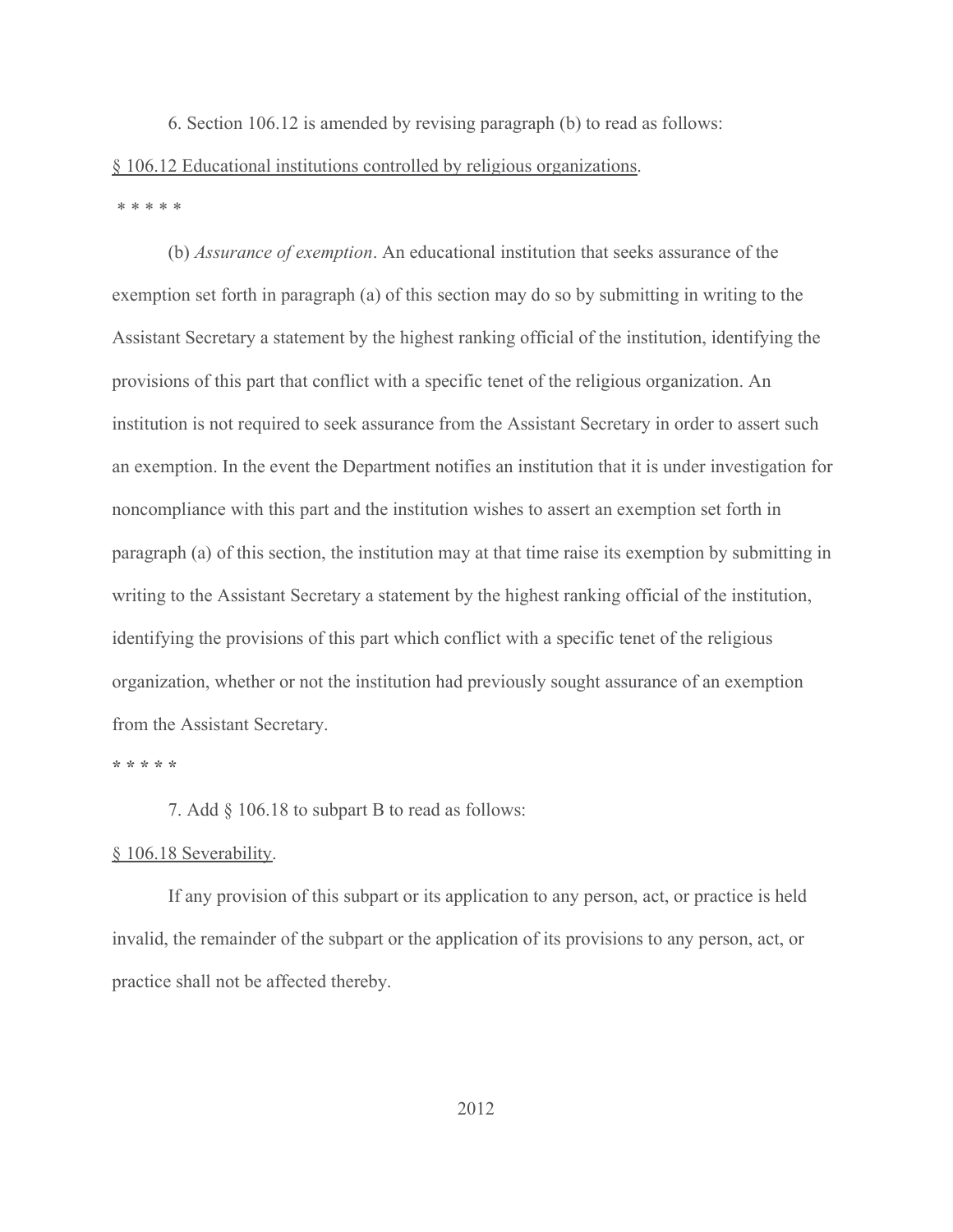6. Section 106.12 is amended by revising paragraph (b) to read as follows:

§ 106.12 Educational institutions controlled by religious organizations.

\* \* \* \* \*

(b) *Assurance of exemption*. An educational institution that seeks assurance of the exemption set forth in paragraph (a) of this section may do so by submitting in writing to the Assistant Secretary a statement by the highest ranking official of the institution, identifying the provisions of this part that conflict with a specific tenet of the religious organization. An institution is not required to seek assurance from the Assistant Secretary in order to assert such an exemption. In the event the Department notifies an institution that it is under investigation for noncompliance with this part and the institution wishes to assert an exemption set forth in paragraph (a) of this section, the institution may at that time raise its exemption by submitting in writing to the Assistant Secretary a statement by the highest ranking official of the institution, identifying the provisions of this part which conflict with a specific tenet of the religious organization, whether or not the institution had previously sought assurance of an exemption from the Assistant Secretary.

\* \* \* \* \*

7. Add § 106.18 to subpart B to read as follows:

§ 106.18 Severability.

If any provision of this subpart or its application to any person, act, or practice is held invalid, the remainder of the subpart or the application of its provisions to any person, act, or practice shall not be affected thereby.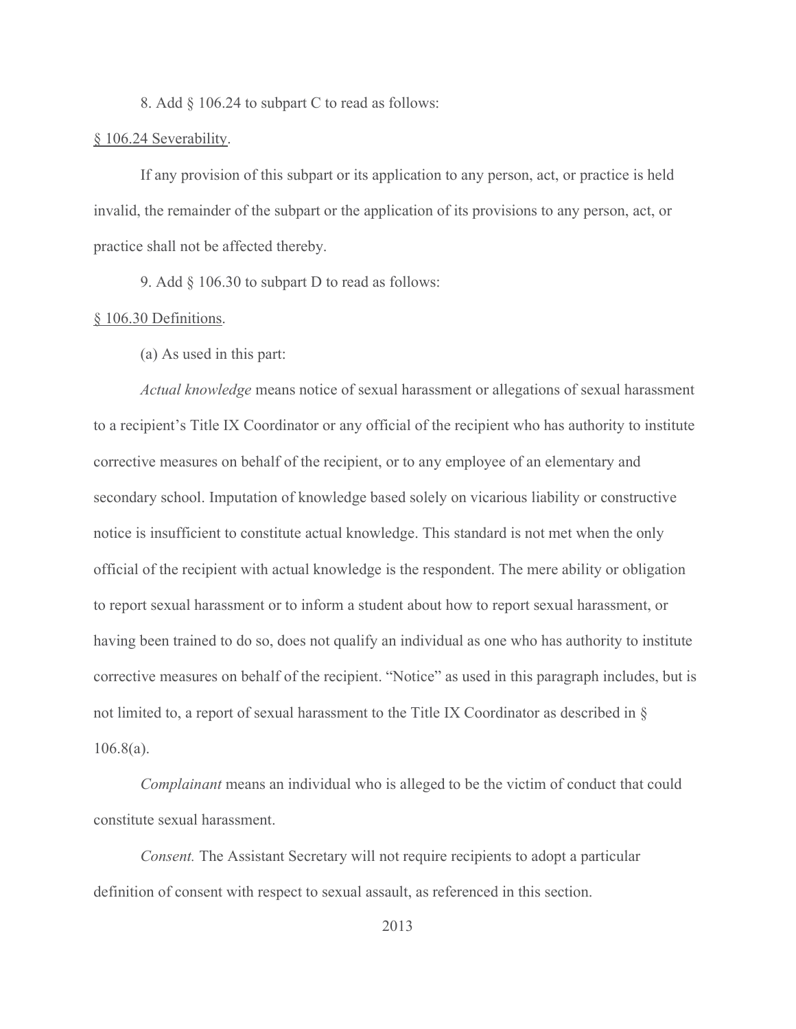8. Add § 106.24 to subpart C to read as follows:

§ 106.24 Severability.

If any provision of this subpart or its application to any person, act, or practice is held invalid, the remainder of the subpart or the application of its provisions to any person, act, or practice shall not be affected thereby.

9. Add § 106.30 to subpart D to read as follows:

§ 106.30 Definitions.

(a) As used in this part:

*Actual knowledge* means notice of sexual harassment or allegations of sexual harassment to a recipient's Title IX Coordinator or any official of the recipient who has authority to institute corrective measures on behalf of the recipient, or to any employee of an elementary and secondary school. Imputation of knowledge based solely on vicarious liability or constructive notice is insufficient to constitute actual knowledge. This standard is not met when the only official of the recipient with actual knowledge is the respondent. The mere ability or obligation to report sexual harassment or to inform a student about how to report sexual harassment, or having been trained to do so, does not qualify an individual as one who has authority to institute corrective measures on behalf of the recipient. "Notice" as used in this paragraph includes, but is not limited to, a report of sexual harassment to the Title IX Coordinator as described in § 106.8(a).

*Complainant* means an individual who is alleged to be the victim of conduct that could constitute sexual harassment.

*Consent.* The Assistant Secretary will not require recipients to adopt a particular definition of consent with respect to sexual assault, as referenced in this section.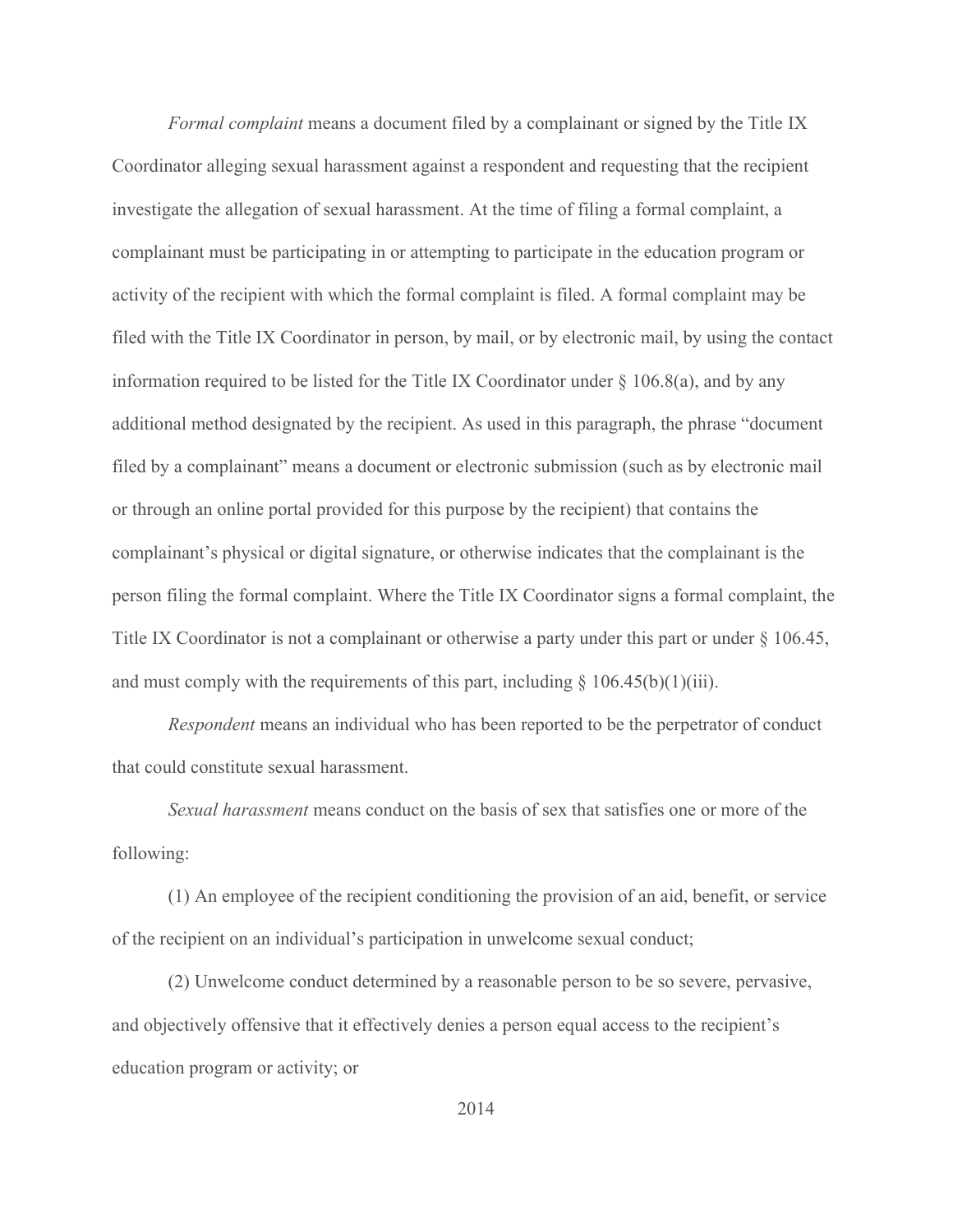*Formal complaint* means a document filed by a complainant or signed by the Title IX Coordinator alleging sexual harassment against a respondent and requesting that the recipient investigate the allegation of sexual harassment. At the time of filing a formal complaint, a complainant must be participating in or attempting to participate in the education program or activity of the recipient with which the formal complaint is filed. A formal complaint may be filed with the Title IX Coordinator in person, by mail, or by electronic mail, by using the contact information required to be listed for the Title IX Coordinator under § 106.8(a), and by any additional method designated by the recipient. As used in this paragraph, the phrase "document filed by a complainant" means a document or electronic submission (such as by electronic mail or through an online portal provided for this purpose by the recipient) that contains the complainant's physical or digital signature, or otherwise indicates that the complainant is the person filing the formal complaint. Where the Title IX Coordinator signs a formal complaint, the Title IX Coordinator is not a complainant or otherwise a party under this part or under § 106.45, and must comply with the requirements of this part, including § 106.45(b)(1)(iii).

*Respondent* means an individual who has been reported to be the perpetrator of conduct that could constitute sexual harassment.

*Sexual harassment* means conduct on the basis of sex that satisfies one or more of the following:

(1) An employee of the recipient conditioning the provision of an aid, benefit, or service of the recipient on an individual's participation in unwelcome sexual conduct;

(2) Unwelcome conduct determined by a reasonable person to be so severe, pervasive, and objectively offensive that it effectively denies a person equal access to the recipient's education program or activity; or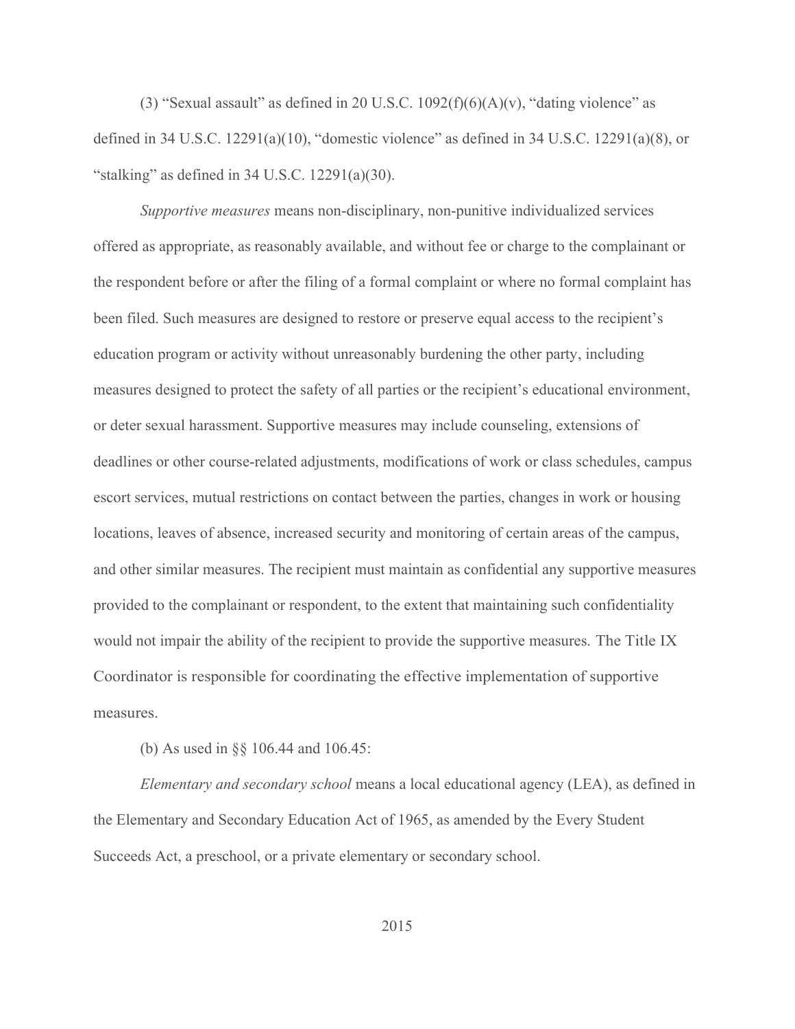(3) "Sexual assault" as defined in 20 U.S.C. 1092(f)(6)(A)(v), "dating violence" as defined in 34 U.S.C. 12291(a)(10), "domestic violence" as defined in 34 U.S.C. 12291(a)(8), or "stalking" as defined in 34 U.S.C. 12291(a)(30).

*Supportive measures* means non-disciplinary, non-punitive individualized services offered as appropriate, as reasonably available, and without fee or charge to the complainant or the respondent before or after the filing of a formal complaint or where no formal complaint has been filed. Such measures are designed to restore or preserve equal access to the recipient's education program or activity without unreasonably burdening the other party, including measures designed to protect the safety of all parties or the recipient's educational environment, or deter sexual harassment. Supportive measures may include counseling, extensions of deadlines or other course-related adjustments, modifications of work or class schedules, campus escort services, mutual restrictions on contact between the parties, changes in work or housing locations, leaves of absence, increased security and monitoring of certain areas of the campus, and other similar measures. The recipient must maintain as confidential any supportive measures provided to the complainant or respondent, to the extent that maintaining such confidentiality would not impair the ability of the recipient to provide the supportive measures. The Title IX Coordinator is responsible for coordinating the effective implementation of supportive measures.

(b) As used in §§ 106.44 and 106.45:

*Elementary and secondary school* means a local educational agency (LEA), as defined in the Elementary and Secondary Education Act of 1965, as amended by the Every Student Succeeds Act, a preschool, or a private elementary or secondary school.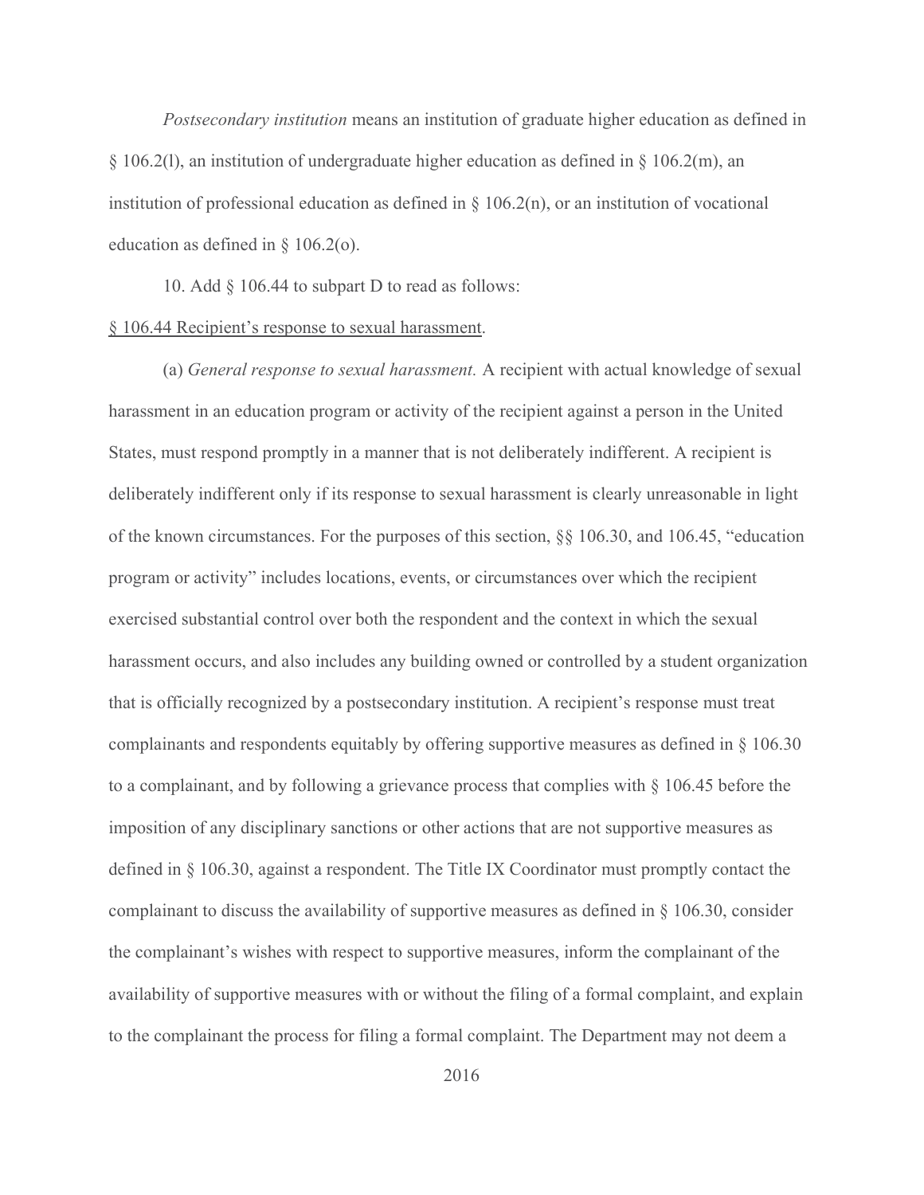*Postsecondary institution* means an institution of graduate higher education as defined in § 106.2(l), an institution of undergraduate higher education as defined in § 106.2(m), an institution of professional education as defined in § 106.2(n), or an institution of vocational education as defined in § 106.2(o).

10. Add § 106.44 to subpart D to read as follows:

§ 106.44 Recipient's response to sexual harassment.

(a) *General response to sexual harassment.* A recipient with actual knowledge of sexual harassment in an education program or activity of the recipient against a person in the United States, must respond promptly in a manner that is not deliberately indifferent. A recipient is deliberately indifferent only if its response to sexual harassment is clearly unreasonable in light of the known circumstances. For the purposes of this section, §§ 106.30, and 106.45, "education program or activity" includes locations, events, or circumstances over which the recipient exercised substantial control over both the respondent and the context in which the sexual harassment occurs, and also includes any building owned or controlled by a student organization that is officially recognized by a postsecondary institution. A recipient's response must treat complainants and respondents equitably by offering supportive measures as defined in § 106.30 to a complainant, and by following a grievance process that complies with § 106.45 before the imposition of any disciplinary sanctions or other actions that are not supportive measures as defined in § 106.30, against a respondent. The Title IX Coordinator must promptly contact the complainant to discuss the availability of supportive measures as defined in § 106.30, consider the complainant's wishes with respect to supportive measures, inform the complainant of the availability of supportive measures with or without the filing of a formal complaint, and explain to the complainant the process for filing a formal complaint. The Department may not deem a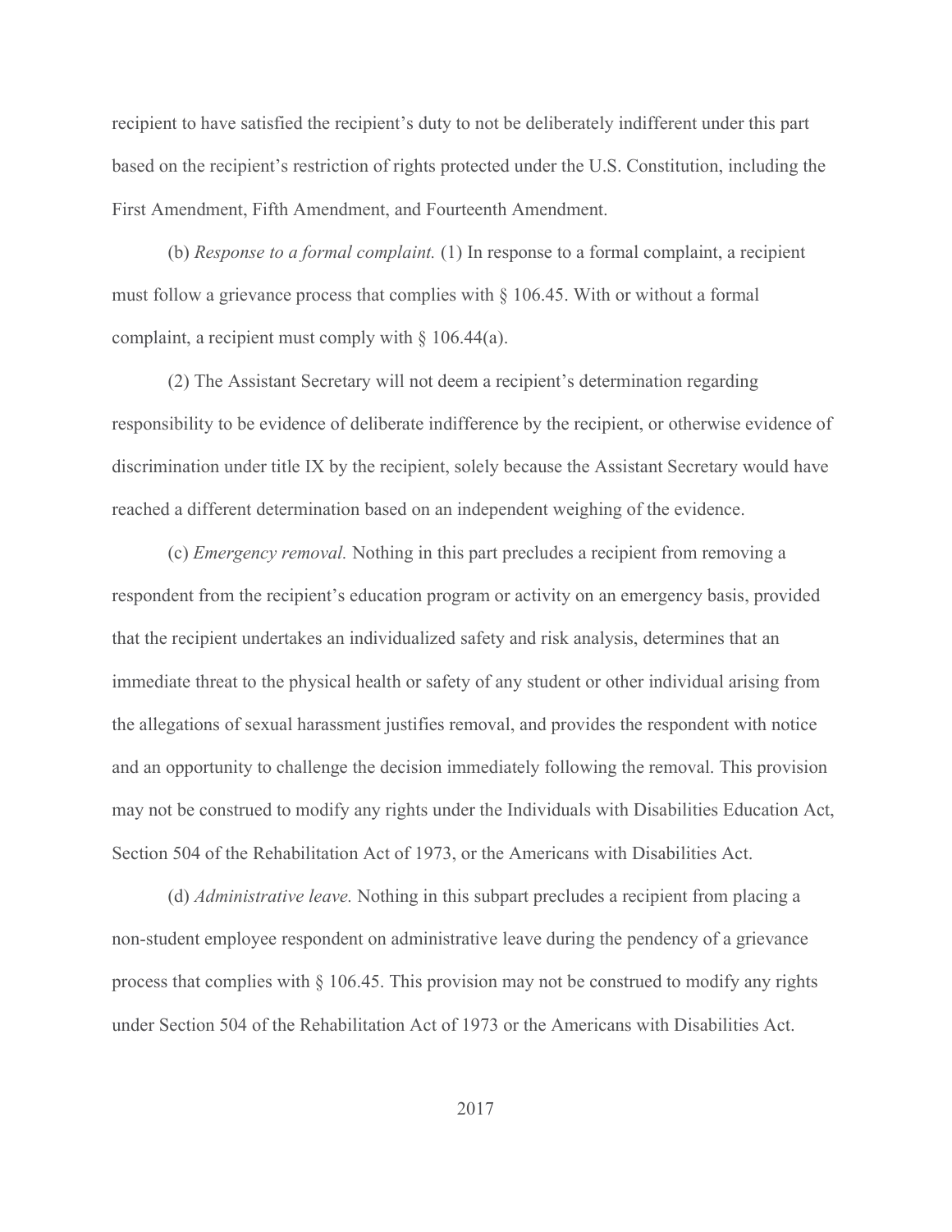recipient to have satisfied the recipient's duty to not be deliberately indifferent under this part based on the recipient's restriction of rights protected under the U.S. Constitution, including the First Amendment, Fifth Amendment, and Fourteenth Amendment.

(b) *Response to a formal complaint.* (1) In response to a formal complaint, a recipient must follow a grievance process that complies with § 106.45. With or without a formal complaint, a recipient must comply with § 106.44(a).

(2) The Assistant Secretary will not deem a recipient's determination regarding responsibility to be evidence of deliberate indifference by the recipient, or otherwise evidence of discrimination under title IX by the recipient, solely because the Assistant Secretary would have reached a different determination based on an independent weighing of the evidence.

(c) *Emergency removal.* Nothing in this part precludes a recipient from removing a respondent from the recipient's education program or activity on an emergency basis, provided that the recipient undertakes an individualized safety and risk analysis, determines that an immediate threat to the physical health or safety of any student or other individual arising from the allegations of sexual harassment justifies removal, and provides the respondent with notice and an opportunity to challenge the decision immediately following the removal. This provision may not be construed to modify any rights under the Individuals with Disabilities Education Act, Section 504 of the Rehabilitation Act of 1973, or the Americans with Disabilities Act.

(d) *Administrative leave.* Nothing in this subpart precludes a recipient from placing a non-student employee respondent on administrative leave during the pendency of a grievance process that complies with § 106.45. This provision may not be construed to modify any rights under Section 504 of the Rehabilitation Act of 1973 or the Americans with Disabilities Act.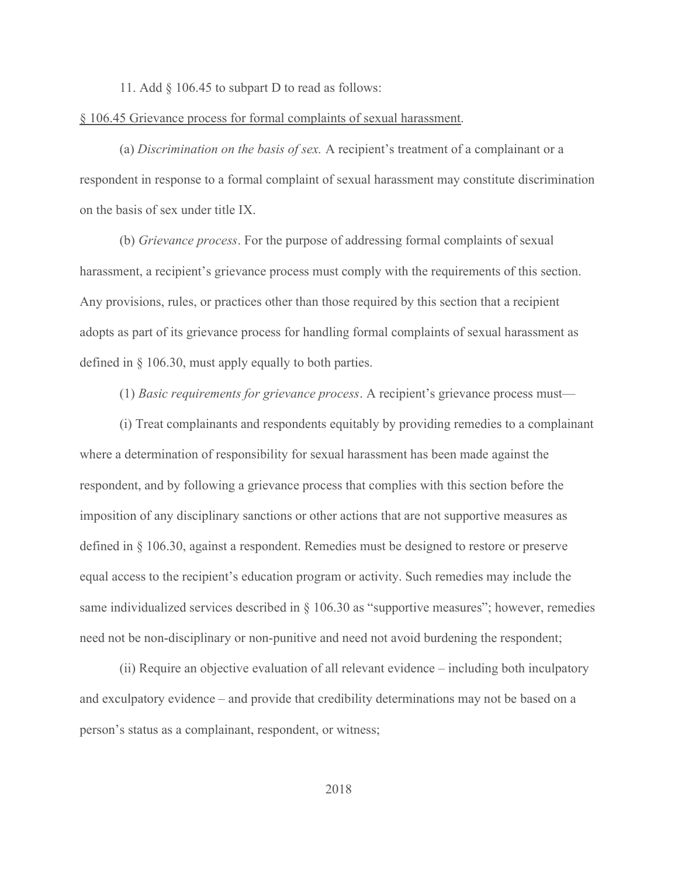11. Add § 106.45 to subpart D to read as follows:

§ 106.45 Grievance process for formal complaints of sexual harassment.

(a) *Discrimination on the basis of sex.* A recipient's treatment of a complainant or a respondent in response to a formal complaint of sexual harassment may constitute discrimination on the basis of sex under title IX.

(b) *Grievance process*. For the purpose of addressing formal complaints of sexual harassment, a recipient's grievance process must comply with the requirements of this section. Any provisions, rules, or practices other than those required by this section that a recipient adopts as part of its grievance process for handling formal complaints of sexual harassment as defined in § 106.30, must apply equally to both parties.

(1) *Basic requirements for grievance process*. A recipient's grievance process must—

(i) Treat complainants and respondents equitably by providing remedies to a complainant where a determination of responsibility for sexual harassment has been made against the respondent, and by following a grievance process that complies with this section before the imposition of any disciplinary sanctions or other actions that are not supportive measures as defined in § 106.30, against a respondent. Remedies must be designed to restore or preserve equal access to the recipient's education program or activity. Such remedies may include the same individualized services described in § 106.30 as "supportive measures"; however, remedies need not be non-disciplinary or non-punitive and need not avoid burdening the respondent;

(ii) Require an objective evaluation of all relevant evidence – including both inculpatory and exculpatory evidence – and provide that credibility determinations may not be based on a person's status as a complainant, respondent, or witness;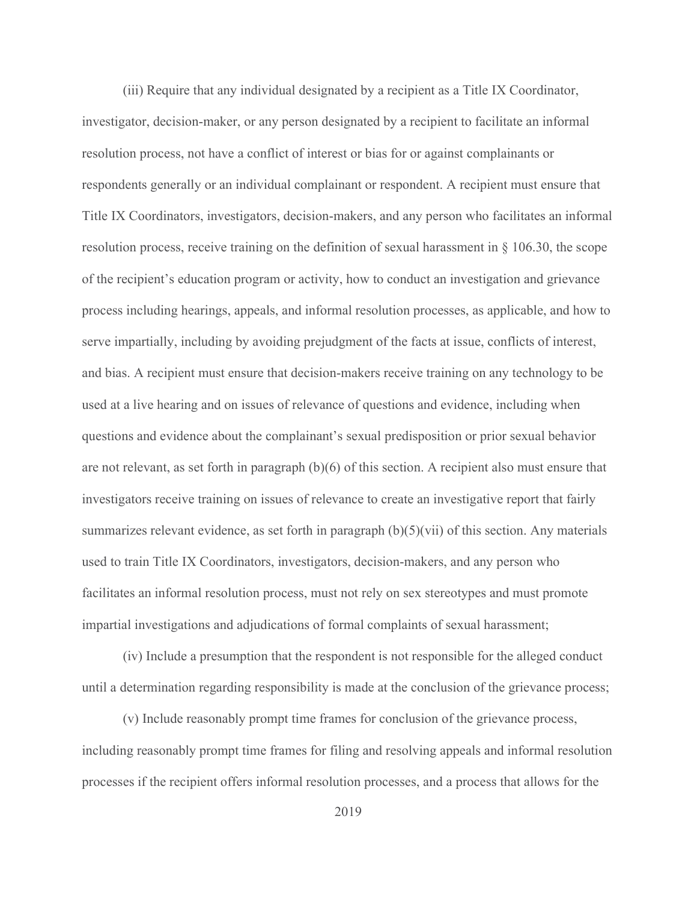(iii) Require that any individual designated by a recipient as a Title IX Coordinator, investigator, decision-maker, or any person designated by a recipient to facilitate an informal resolution process, not have a conflict of interest or bias for or against complainants or respondents generally or an individual complainant or respondent. A recipient must ensure that Title IX Coordinators, investigators, decision-makers, and any person who facilitates an informal resolution process, receive training on the definition of sexual harassment in § 106.30, the scope of the recipient's education program or activity, how to conduct an investigation and grievance process including hearings, appeals, and informal resolution processes, as applicable, and how to serve impartially, including by avoiding prejudgment of the facts at issue, conflicts of interest, and bias. A recipient must ensure that decision-makers receive training on any technology to be used at a live hearing and on issues of relevance of questions and evidence, including when questions and evidence about the complainant's sexual predisposition or prior sexual behavior are not relevant, as set forth in paragraph (b)(6) of this section. A recipient also must ensure that investigators receive training on issues of relevance to create an investigative report that fairly summarizes relevant evidence, as set forth in paragraph (b)(5)(vii) of this section. Any materials used to train Title IX Coordinators, investigators, decision-makers, and any person who facilitates an informal resolution process, must not rely on sex stereotypes and must promote impartial investigations and adjudications of formal complaints of sexual harassment;

(iv) Include a presumption that the respondent is not responsible for the alleged conduct until a determination regarding responsibility is made at the conclusion of the grievance process;

(v) Include reasonably prompt time frames for conclusion of the grievance process, including reasonably prompt time frames for filing and resolving appeals and informal resolution processes if the recipient offers informal resolution processes, and a process that allows for the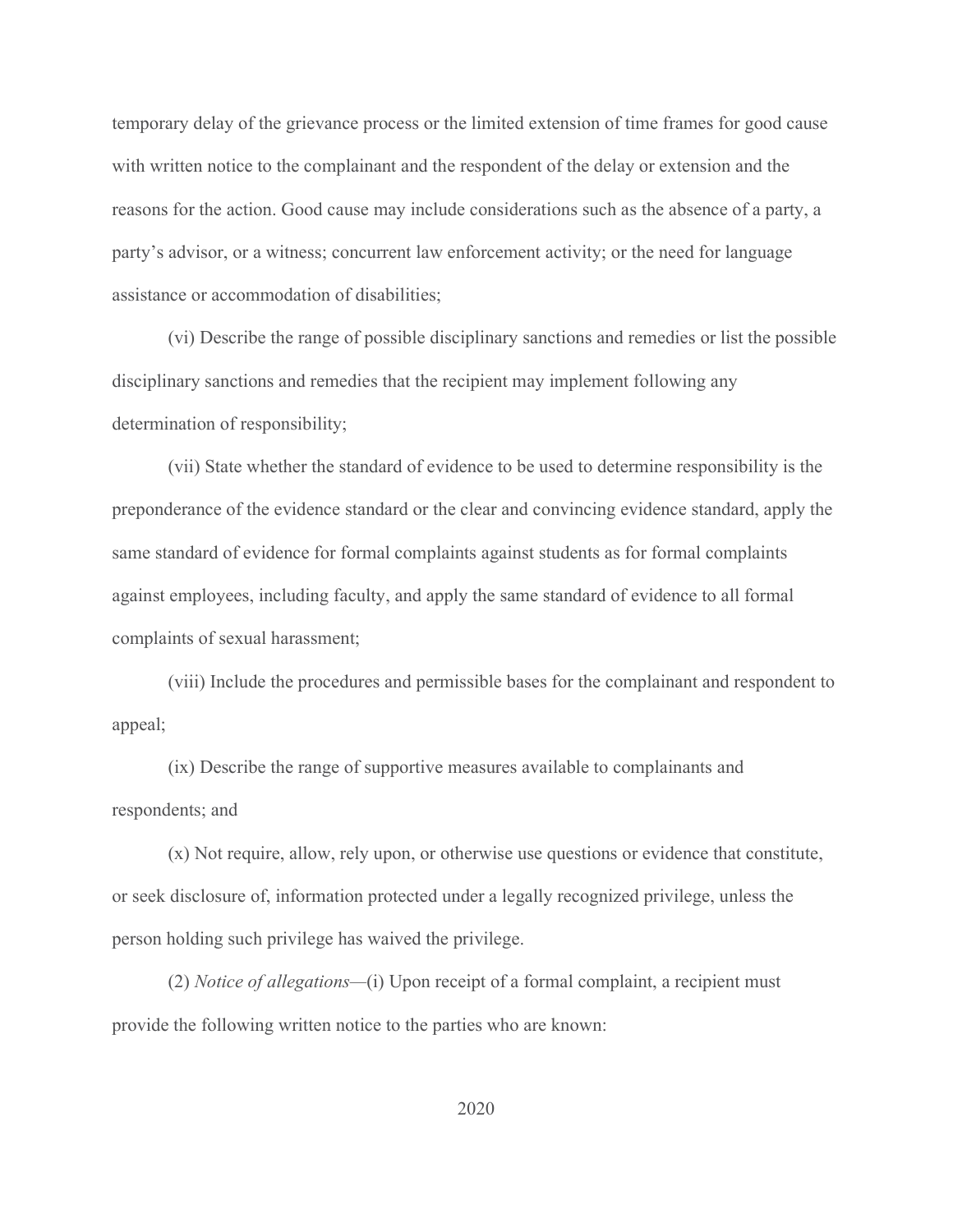temporary delay of the grievance process or the limited extension of time frames for good cause with written notice to the complainant and the respondent of the delay or extension and the reasons for the action. Good cause may include considerations such as the absence of a party, a party's advisor, or a witness; concurrent law enforcement activity; or the need for language assistance or accommodation of disabilities;

(vi) Describe the range of possible disciplinary sanctions and remedies or list the possible disciplinary sanctions and remedies that the recipient may implement following any determination of responsibility;

(vii) State whether the standard of evidence to be used to determine responsibility is the preponderance of the evidence standard or the clear and convincing evidence standard, apply the same standard of evidence for formal complaints against students as for formal complaints against employees, including faculty, and apply the same standard of evidence to all formal complaints of sexual harassment;

(viii) Include the procedures and permissible bases for the complainant and respondent to appeal;

(ix) Describe the range of supportive measures available to complainants and respondents; and

(x) Not require, allow, rely upon, or otherwise use questions or evidence that constitute, or seek disclosure of, information protected under a legally recognized privilege, unless the person holding such privilege has waived the privilege.

(2) *Notice of allegations*—(i) Upon receipt of a formal complaint, a recipient must provide the following written notice to the parties who are known: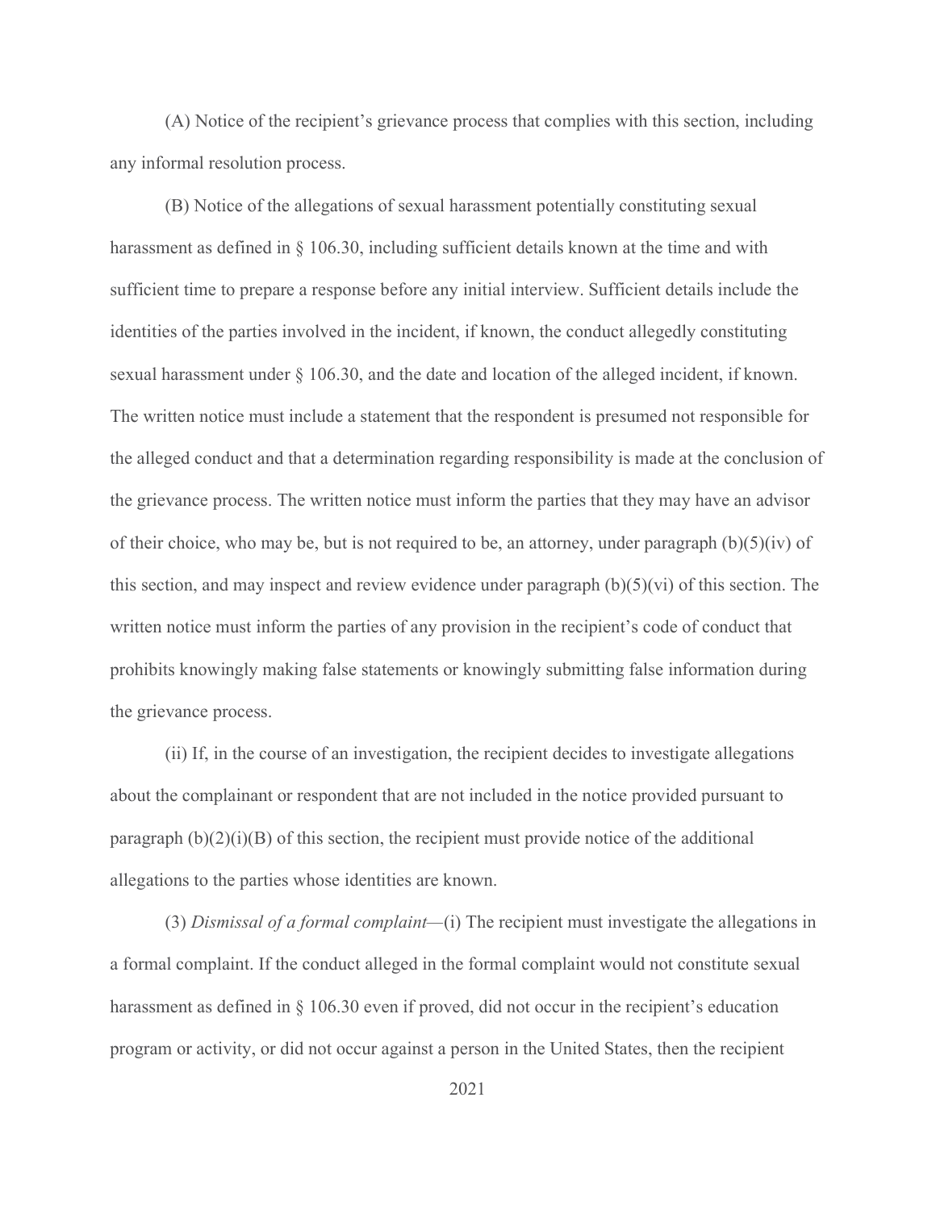(A) Notice of the recipient's grievance process that complies with this section, including any informal resolution process.

(B) Notice of the allegations of sexual harassment potentially constituting sexual harassment as defined in § 106.30, including sufficient details known at the time and with sufficient time to prepare a response before any initial interview. Sufficient details include the identities of the parties involved in the incident, if known, the conduct allegedly constituting sexual harassment under § 106.30, and the date and location of the alleged incident, if known. The written notice must include a statement that the respondent is presumed not responsible for the alleged conduct and that a determination regarding responsibility is made at the conclusion of the grievance process. The written notice must inform the parties that they may have an advisor of their choice, who may be, but is not required to be, an attorney, under paragraph (b)(5)(iv) of this section, and may inspect and review evidence under paragraph (b)(5)(vi) of this section. The written notice must inform the parties of any provision in the recipient's code of conduct that prohibits knowingly making false statements or knowingly submitting false information during the grievance process.

(ii) If, in the course of an investigation, the recipient decides to investigate allegations about the complainant or respondent that are not included in the notice provided pursuant to paragraph (b)(2)(i)(B) of this section, the recipient must provide notice of the additional allegations to the parties whose identities are known.

(3) *Dismissal of a formal complaint*—(i) The recipient must investigate the allegations in a formal complaint. If the conduct alleged in the formal complaint would not constitute sexual harassment as defined in § 106.30 even if proved, did not occur in the recipient's education program or activity, or did not occur against a person in the United States, then the recipient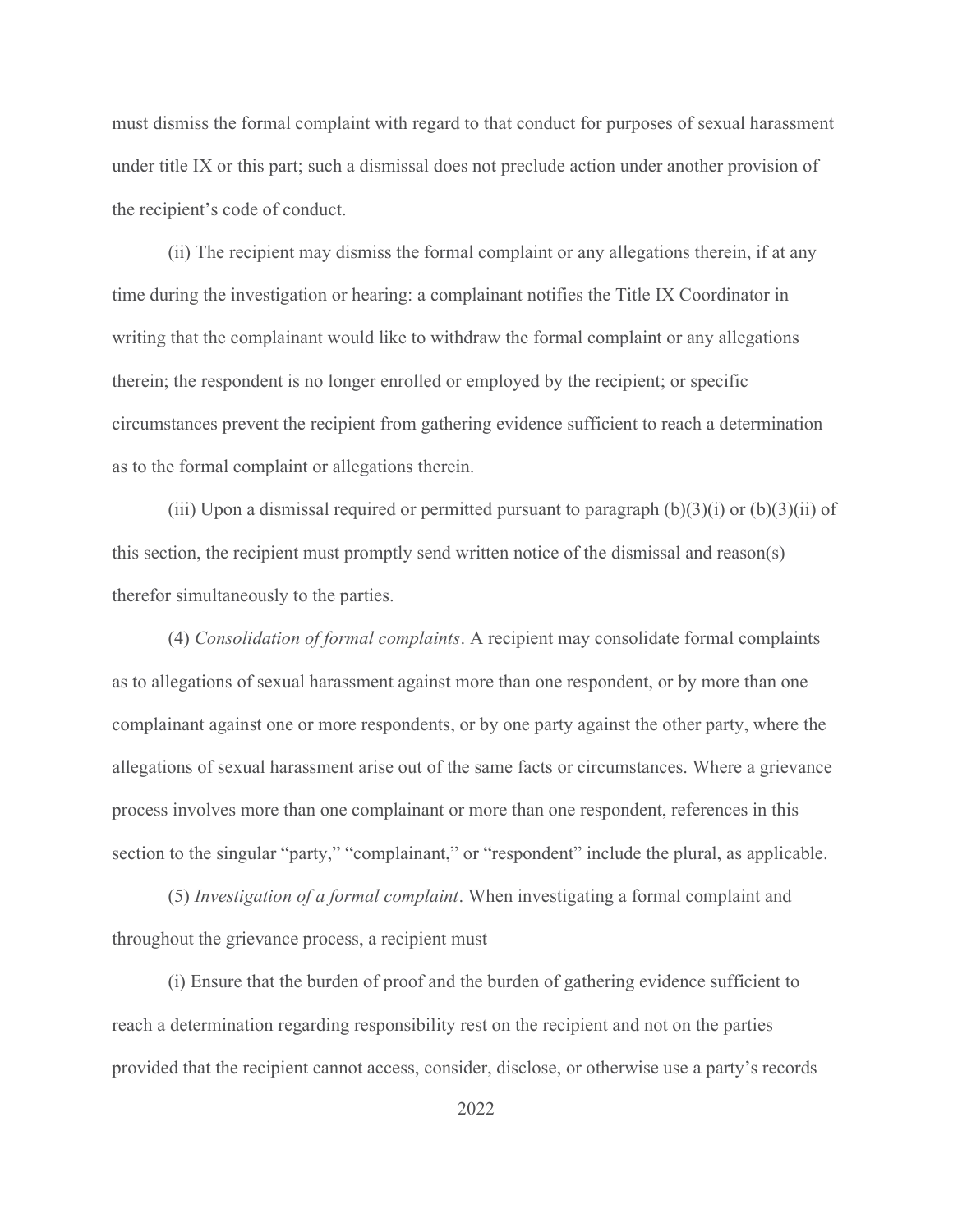must dismiss the formal complaint with regard to that conduct for purposes of sexual harassment under title IX or this part; such a dismissal does not preclude action under another provision of the recipient's code of conduct.

(ii) The recipient may dismiss the formal complaint or any allegations therein, if at any time during the investigation or hearing: a complainant notifies the Title IX Coordinator in writing that the complainant would like to withdraw the formal complaint or any allegations therein; the respondent is no longer enrolled or employed by the recipient; or specific circumstances prevent the recipient from gathering evidence sufficient to reach a determination as to the formal complaint or allegations therein.

(iii) Upon a dismissal required or permitted pursuant to paragraph (b)(3)(i) or (b)(3)(ii) of this section, the recipient must promptly send written notice of the dismissal and reason(s) therefor simultaneously to the parties.

(4) *Consolidation of formal complaints*. A recipient may consolidate formal complaints as to allegations of sexual harassment against more than one respondent, or by more than one complainant against one or more respondents, or by one party against the other party, where the allegations of sexual harassment arise out of the same facts or circumstances. Where a grievance process involves more than one complainant or more than one respondent, references in this section to the singular "party," "complainant," or "respondent" include the plural, as applicable.

(5) *Investigation of a formal complaint*. When investigating a formal complaint and throughout the grievance process, a recipient must—

(i) Ensure that the burden of proof and the burden of gathering evidence sufficient to reach a determination regarding responsibility rest on the recipient and not on the parties provided that the recipient cannot access, consider, disclose, or otherwise use a party's records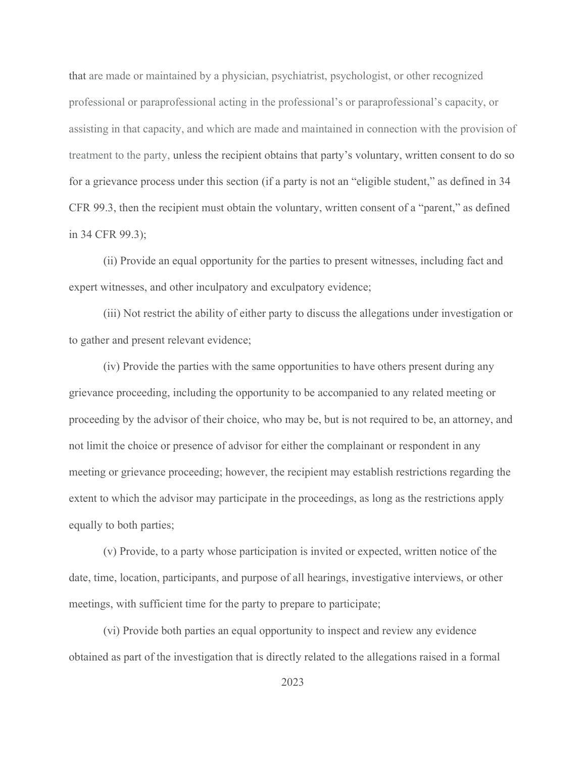that are made or maintained by a physician, psychiatrist, psychologist, or other recognized professional or paraprofessional acting in the professional's or paraprofessional's capacity, or assisting in that capacity, and which are made and maintained in connection with the provision of treatment to the party, unless the recipient obtains that party's voluntary, written consent to do so for a grievance process under this section (if a party is not an "eligible student," as defined in 34 CFR 99.3, then the recipient must obtain the voluntary, written consent of a "parent," as defined in 34 CFR 99.3);

(ii) Provide an equal opportunity for the parties to present witnesses, including fact and expert witnesses, and other inculpatory and exculpatory evidence;

(iii) Not restrict the ability of either party to discuss the allegations under investigation or to gather and present relevant evidence;

(iv) Provide the parties with the same opportunities to have others present during any grievance proceeding, including the opportunity to be accompanied to any related meeting or proceeding by the advisor of their choice, who may be, but is not required to be, an attorney, and not limit the choice or presence of advisor for either the complainant or respondent in any meeting or grievance proceeding; however, the recipient may establish restrictions regarding the extent to which the advisor may participate in the proceedings, as long as the restrictions apply equally to both parties;

(v) Provide, to a party whose participation is invited or expected, written notice of the date, time, location, participants, and purpose of all hearings, investigative interviews, or other meetings, with sufficient time for the party to prepare to participate;

(vi) Provide both parties an equal opportunity to inspect and review any evidence obtained as part of the investigation that is directly related to the allegations raised in a formal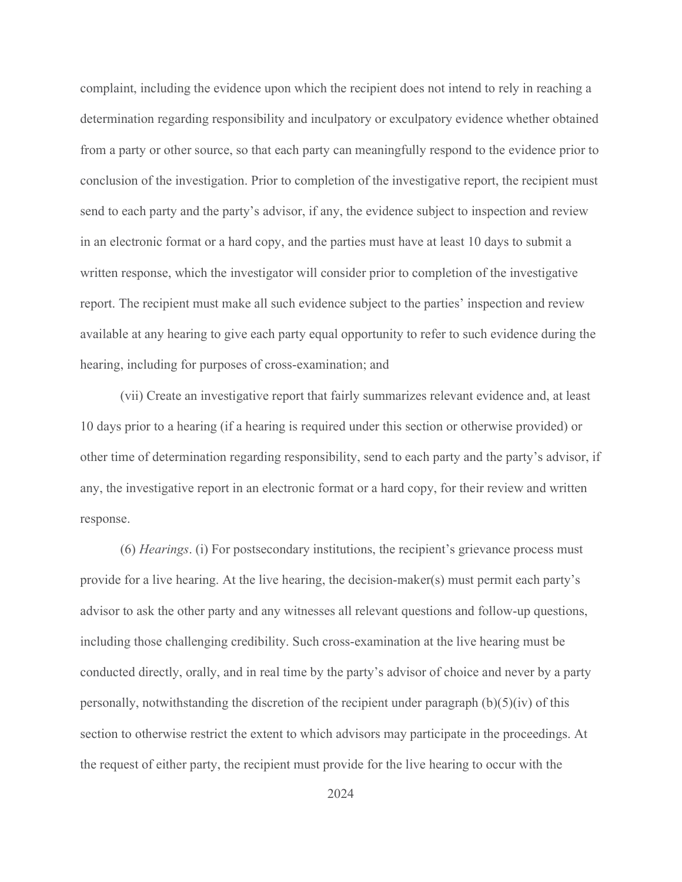complaint, including the evidence upon which the recipient does not intend to rely in reaching a determination regarding responsibility and inculpatory or exculpatory evidence whether obtained from a party or other source, so that each party can meaningfully respond to the evidence prior to conclusion of the investigation. Prior to completion of the investigative report, the recipient must send to each party and the party's advisor, if any, the evidence subject to inspection and review in an electronic format or a hard copy, and the parties must have at least 10 days to submit a written response, which the investigator will consider prior to completion of the investigative report. The recipient must make all such evidence subject to the parties' inspection and review available at any hearing to give each party equal opportunity to refer to such evidence during the hearing, including for purposes of cross-examination; and

(vii) Create an investigative report that fairly summarizes relevant evidence and, at least 10 days prior to a hearing (if a hearing is required under this section or otherwise provided) or other time of determination regarding responsibility, send to each party and the party's advisor, if any, the investigative report in an electronic format or a hard copy, for their review and written response.

(6) *Hearings*. (i) For postsecondary institutions, the recipient's grievance process must provide for a live hearing. At the live hearing, the decision-maker(s) must permit each party's advisor to ask the other party and any witnesses all relevant questions and follow-up questions, including those challenging credibility. Such cross-examination at the live hearing must be conducted directly, orally, and in real time by the party's advisor of choice and never by a party personally, notwithstanding the discretion of the recipient under paragraph (b)(5)(iv) of this section to otherwise restrict the extent to which advisors may participate in the proceedings. At the request of either party, the recipient must provide for the live hearing to occur with the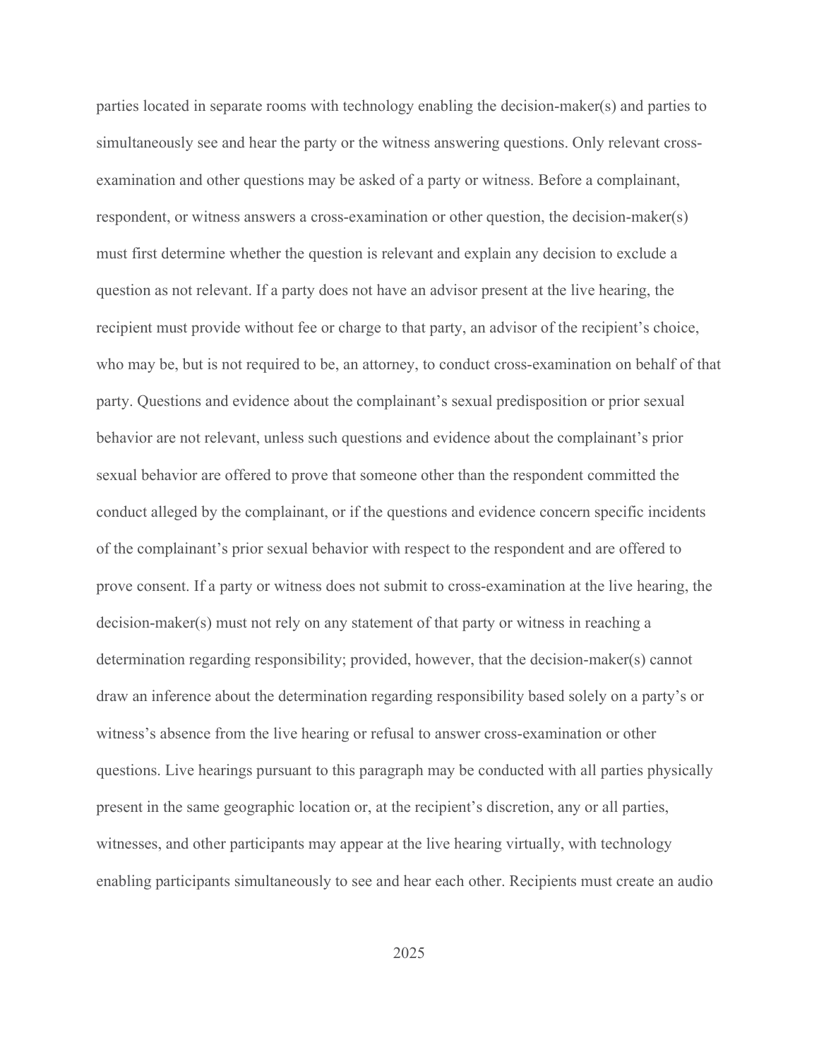parties located in separate rooms with technology enabling the decision-maker(s) and parties to simultaneously see and hear the party or the witness answering questions. Only relevant cross-examination and other questions may be asked of a party or witness. Before a complainant, respondent, or witness answers a cross-examination or other question, the decision-maker(s) must first determine whether the question is relevant and explain any decision to exclude a question as not relevant. If a party does not have an advisor present at the live hearing, the recipient must provide without fee or charge to that party, an advisor of the recipient's choice, who may be, but is not required to be, an attorney, to conduct cross-examination on behalf of that party. Questions and evidence about the complainant's sexual predisposition or prior sexual behavior are not relevant, unless such questions and evidence about the complainant's prior sexual behavior are offered to prove that someone other than the respondent committed the conduct alleged by the complainant, or if the questions and evidence concern specific incidents of the complainant's prior sexual behavior with respect to the respondent and are offered to prove consent. If a party or witness does not submit to cross-examination at the live hearing, the decision-maker(s) must not rely on any statement of that party or witness in reaching a determination regarding responsibility; provided, however, that the decision-maker(s) cannot draw an inference about the determination regarding responsibility based solely on a party's or witness's absence from the live hearing or refusal to answer cross-examination or other questions. Live hearings pursuant to this paragraph may be conducted with all parties physically present in the same geographic location or, at the recipient's discretion, any or all parties, witnesses, and other participants may appear at the live hearing virtually, with technology enabling participants simultaneously to see and hear each other. Recipients must create an audio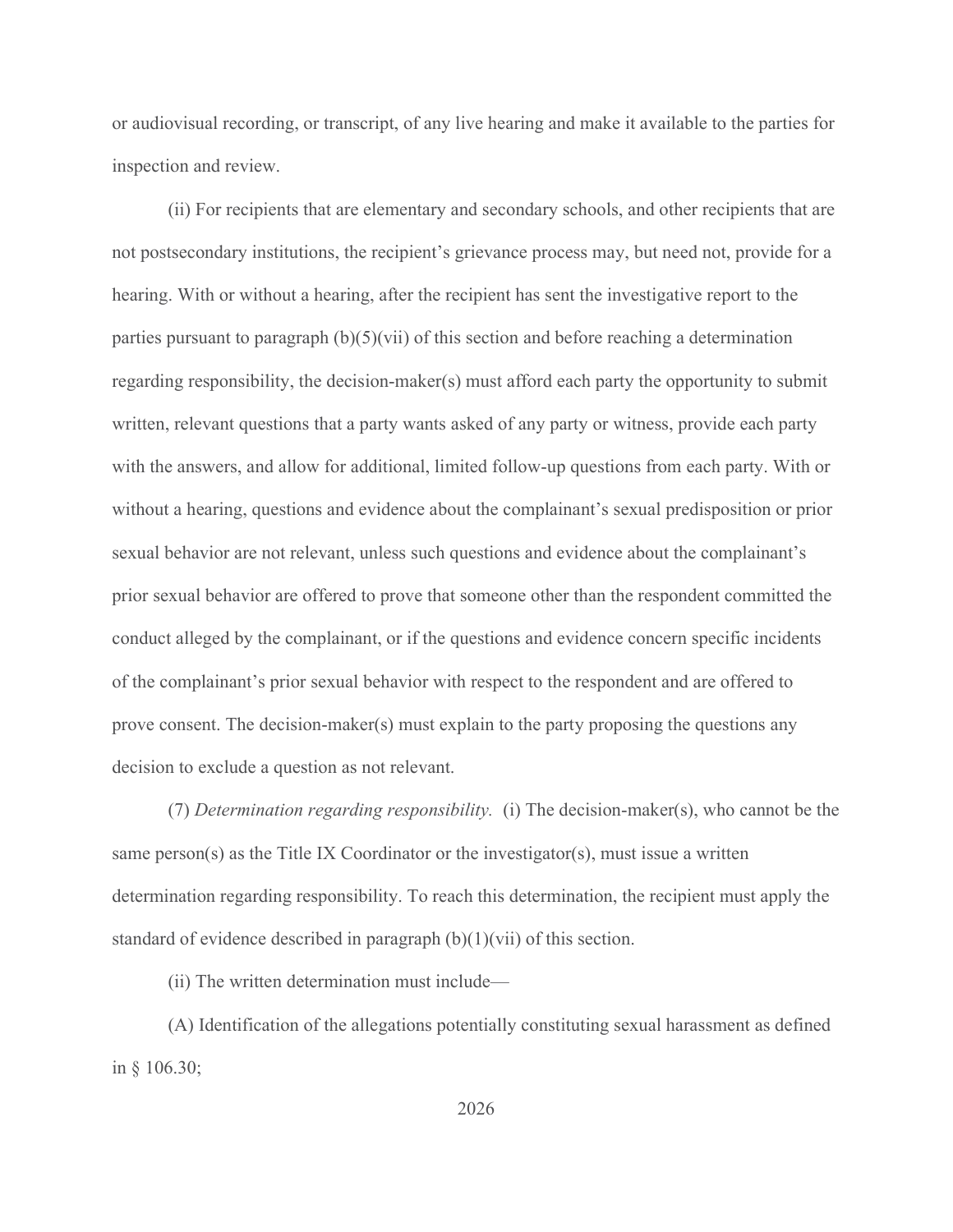or audiovisual recording, or transcript, of any live hearing and make it available to the parties for inspection and review.

(ii) For recipients that are elementary and secondary schools, and other recipients that are not postsecondary institutions, the recipient's grievance process may, but need not, provide for a hearing. With or without a hearing, after the recipient has sent the investigative report to the parties pursuant to paragraph (b)(5)(vii) of this section and before reaching a determination regarding responsibility, the decision-maker(s) must afford each party the opportunity to submit written, relevant questions that a party wants asked of any party or witness, provide each party with the answers, and allow for additional, limited follow-up questions from each party. With or without a hearing, questions and evidence about the complainant's sexual predisposition or prior sexual behavior are not relevant, unless such questions and evidence about the complainant's prior sexual behavior are offered to prove that someone other than the respondent committed the conduct alleged by the complainant, or if the questions and evidence concern specific incidents of the complainant's prior sexual behavior with respect to the respondent and are offered to prove consent. The decision-maker(s) must explain to the party proposing the questions any decision to exclude a question as not relevant.

(7) *Determination regarding responsibility.* (i) The decision-maker(s), who cannot be the same person(s) as the Title IX Coordinator or the investigator(s), must issue a written determination regarding responsibility. To reach this determination, the recipient must apply the standard of evidence described in paragraph (b)(1)(vii) of this section.

(ii) The written determination must include—

(A) Identification of the allegations potentially constituting sexual harassment as defined in § 106.30;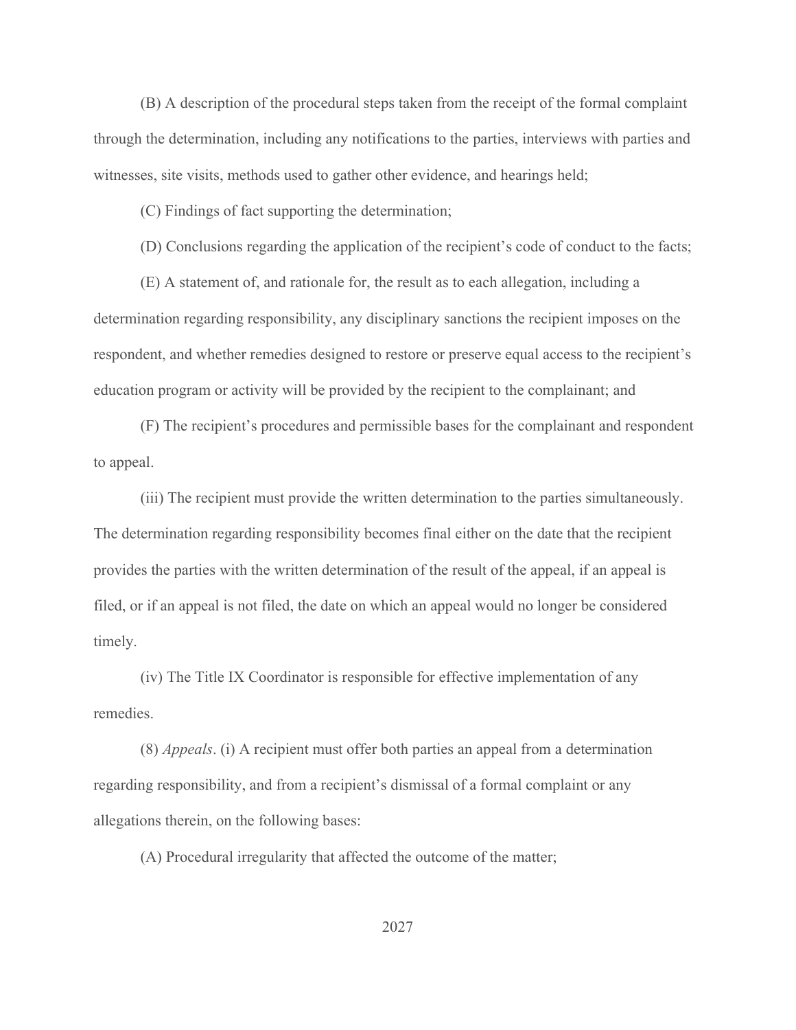(B) A description of the procedural steps taken from the receipt of the formal complaint through the determination, including any notifications to the parties, interviews with parties and witnesses, site visits, methods used to gather other evidence, and hearings held;

(C) Findings of fact supporting the determination;

(D) Conclusions regarding the application of the recipient's code of conduct to the facts;

(E) A statement of, and rationale for, the result as to each allegation, including a determination regarding responsibility, any disciplinary sanctions the recipient imposes on the respondent, and whether remedies designed to restore or preserve equal access to the recipient's education program or activity will be provided by the recipient to the complainant; and

(F) The recipient's procedures and permissible bases for the complainant and respondent to appeal.

(iii) The recipient must provide the written determination to the parties simultaneously. The determination regarding responsibility becomes final either on the date that the recipient provides the parties with the written determination of the result of the appeal, if an appeal is filed, or if an appeal is not filed, the date on which an appeal would no longer be considered timely.

(iv) The Title IX Coordinator is responsible for effective implementation of any remedies.

(8) *Appeals*. (i) A recipient must offer both parties an appeal from a determination regarding responsibility, and from a recipient's dismissal of a formal complaint or any allegations therein, on the following bases:

(A) Procedural irregularity that affected the outcome of the matter;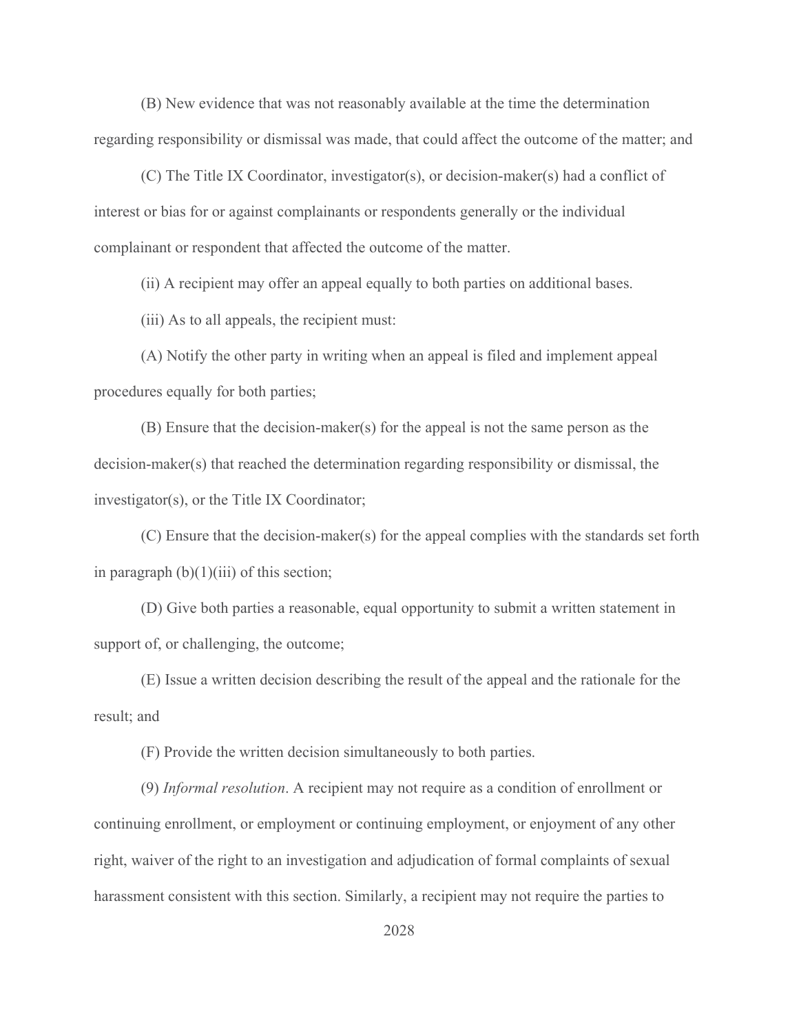(B) New evidence that was not reasonably available at the time the determination regarding responsibility or dismissal was made, that could affect the outcome of the matter; and

(C) The Title IX Coordinator, investigator(s), or decision-maker(s) had a conflict of interest or bias for or against complainants or respondents generally or the individual complainant or respondent that affected the outcome of the matter.

(ii) A recipient may offer an appeal equally to both parties on additional bases.

(iii) As to all appeals, the recipient must:

(A) Notify the other party in writing when an appeal is filed and implement appeal procedures equally for both parties;

(B) Ensure that the decision-maker(s) for the appeal is not the same person as the decision-maker(s) that reached the determination regarding responsibility or dismissal, the investigator(s), or the Title IX Coordinator;

(C) Ensure that the decision-maker(s) for the appeal complies with the standards set forth in paragraph (b)(1)(iii) of this section;

(D) Give both parties a reasonable, equal opportunity to submit a written statement in support of, or challenging, the outcome;

(E) Issue a written decision describing the result of the appeal and the rationale for the result; and

(F) Provide the written decision simultaneously to both parties.

(9) *Informal resolution*. A recipient may not require as a condition of enrollment or continuing enrollment, or employment or continuing employment, or enjoyment of any other right, waiver of the right to an investigation and adjudication of formal complaints of sexual harassment consistent with this section. Similarly, a recipient may not require the parties to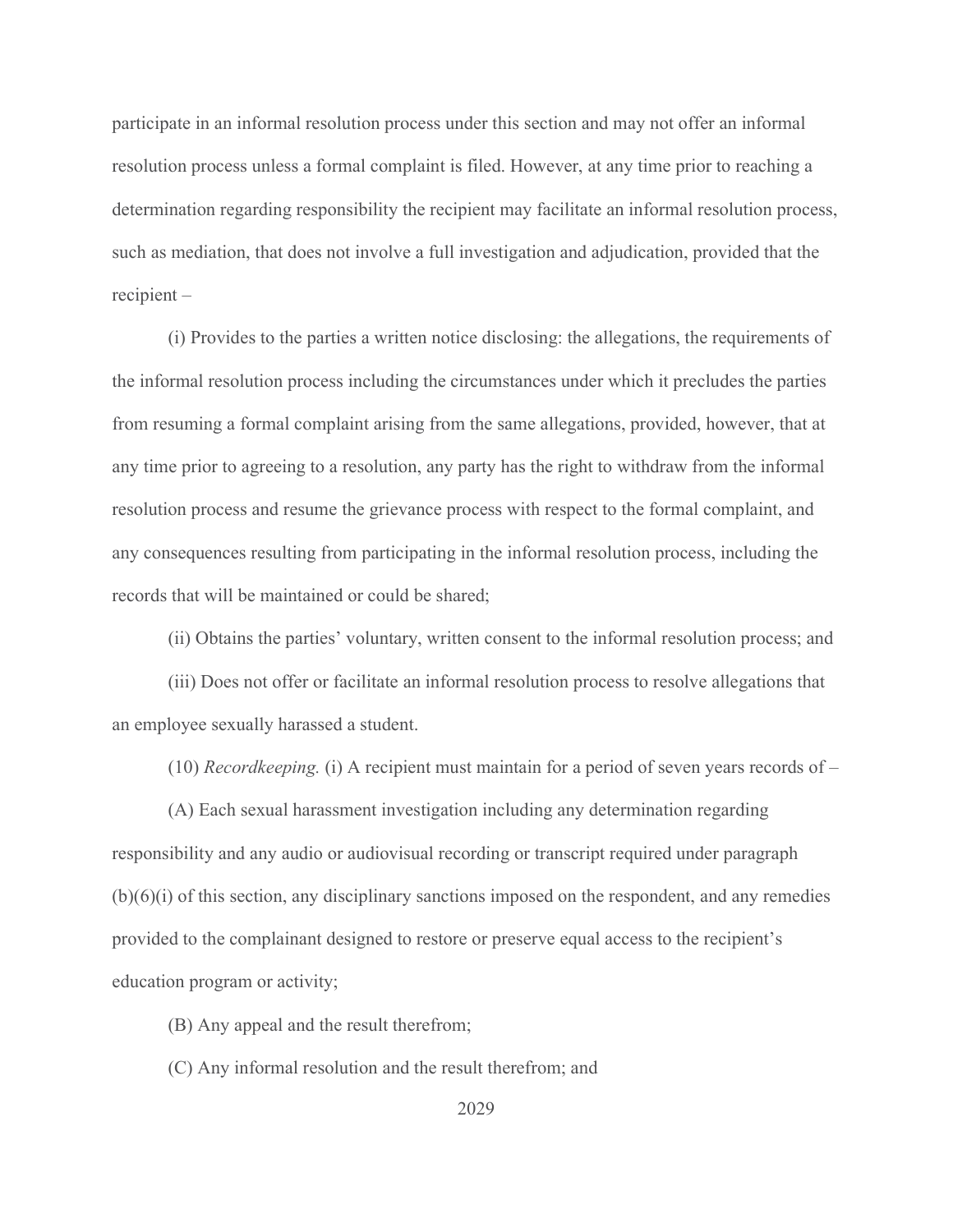participate in an informal resolution process under this section and may not offer an informal resolution process unless a formal complaint is filed. However, at any time prior to reaching a determination regarding responsibility the recipient may facilitate an informal resolution process, such as mediation, that does not involve a full investigation and adjudication, provided that the recipient –

(i) Provides to the parties a written notice disclosing: the allegations, the requirements of the informal resolution process including the circumstances under which it precludes the parties from resuming a formal complaint arising from the same allegations, provided, however, that at any time prior to agreeing to a resolution, any party has the right to withdraw from the informal resolution process and resume the grievance process with respect to the formal complaint, and any consequences resulting from participating in the informal resolution process, including the records that will be maintained or could be shared;

(ii) Obtains the parties' voluntary, written consent to the informal resolution process; and

(iii) Does not offer or facilitate an informal resolution process to resolve allegations that an employee sexually harassed a student.

(10) *Recordkeeping.* (i) A recipient must maintain for a period of seven years records of –

(A) Each sexual harassment investigation including any determination regarding responsibility and any audio or audiovisual recording or transcript required under paragraph (b)(6)(i) of this section, any disciplinary sanctions imposed on the respondent, and any remedies provided to the complainant designed to restore or preserve equal access to the recipient's education program or activity;

(B) Any appeal and the result therefrom;

(C) Any informal resolution and the result therefrom; and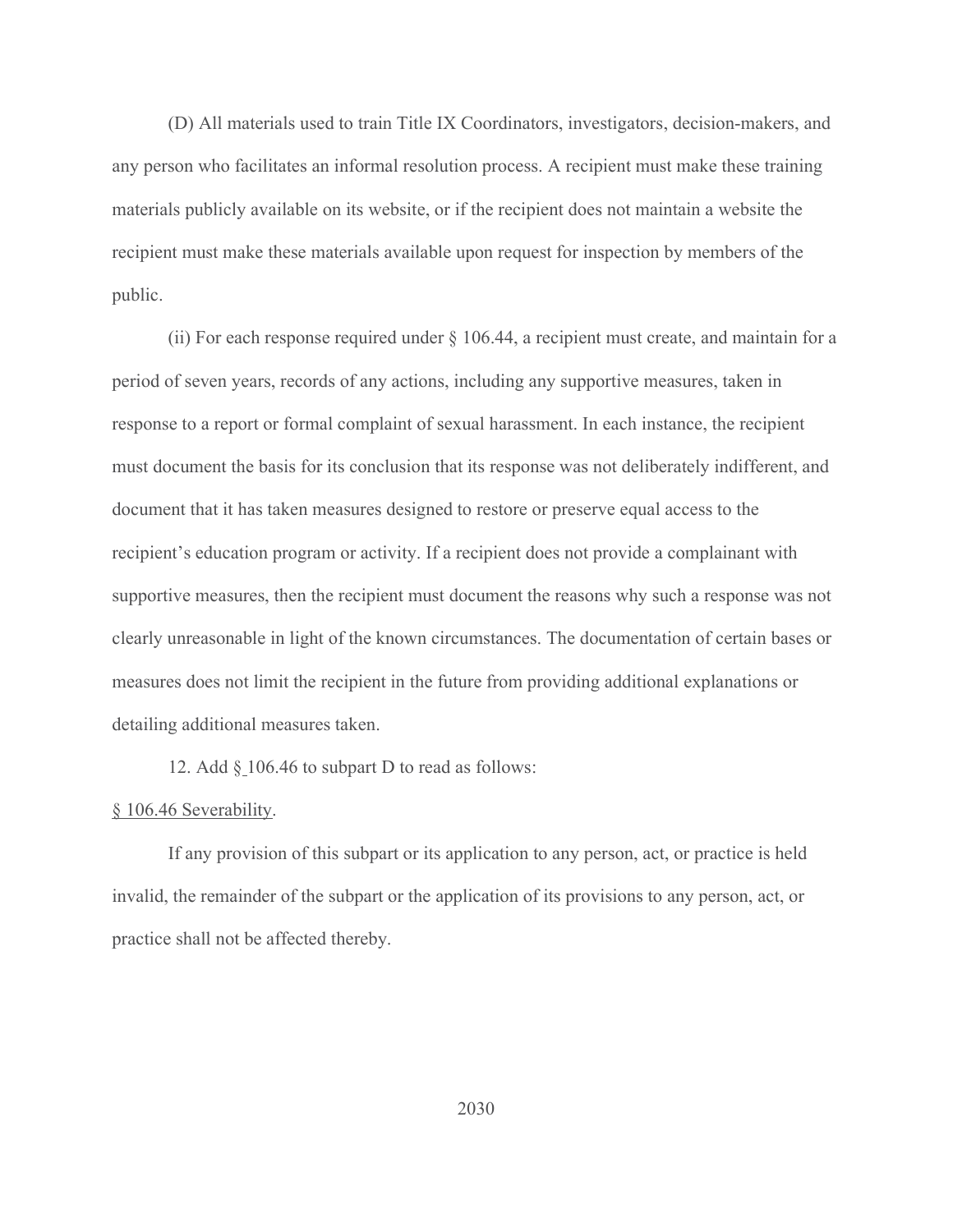(D) All materials used to train Title IX Coordinators, investigators, decision-makers, and any person who facilitates an informal resolution process. A recipient must make these training materials publicly available on its website, or if the recipient does not maintain a website the recipient must make these materials available upon request for inspection by members of the public.

(ii) For each response required under § 106.44, a recipient must create, and maintain for a period of seven years, records of any actions, including any supportive measures, taken in response to a report or formal complaint of sexual harassment. In each instance, the recipient must document the basis for its conclusion that its response was not deliberately indifferent, and document that it has taken measures designed to restore or preserve equal access to the recipient's education program or activity. If a recipient does not provide a complainant with supportive measures, then the recipient must document the reasons why such a response was not clearly unreasonable in light of the known circumstances. The documentation of certain bases or measures does not limit the recipient in the future from providing additional explanations or detailing additional measures taken.

12. Add § 106.46 to subpart D to read as follows:

§ 106.46 Severability.

If any provision of this subpart or its application to any person, act, or practice is held invalid, the remainder of the subpart or the application of its provisions to any person, act, or practice shall not be affected thereby.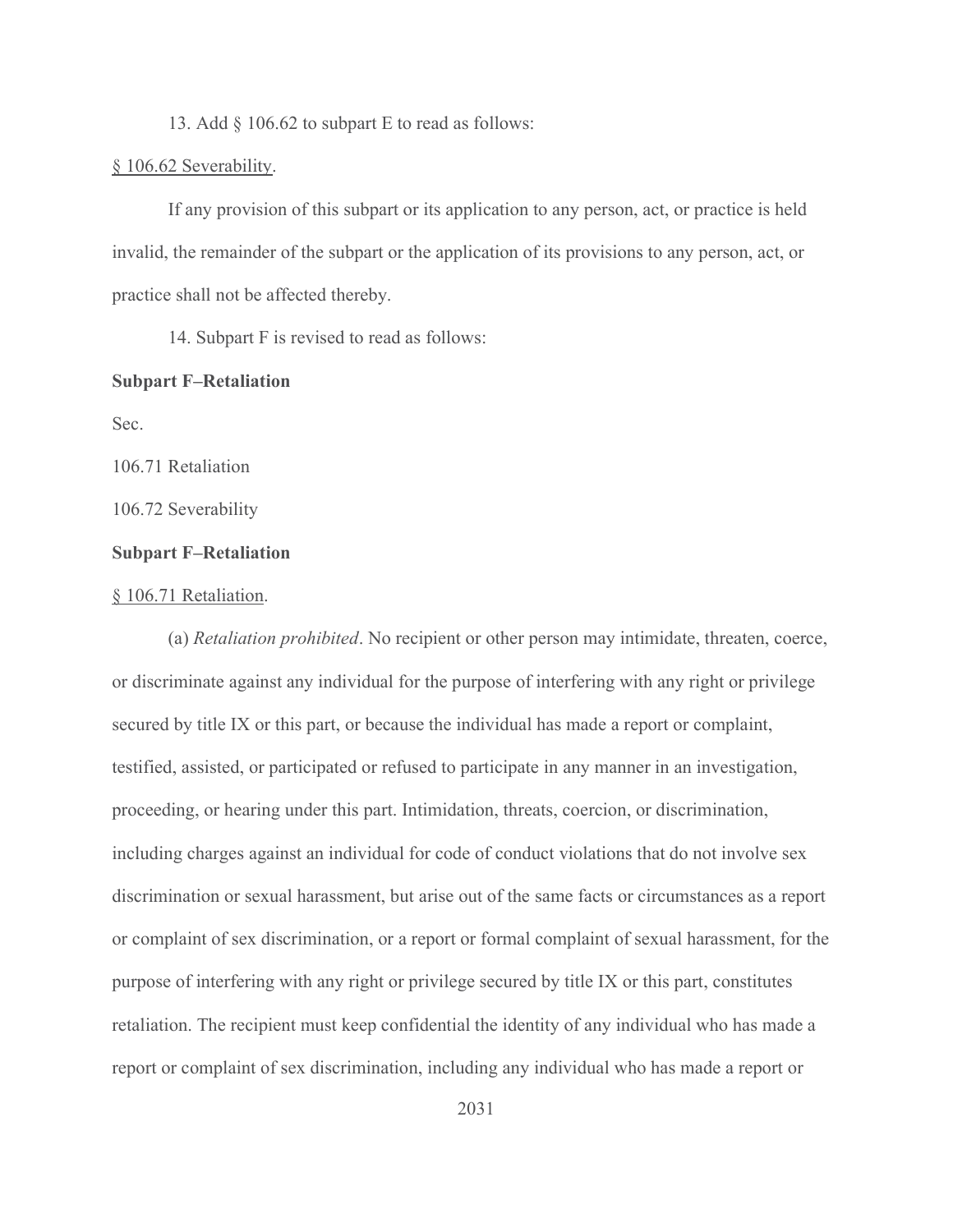13. Add § 106.62 to subpart E to read as follows:

§ 106.62 Severability.

If any provision of this subpart or its application to any person, act, or practice is held invalid, the remainder of the subpart or the application of its provisions to any person, act, or practice shall not be affected thereby.

14. Subpart F is revised to read as follows:

**Subpart F–Retaliation**

Sec.

106.71 Retaliation

106.72 Severability

**Subpart F–Retaliation**

§ 106.71 Retaliation.

(a) *Retaliation prohibited*. No recipient or other person may intimidate, threaten, coerce, or discriminate against any individual for the purpose of interfering with any right or privilege secured by title IX or this part, or because the individual has made a report or complaint, testified, assisted, or participated or refused to participate in any manner in an investigation, proceeding, or hearing under this part. Intimidation, threats, coercion, or discrimination, including charges against an individual for code of conduct violations that do not involve sex discrimination or sexual harassment, but arise out of the same facts or circumstances as a report or complaint of sex discrimination, or a report or formal complaint of sexual harassment, for the purpose of interfering with any right or privilege secured by title IX or this part, constitutes retaliation. The recipient must keep confidential the identity of any individual who has made a report or complaint of sex discrimination, including any individual who has made a report or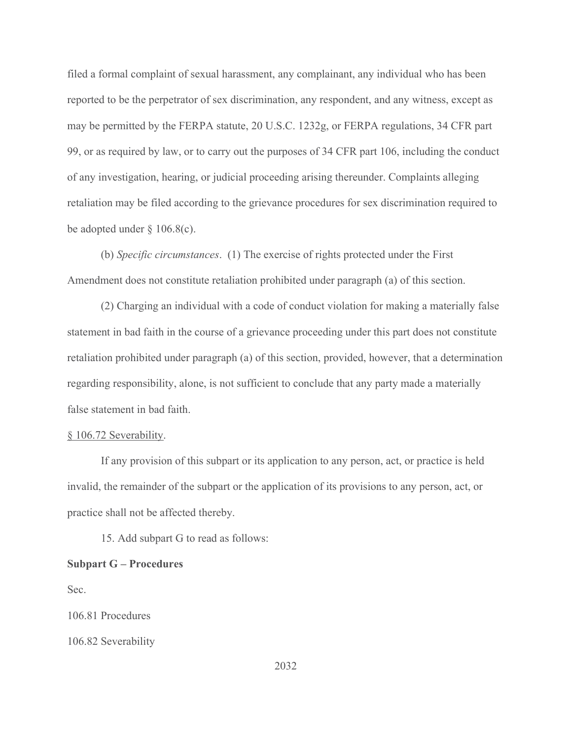filed a formal complaint of sexual harassment, any complainant, any individual who has been reported to be the perpetrator of sex discrimination, any respondent, and any witness, except as may be permitted by the FERPA statute, 20 U.S.C. 1232g, or FERPA regulations, 34 CFR part 99, or as required by law, or to carry out the purposes of 34 CFR part 106, including the conduct of any investigation, hearing, or judicial proceeding arising thereunder. Complaints alleging retaliation may be filed according to the grievance procedures for sex discrimination required to be adopted under § 106.8(c).

(b) *Specific circumstances*. (1) The exercise of rights protected under the First Amendment does not constitute retaliation prohibited under paragraph (a) of this section.

(2) Charging an individual with a code of conduct violation for making a materially false statement in bad faith in the course of a grievance proceeding under this part does not constitute retaliation prohibited under paragraph (a) of this section, provided, however, that a determination regarding responsibility, alone, is not sufficient to conclude that any party made a materially false statement in bad faith.

§ 106.72 Severability.

If any provision of this subpart or its application to any person, act, or practice is held invalid, the remainder of the subpart or the application of its provisions to any person, act, or practice shall not be affected thereby.

15. Add subpart G to read as follows:

**Subpart G – Procedures**

Sec.

106.81 Procedures

106.82 Severability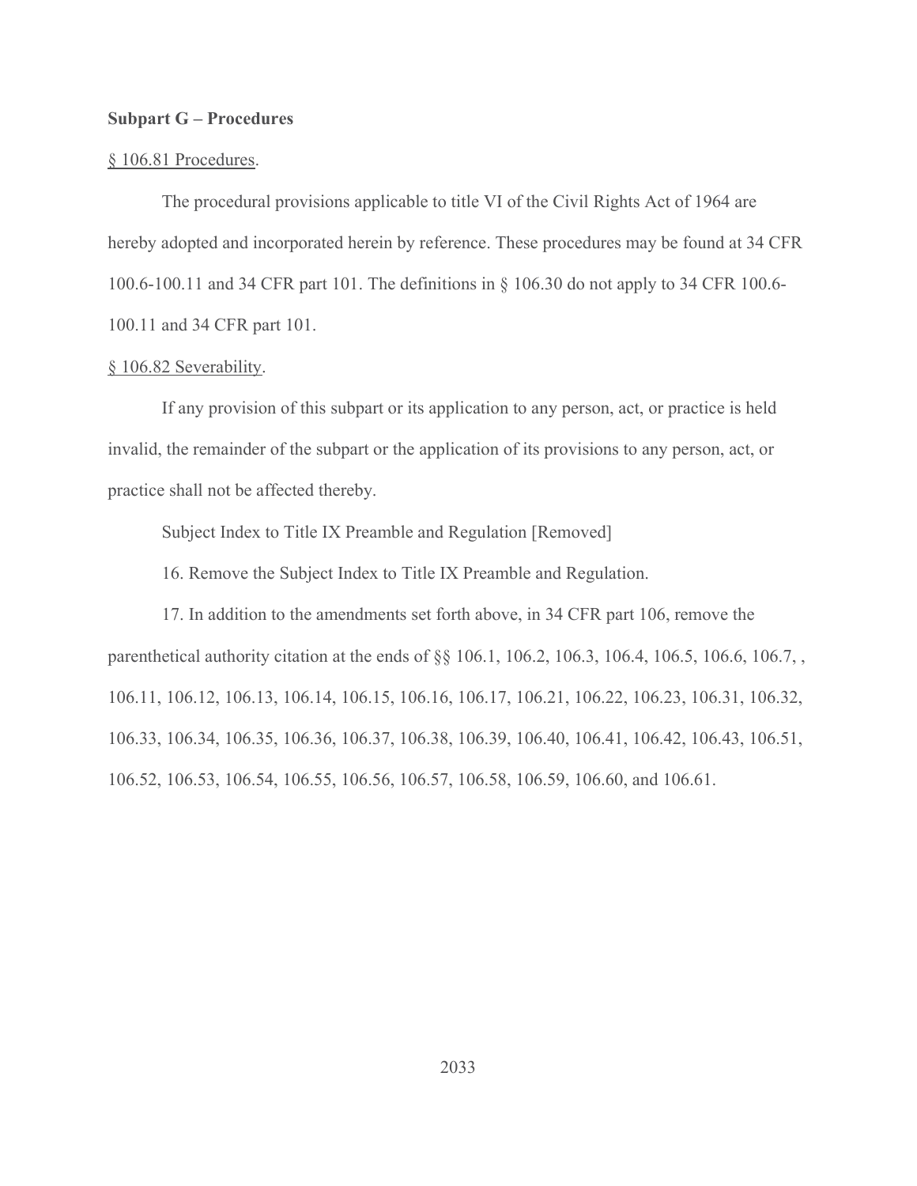**Subpart G – Procedures**

§ 106.81 Procedures.

The procedural provisions applicable to title VI of the Civil Rights Act of 1964 are hereby adopted and incorporated herein by reference. These procedures may be found at 34 CFR 100.6-100.11 and 34 CFR part 101. The definitions in § 106.30 do not apply to 34 CFR 100.6-100.11 and 34 CFR part 101.

§ 106.82 Severability.

If any provision of this subpart or its application to any person, act, or practice is held invalid, the remainder of the subpart or the application of its provisions to any person, act, or practice shall not be affected thereby.

Subject Index to Title IX Preamble and Regulation [Removed]

16. Remove the Subject Index to Title IX Preamble and Regulation.

17. In addition to the amendments set forth above, in 34 CFR part 106, remove the parenthetical authority citation at the ends of §§ 106.1, 106.2, 106.3, 106.4, 106.5, 106.6, 106.7, , 106.11, 106.12, 106.13, 106.14, 106.15, 106.16, 106.17, 106.21, 106.22, 106.23, 106.31, 106.32, 106.33, 106.34, 106.35, 106.36, 106.37, 106.38, 106.39, 106.40, 106.41, 106.42, 106.43, 106.51, 106.52, 106.53, 106.54, 106.55, 106.56, 106.57, 106.58, 106.59, 106.60, and 106.61.